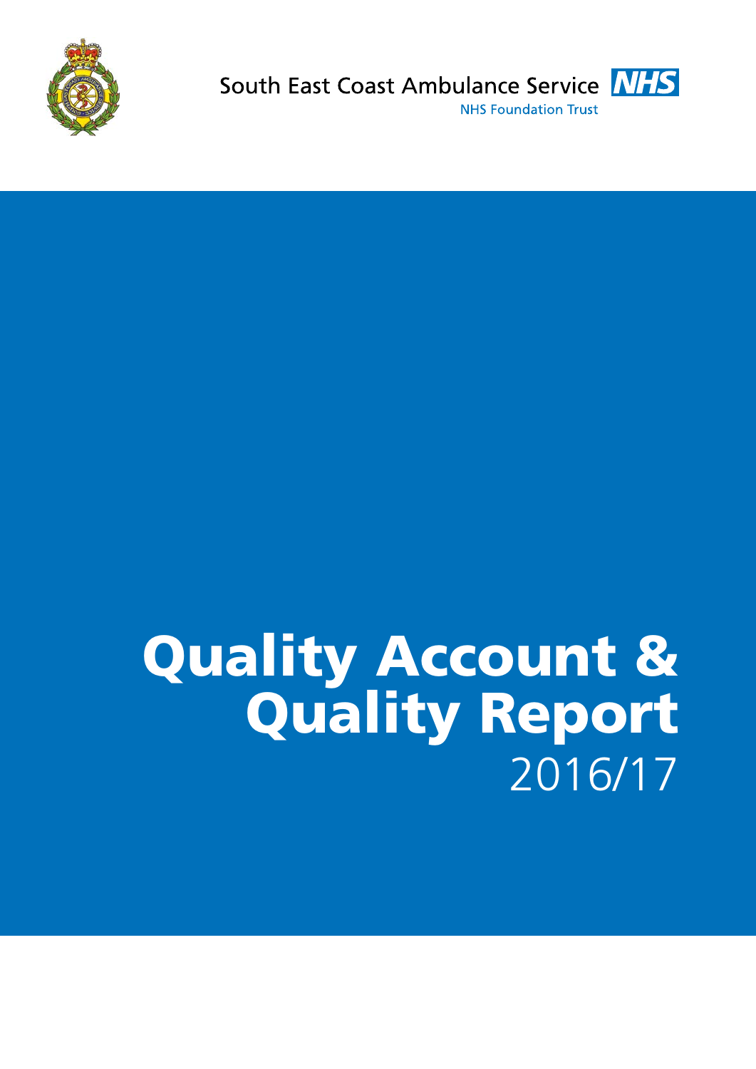South East Coast Ambulance Service NHS

NHS Foundation Trust

# Quality Account & Quality Report

2016/17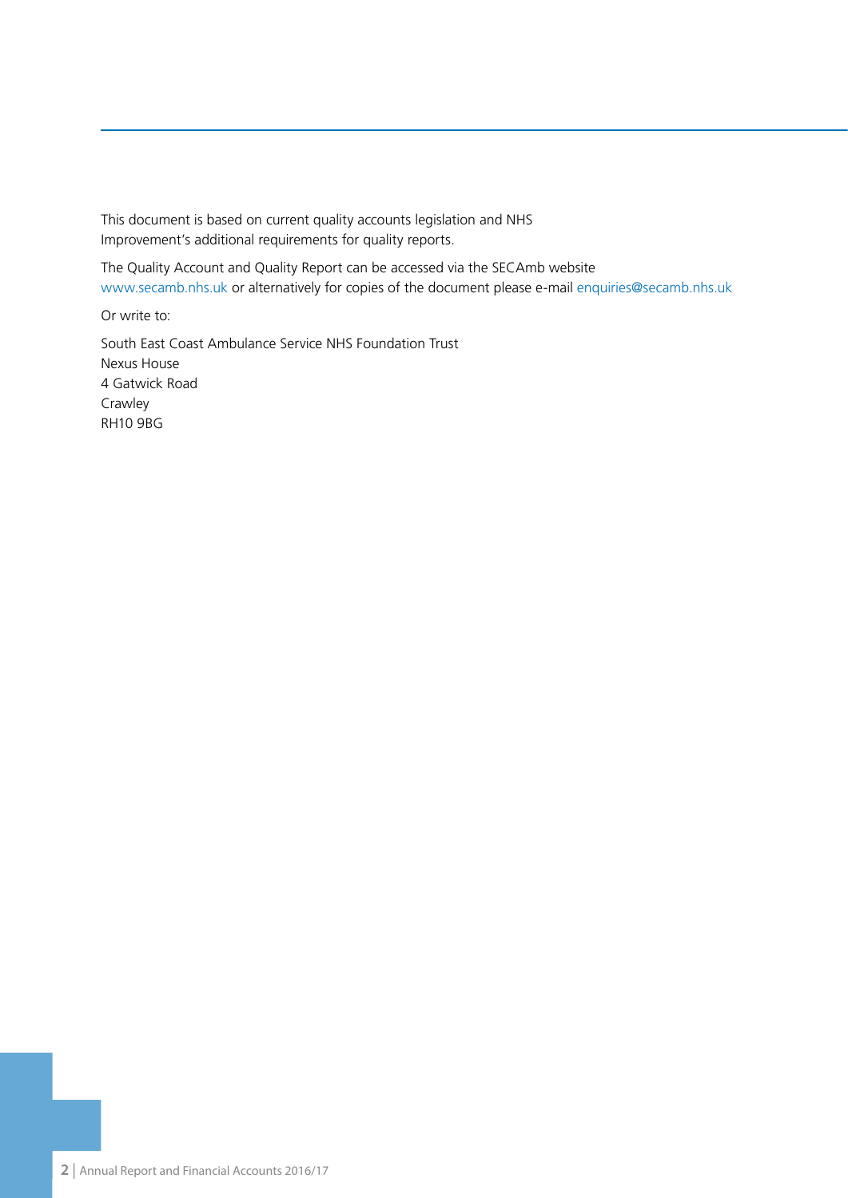This document is based on current quality accounts legislation and NHS Improvement's additional requirements for quality reports.

The Quality Account and Quality Report can be accessed via the SECAmb website www.secamb.nhs.uk or alternatively for copies of the document please e-mail enquiries@secamb.nhs.uk

Or write to:

South East Coast Ambulance Service NHS Foundation Trust
Nexus House
4 Gatwick Road
Crawley
RH10 9BG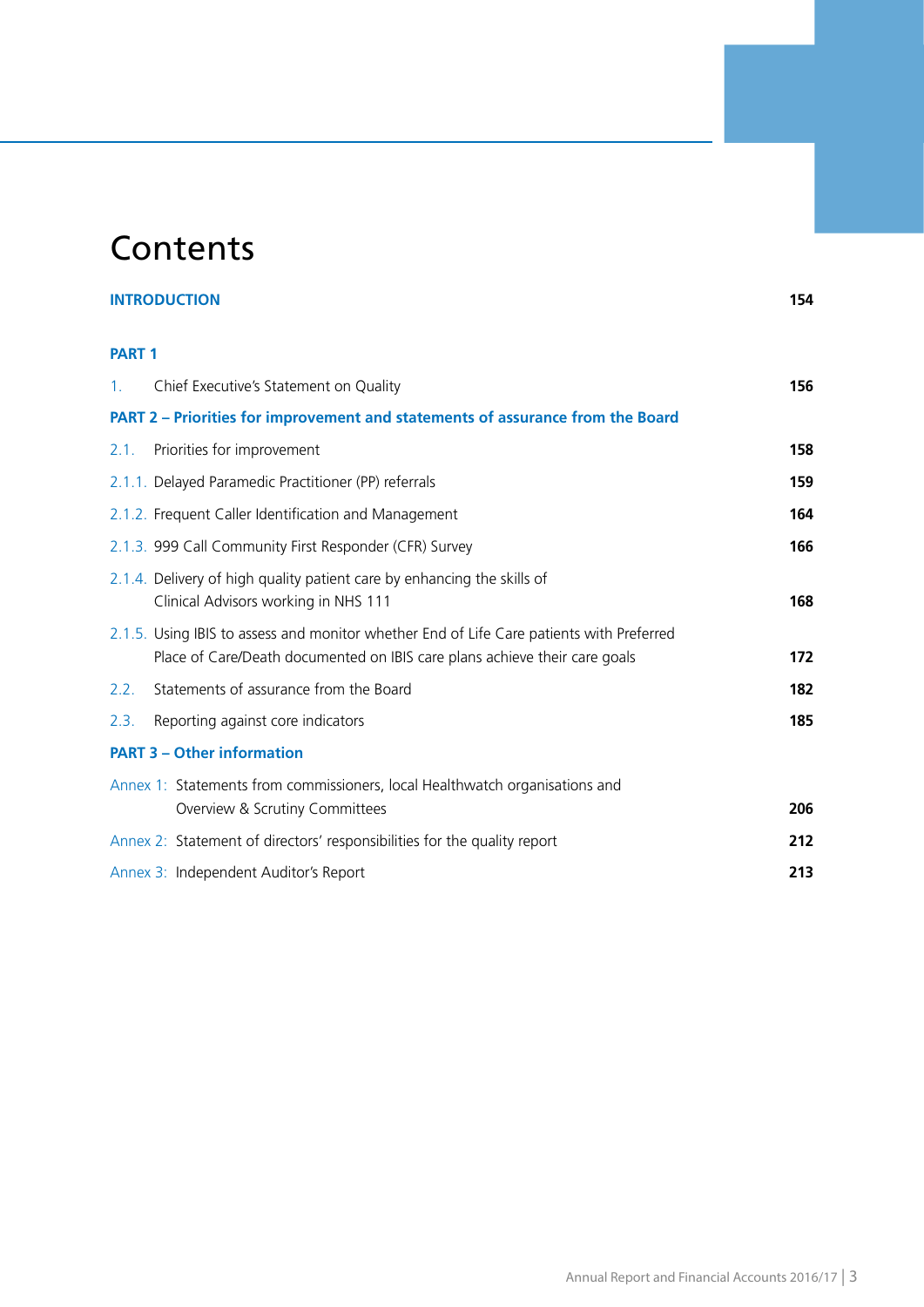# Contents

| | |
|---|---|
| **INTRODUCTION** | **154** |
| **PART 1** | |
| 1. Chief Executive's Statement on Quality | **156** |
| **PART 2 – Priorities for improvement and statements of assurance from the Board** | |
| 2.1. Priorities for improvement | **158** |
| 2.1.1. Delayed Paramedic Practitioner (PP) referrals | **159** |
| 2.1.2. Frequent Caller Identification and Management | **164** |
| 2.1.3. 999 Call Community First Responder (CFR) Survey | **166** |
| 2.1.4. Delivery of high quality patient care by enhancing the skills of Clinical Advisors working in NHS 111 | **168** |
| 2.1.5. Using IBIS to assess and monitor whether End of Life Care patients with Preferred Place of Care/Death documented on IBIS care plans achieve their care goals | **172** |
| 2.2. Statements of assurance from the Board | **182** |
| 2.3. Reporting against core indicators | **185** |
| **PART 3 – Other information** | |
| Annex 1: Statements from commissioners, local Healthwatch organisations and Overview & Scrutiny Committees | **206** |
| Annex 2: Statement of directors' responsibilities for the quality report | **212** |
| Annex 3: Independent Auditor's Report | **213** |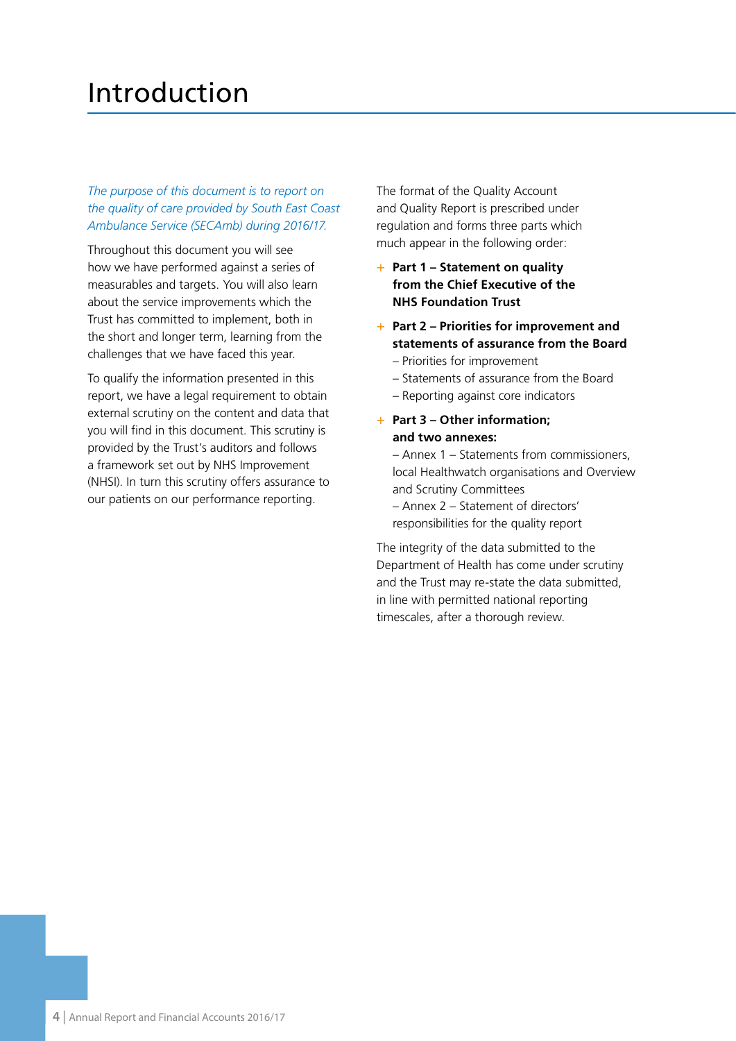# Introduction

*The purpose of this document is to report on the quality of care provided by South East Coast Ambulance Service (SECAmb) during 2016/17.*

Throughout this document you will see how we have performed against a series of measurables and targets. You will also learn about the service improvements which the Trust has committed to implement, both in the short and longer term, learning from the challenges that we have faced this year.

To qualify the information presented in this report, we have a legal requirement to obtain external scrutiny on the content and data that you will find in this document. This scrutiny is provided by the Trust's auditors and follows a framework set out by NHS Improvement (NHSI). In turn this scrutiny offers assurance to our patients on our performance reporting.

The format of the Quality Account and Quality Report is prescribed under regulation and forms three parts which much appear in the following order:

- **Part 1 – Statement on quality from the Chief Executive of the NHS Foundation Trust**
- **Part 2 – Priorities for improvement and statements of assurance from the Board**
  - – Priorities for improvement
  - – Statements of assurance from the Board
  - – Reporting against core indicators
- **Part 3 – Other information; and two annexes:**
  - – Annex 1 – Statements from commissioners, local Healthwatch organisations and Overview and Scrutiny Committees
  - – Annex 2 – Statement of directors' responsibilities for the quality report

The integrity of the data submitted to the Department of Health has come under scrutiny and the Trust may re-state the data submitted, in line with permitted national reporting timescales, after a thorough review.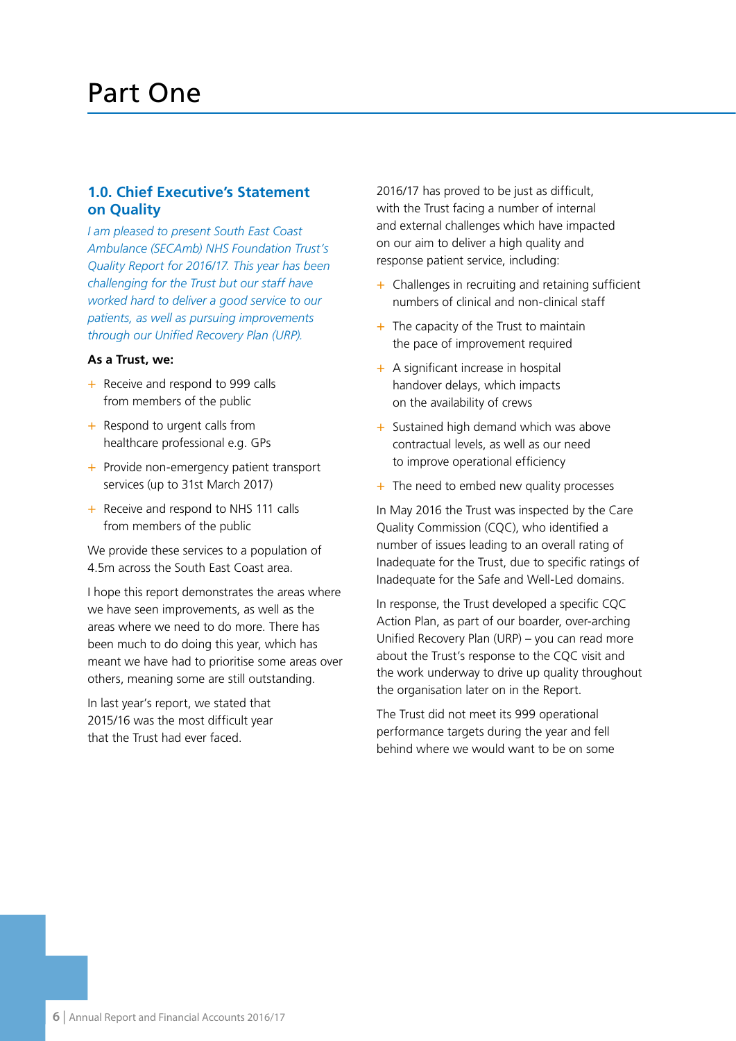# Part One

## 1.0. Chief Executive's Statement on Quality

*I am pleased to present South East Coast Ambulance (SECAmb) NHS Foundation Trust's Quality Report for 2016/17. This year has been challenging for the Trust but our staff have worked hard to deliver a good service to our patients, as well as pursuing improvements through our Unified Recovery Plan (URP).*

**As a Trust, we:**

- Receive and respond to 999 calls from members of the public
- Respond to urgent calls from healthcare professional e.g. GPs
- Provide non-emergency patient transport services (up to 31st March 2017)
- Receive and respond to NHS 111 calls from members of the public

We provide these services to a population of 4.5m across the South East Coast area.

I hope this report demonstrates the areas where we have seen improvements, as well as the areas where we need to do more. There has been much to do doing this year, which has meant we have had to prioritise some areas over others, meaning some are still outstanding.

In last year's report, we stated that 2015/16 was the most difficult year that the Trust had ever faced.

2016/17 has proved to be just as difficult, with the Trust facing a number of internal and external challenges which have impacted on our aim to deliver a high quality and response patient service, including:

- Challenges in recruiting and retaining sufficient numbers of clinical and non-clinical staff
- The capacity of the Trust to maintain the pace of improvement required
- A significant increase in hospital handover delays, which impacts on the availability of crews
- Sustained high demand which was above contractual levels, as well as our need to improve operational efficiency
- The need to embed new quality processes

In May 2016 the Trust was inspected by the Care Quality Commission (CQC), who identified a number of issues leading to an overall rating of Inadequate for the Trust, due to specific ratings of Inadequate for the Safe and Well-Led domains.

In response, the Trust developed a specific CQC Action Plan, as part of our boarder, over-arching Unified Recovery Plan (URP) – you can read more about the Trust's response to the CQC visit and the work underway to drive up quality throughout the organisation later on in the Report.

The Trust did not meet its 999 operational performance targets during the year and fell behind where we would want to be on some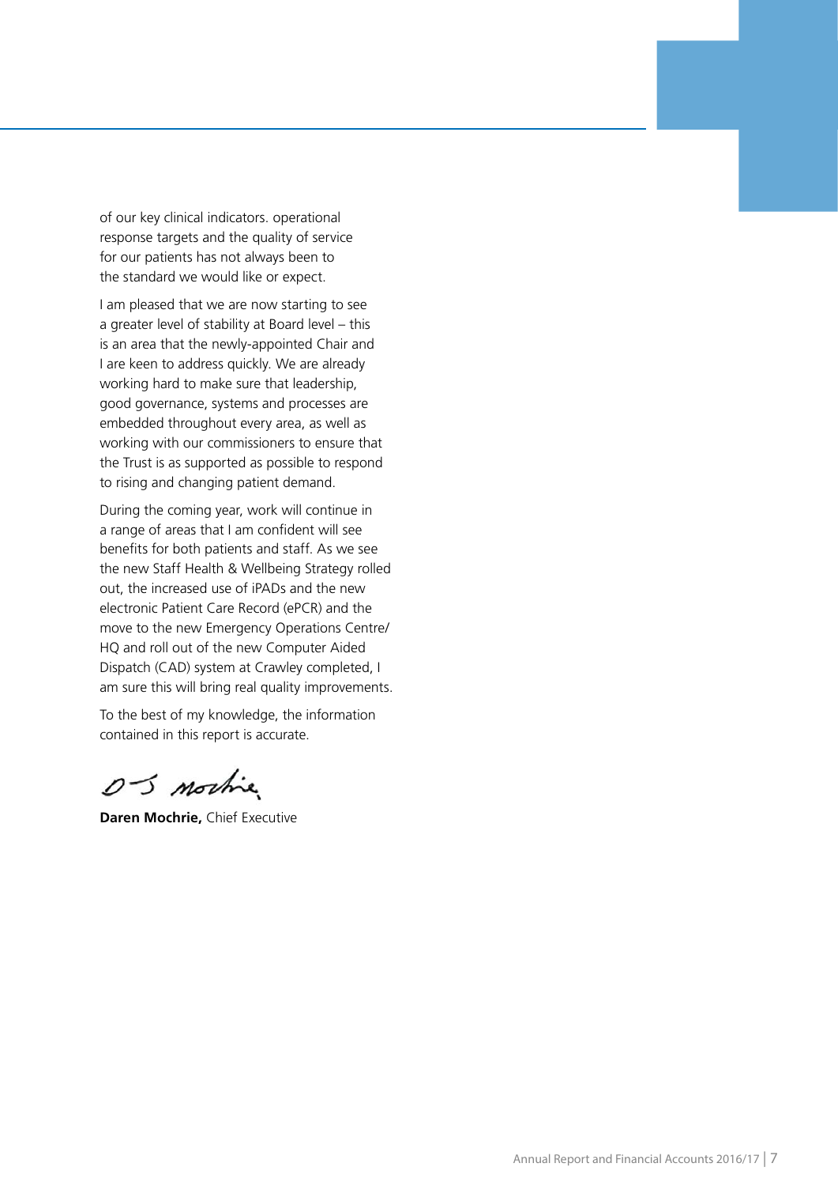of our key clinical indicators. operational response targets and the quality of service for our patients has not always been to the standard we would like or expect.

I am pleased that we are now starting to see a greater level of stability at Board level – this is an area that the newly-appointed Chair and I are keen to address quickly. We are already working hard to make sure that leadership, good governance, systems and processes are embedded throughout every area, as well as working with our commissioners to ensure that the Trust is as supported as possible to respond to rising and changing patient demand.

During the coming year, work will continue in a range of areas that I am confident will see benefits for both patients and staff. As we see the new Staff Health & Wellbeing Strategy rolled out, the increased use of iPADs and the new electronic Patient Care Record (ePCR) and the move to the new Emergency Operations Centre/ HQ and roll out of the new Computer Aided Dispatch (CAD) system at Crawley completed, I am sure this will bring real quality improvements.

To the best of my knowledge, the information contained in this report is accurate.

**Daren Mochrie,** Chief Executive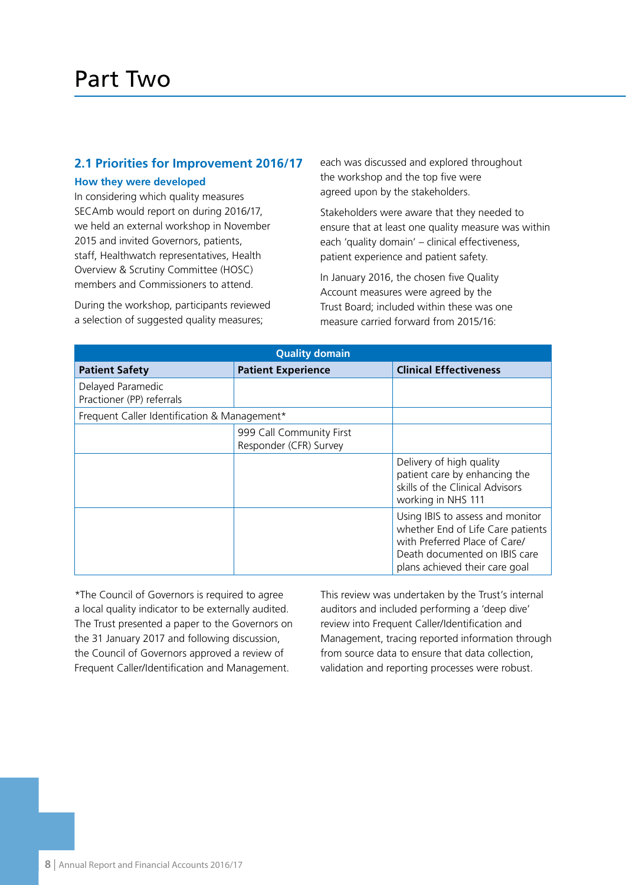# Part Two

## 2.1 Priorities for Improvement 2016/17

### How they were developed

In considering which quality measures SECAmb would report on during 2016/17, we held an external workshop in November 2015 and invited Governors, patients, staff, Healthwatch representatives, Health Overview & Scrutiny Committee (HOSC) members and Commissioners to attend.

During the workshop, participants reviewed a selection of suggested quality measures; each was discussed and explored throughout the workshop and the top five were agreed upon by the stakeholders.

Stakeholders were aware that they needed to ensure that at least one quality measure was within each 'quality domain' – clinical effectiveness, patient experience and patient safety.

In January 2016, the chosen five Quality Account measures were agreed by the Trust Board; included within these was one measure carried forward from 2015/16:

| Quality domain | | |
|---|---|---|
| **Patient Safety** | **Patient Experience** | **Clinical Effectiveness** |
| Delayed Paramedic Practioner (PP) referrals | | |
| Frequent Caller Identification & Management* | | |
| | 999 Call Community First Responder (CFR) Survey | |
| | | Delivery of high quality patient care by enhancing the skills of the Clinical Advisors working in NHS 111 |
| | | Using IBIS to assess and monitor whether End of Life Care patients with Preferred Place of Care/ Death documented on IBIS care plans achieved their care goal |

*The Council of Governors is required to agree a local quality indicator to be externally audited. The Trust presented a paper to the Governors on the 31 January 2017 and following discussion, the Council of Governors approved a review of Frequent Caller/Identification and Management. This review was undertaken by the Trust's internal auditors and included performing a 'deep dive' review into Frequent Caller/Identification and Management, tracing reported information through from source data to ensure that data collection, validation and reporting processes were robust.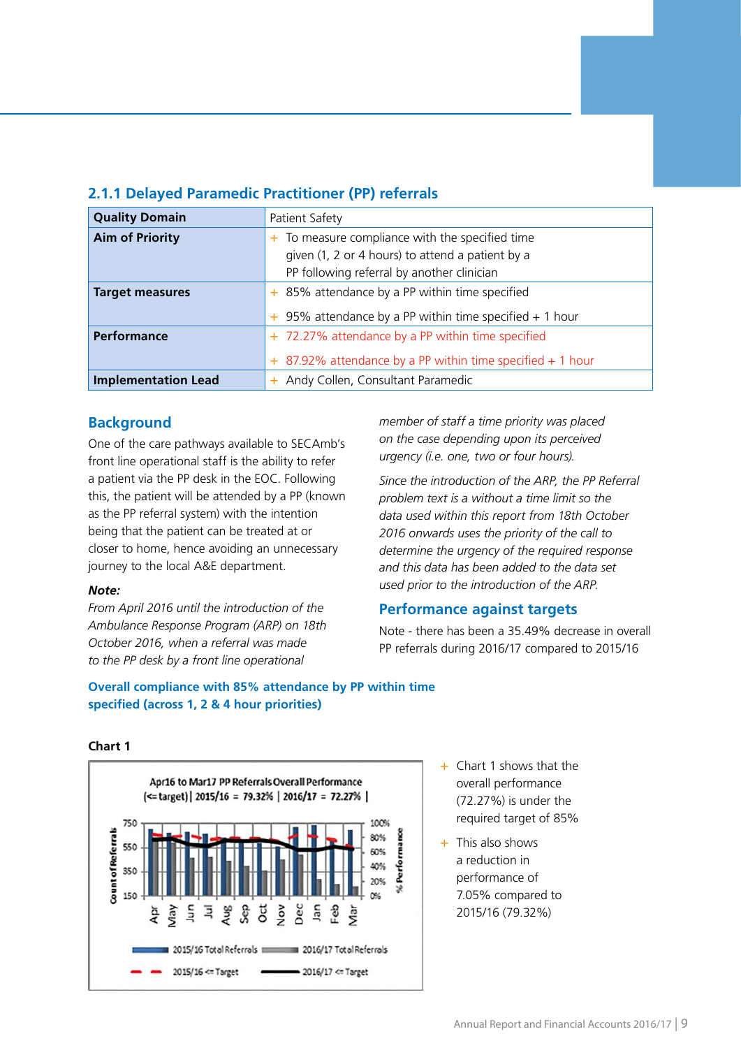### 2.1.1 Delayed Paramedic Practitioner (PP) referrals

| **Quality Domain** | Patient Safety |
|---|---|
| **Aim of Priority** | + To measure compliance with the specified time given (1, 2 or 4 hours) to attend a patient by a PP following referral by another clinician |
| **Target measures** | + 85% attendance by a PP within time specified<br>+ 95% attendance by a PP within time specified + 1 hour |
| **Performance** | + 72.27% attendance by a PP within time specified<br>+ 87.92% attendance by a PP within time specified + 1 hour |
| **Implementation Lead** | + Andy Collen, Consultant Paramedic |

## Background

One of the care pathways available to SECAmb's front line operational staff is the ability to refer a patient via the PP desk in the EOC. Following this, the patient will be attended by a PP (known as the PP referral system) with the intention being that the patient can be treated at or closer to home, hence avoiding an unnecessary journey to the local A&E department.

***Note:***

*From April 2016 until the introduction of the Ambulance Response Program (ARP) on 18th October 2016, when a referral was made to the PP desk by a front line operational member of staff a time priority was placed on the case depending upon its perceived urgency (i.e. one, two or four hours).*

*Since the introduction of the ARP, the PP Referral problem text is a without a time limit so the data used within this report from 18th October 2016 onwards uses the priority of the call to determine the urgency of the required response and this data has been added to the data set used prior to the introduction of the ARP.*

## Performance against targets

Note - there has been a 35.49% decrease in overall PP referrals during 2016/17 compared to 2015/16

### Overall compliance with 85% attendance by PP within time specified (across 1, 2 & 4 hour priorities)

**Chart 1**

Apr16 to Mar17 PP Referrals Overall Performance
(<= target) | 2015/16 = 79.32% | 2016/17 = 72.27% |

Legend: 2015/16 Total Referrals; 2016/17 Total Referrals; 2015/16 <= Target; 2016/17 <= Target

- Chart 1 shows that the overall performance (72.27%) is under the required target of 85%
- This also shows a reduction in performance of 7.05% compared to 2015/16 (79.32%)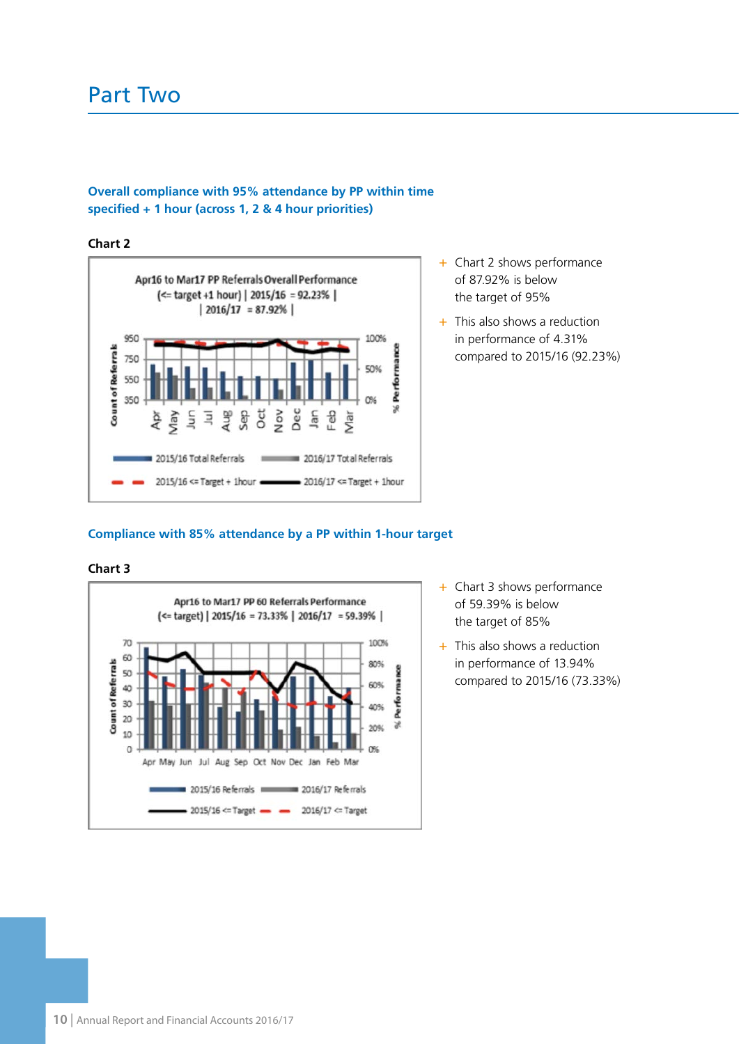# Part Two

### Overall compliance with 95% attendance by PP within time specified + 1 hour (across 1, 2 & 4 hour priorities)

**Chart 2**

Apr16 to Mar17 PP Referrals Overall Performance
(<= target +1 hour) | 2015/16 = 92.23% |
| 2016/17 = 87.92% |

- Chart 2 shows performance of 87.92% is below the target of 95%
- This also shows a reduction in performance of 4.31% compared to 2015/16 (92.23%)

### Compliance with 85% attendance by a PP within 1-hour target

**Chart 3**

Apr16 to Mar17 PP 60 Referrals Performance
(<= target) | 2015/16 = 73.33% | 2016/17 = 59.39% |

- Chart 3 shows performance of 59.39% is below the target of 85%
- This also shows a reduction in performance of 13.94% compared to 2015/16 (73.33%)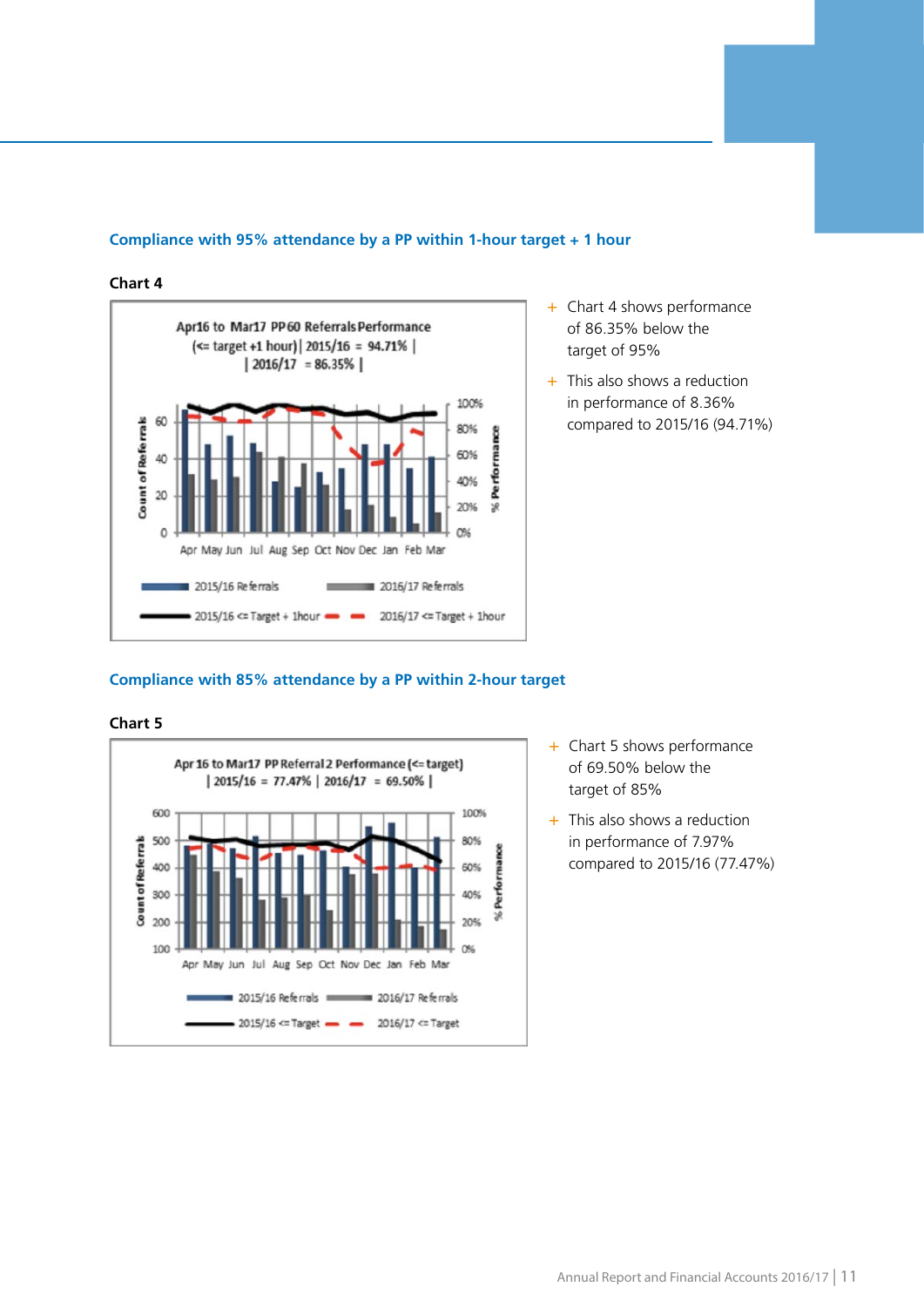## Compliance with 95% attendance by a PP within 1-hour target + 1 hour

**Chart 4**

Apr16 to Mar17 PP60 Referrals Performance (<= target +1 hour) | 2015/16 = 94.71% | | 2016/17 = 86.35% |

- Chart 4 shows performance of 86.35% below the target of 95%
- This also shows a reduction in performance of 8.36% compared to 2015/16 (94.71%)

## Compliance with 85% attendance by a PP within 2-hour target

**Chart 5**

Apr 16 to Mar17 PP Referral 2 Performance (<= target) | 2015/16 = 77.47% | 2016/17 = 69.50% |

- Chart 5 shows performance of 69.50% below the target of 85%
- This also shows a reduction in performance of 7.97% compared to 2015/16 (77.47%)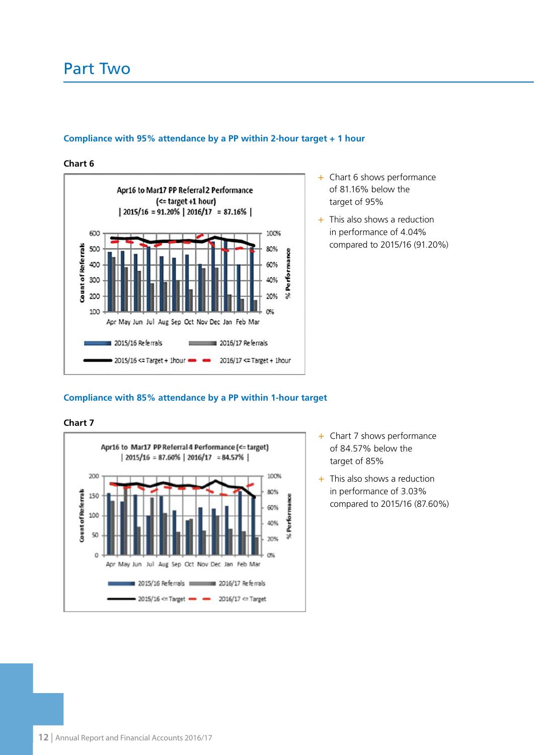# Part Two

### Compliance with 95% attendance by a PP within 2-hour target + 1 hour

**Chart 6**

Apr16 to Mar17 PP Referral 2 Performance (<= target +1 hour) | 2015/16 = 91.20% | 2016/17 = 87.16% |

- Chart 6 shows performance of 81.16% below the target of 95%
- This also shows a reduction in performance of 4.04% compared to 2015/16 (91.20%)

### Compliance with 85% attendance by a PP within 1-hour target

**Chart 7**

Apr16 to Mar17 PP Referral 4 Performance (<= target) | 2015/16 = 87.60% | 2016/17 = 84.57% |

- Chart 7 shows performance of 84.57% below the target of 85%
- This also shows a reduction in performance of 3.03% compared to 2015/16 (87.60%)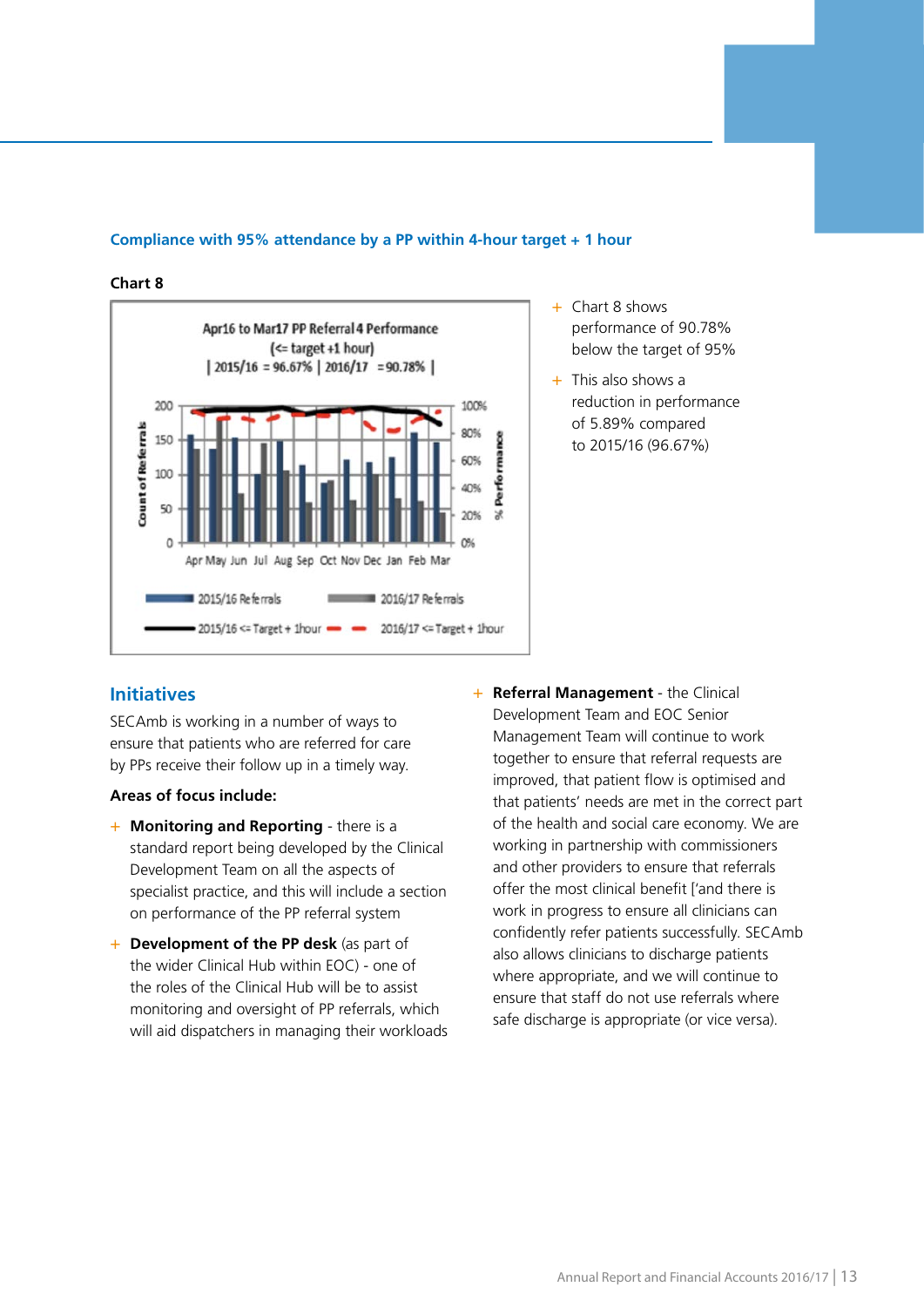## Compliance with 95% attendance by a PP within 4-hour target + 1 hour

**Chart 8**

Apr16 to Mar17 PP Referral 4 Performance
(<= target +1 hour)
| 2015/16 = 96.67% | 2016/17 = 90.78% |

- Chart 8 shows performance of 90.78% below the target of 95%
- This also shows a reduction in performance of 5.89% compared to 2015/16 (96.67%)

## Initiatives

SECAmb is working in a number of ways to ensure that patients who are referred for care by PPs receive their follow up in a timely way.

**Areas of focus include:**

- **Monitoring and Reporting** - there is a standard report being developed by the Clinical Development Team on all the aspects of specialist practice, and this will include a section on performance of the PP referral system
- **Development of the PP desk** (as part of the wider Clinical Hub within EOC) - one of the roles of the Clinical Hub will be to assist monitoring and oversight of PP referrals, which will aid dispatchers in managing their workloads
- **Referral Management** - the Clinical Development Team and EOC Senior Management Team will continue to work together to ensure that referral requests are improved, that patient flow is optimised and that patients' needs are met in the correct part of the health and social care economy. We are working in partnership with commissioners and other providers to ensure that referrals offer the most clinical benefit ['and there is work in progress to ensure all clinicians can confidently refer patients successfully. SECAmb also allows clinicians to discharge patients where appropriate, and we will continue to ensure that staff do not use referrals where safe discharge is appropriate (or vice versa).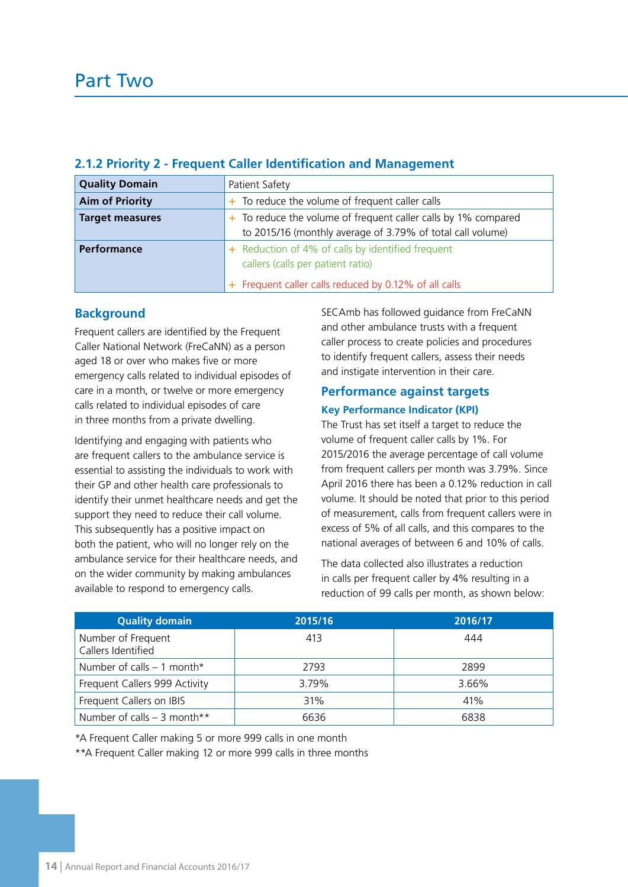# Part Two

## 2.1.2 Priority 2 - Frequent Caller Identification and Management

| **Quality Domain** | Patient Safety |
|---|---|
| **Aim of Priority** | + To reduce the volume of frequent caller calls |
| **Target measures** | + To reduce the volume of frequent caller calls by 1% compared to 2015/16 (monthly average of 3.79% of total call volume) |
| **Performance** | + Reduction of 4% of calls by identified frequent callers (calls per patient ratio)<br>+ Frequent caller calls reduced by 0.12% of all calls |

### Background

Frequent callers are identified by the Frequent Caller National Network (FreCaNN) as a person aged 18 or over who makes five or more emergency calls related to individual episodes of care in a month, or twelve or more emergency calls related to individual episodes of care in three months from a private dwelling.

Identifying and engaging with patients who are frequent callers to the ambulance service is essential to assisting the individuals to work with their GP and other health care professionals to identify their unmet healthcare needs and get the support they need to reduce their call volume. This subsequently has a positive impact on both the patient, who will no longer rely on the ambulance service for their healthcare needs, and on the wider community by making ambulances available to respond to emergency calls.

SECAmb has followed guidance from FreCaNN and other ambulance trusts with a frequent caller process to create policies and procedures to identify frequent callers, assess their needs and instigate intervention in their care.

### Performance against targets

#### Key Performance Indicator (KPI)

The Trust has set itself a target to reduce the volume of frequent caller calls by 1%. For 2015/2016 the average percentage of call volume from frequent callers per month was 3.79%. Since April 2016 there has been a 0.12% reduction in call volume. It should be noted that prior to this period of measurement, calls from frequent callers were in excess of 5% of all calls, and this compares to the national averages of between 6 and 10% of calls.

The data collected also illustrates a reduction in calls per frequent caller by 4% resulting in a reduction of 99 calls per month, as shown below:

| Quality domain | 2015/16 | 2016/17 |
|---|---|---|
| Number of Frequent Callers Identified | 413 | 444 |
| Number of calls – 1 month* | 2793 | 2899 |
| Frequent Callers 999 Activity | 3.79% | 3.66% |
| Frequent Callers on IBIS | 31% | 41% |
| Number of calls – 3 month** | 6636 | 6838 |

*A Frequent Caller making 5 or more 999 calls in one month

**A Frequent Caller making 12 or more 999 calls in three months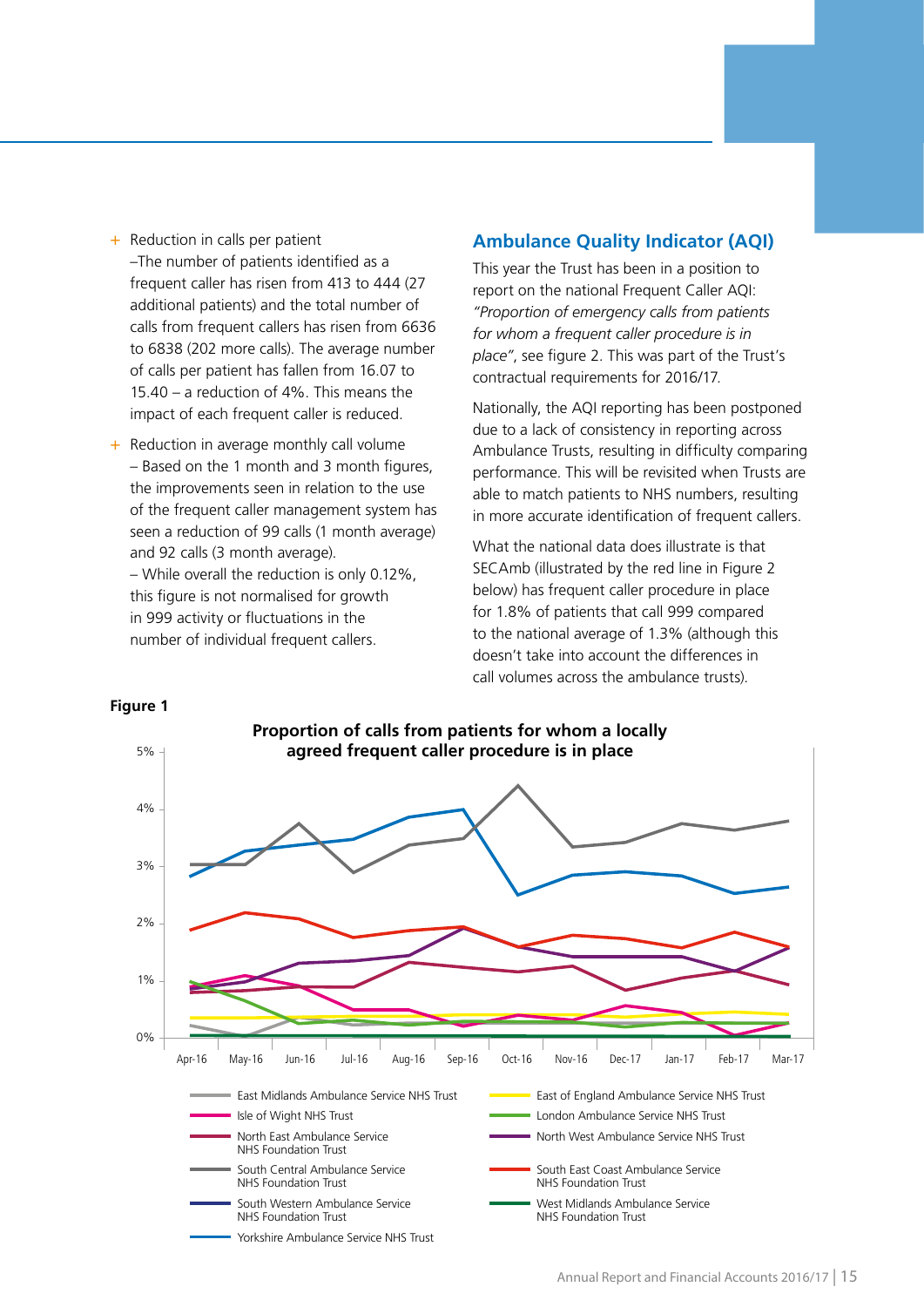- Reduction in calls per patient
  –The number of patients identified as a frequent caller has risen from 413 to 444 (27 additional patients) and the total number of calls from frequent callers has risen from 6636 to 6838 (202 more calls). The average number of calls per patient has fallen from 16.07 to 15.40 – a reduction of 4%. This means the impact of each frequent caller is reduced.
- Reduction in average monthly call volume
  – Based on the 1 month and 3 month figures, the improvements seen in relation to the use of the frequent caller management system has seen a reduction of 99 calls (1 month average) and 92 calls (3 month average).
  – While overall the reduction is only 0.12%, this figure is not normalised for growth in 999 activity or fluctuations in the number of individual frequent callers.

## Ambulance Quality Indicator (AQI)

This year the Trust has been in a position to report on the national Frequent Caller AQI: *"Proportion of emergency calls from patients for whom a frequent caller procedure is in place"*, see figure 2. This was part of the Trust's contractual requirements for 2016/17.

Nationally, the AQI reporting has been postponed due to a lack of consistency in reporting across Ambulance Trusts, resulting in difficulty comparing performance. This will be revisited when Trusts are able to match patients to NHS numbers, resulting in more accurate identification of frequent callers.

What the national data does illustrate is that SECAmb (illustrated by the red line in Figure 2 below) has frequent caller procedure in place for 1.8% of patients that call 999 compared to the national average of 1.3% (although this doesn't take into account the differences in call volumes across the ambulance trusts).

**Figure 1**

**Proportion of calls from patients for whom a locally agreed frequent caller procedure is in place**

Y-axis: 0%, 1%, 2%, 3%, 4%, 5%

X-axis: Apr-16, May-16, Jun-16, Jul-16, Aug-16, Sep-16, Oct-16, Nov-16, Dec-17, Jan-17, Feb-17, Mar-17

Legend:
- East Midlands Ambulance Service NHS Trust
- East of England Ambulance Service NHS Trust
- Isle of Wight NHS Trust
- London Ambulance Service NHS Trust
- North East Ambulance Service NHS Foundation Trust
- North West Ambulance Service NHS Trust
- South Central Ambulance Service NHS Foundation Trust
- South East Coast Ambulance Service NHS Foundation Trust
- South Western Ambulance Service NHS Foundation Trust
- West Midlands Ambulance Service NHS Foundation Trust
- Yorkshire Ambulance Service NHS Trust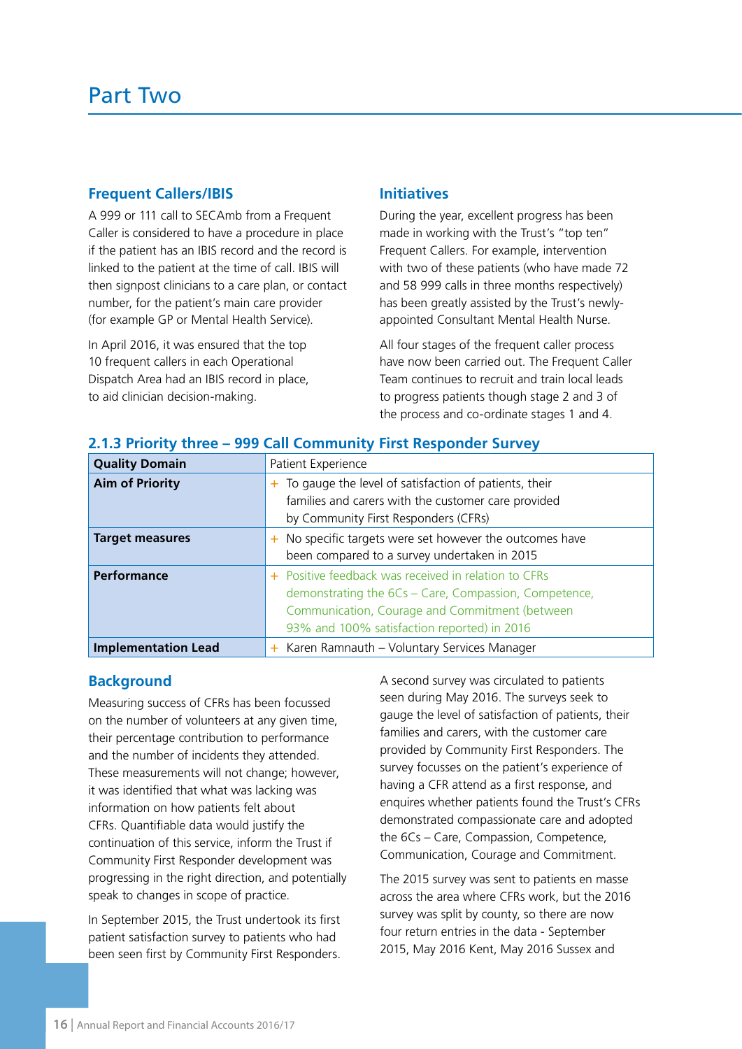# Part Two

### Frequent Callers/IBIS

A 999 or 111 call to SECAmb from a Frequent Caller is considered to have a procedure in place if the patient has an IBIS record and the record is linked to the patient at the time of call. IBIS will then signpost clinicians to a care plan, or contact number, for the patient's main care provider (for example GP or Mental Health Service).

In April 2016, it was ensured that the top 10 frequent callers in each Operational Dispatch Area had an IBIS record in place, to aid clinician decision-making.

### Initiatives

During the year, excellent progress has been made in working with the Trust's "top ten" Frequent Callers. For example, intervention with two of these patients (who have made 72 and 58 999 calls in three months respectively) has been greatly assisted by the Trust's newly-appointed Consultant Mental Health Nurse.

All four stages of the frequent caller process have now been carried out. The Frequent Caller Team continues to recruit and train local leads to progress patients though stage 2 and 3 of the process and co-ordinate stages 1 and 4.

### 2.1.3 Priority three – 999 Call Community First Responder Survey

| **Quality Domain** | Patient Experience |
|---|---|
| **Aim of Priority** | + To gauge the level of satisfaction of patients, their families and carers with the customer care provided by Community First Responders (CFRs) |
| **Target measures** | + No specific targets were set however the outcomes have been compared to a survey undertaken in 2015 |
| **Performance** | + Positive feedback was received in relation to CFRs demonstrating the 6Cs – Care, Compassion, Competence, Communication, Courage and Commitment (between 93% and 100% satisfaction reported) in 2016 |
| **Implementation Lead** | + Karen Ramnauth – Voluntary Services Manager |

### Background

Measuring success of CFRs has been focussed on the number of volunteers at any given time, their percentage contribution to performance and the number of incidents they attended. These measurements will not change; however, it was identified that what was lacking was information on how patients felt about CFRs. Quantifiable data would justify the continuation of this service, inform the Trust if Community First Responder development was progressing in the right direction, and potentially speak to changes in scope of practice.

In September 2015, the Trust undertook its first patient satisfaction survey to patients who had been seen first by Community First Responders.

A second survey was circulated to patients seen during May 2016. The surveys seek to gauge the level of satisfaction of patients, their families and carers, with the customer care provided by Community First Responders. The survey focusses on the patient's experience of having a CFR attend as a first response, and enquires whether patients found the Trust's CFRs demonstrated compassionate care and adopted the 6Cs – Care, Compassion, Competence, Communication, Courage and Commitment.

The 2015 survey was sent to patients en masse across the area where CFRs work, but the 2016 survey was split by county, so there are now four return entries in the data - September 2015, May 2016 Kent, May 2016 Sussex and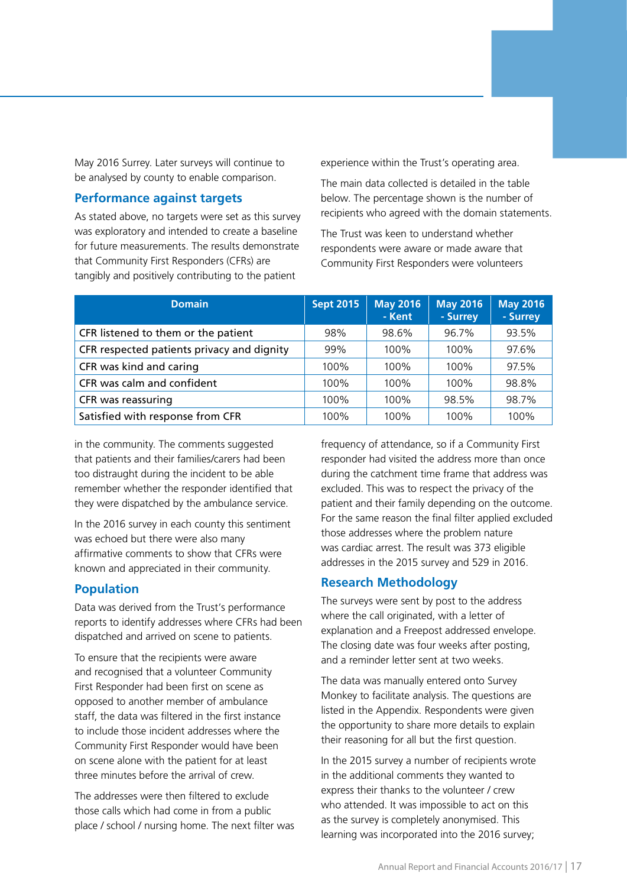May 2016 Surrey. Later surveys will continue to be analysed by county to enable comparison.

### Performance against targets

As stated above, no targets were set as this survey was exploratory and intended to create a baseline for future measurements. The results demonstrate that Community First Responders (CFRs) are tangibly and positively contributing to the patient experience within the Trust's operating area.

The main data collected is detailed in the table below. The percentage shown is the number of recipients who agreed with the domain statements.

The Trust was keen to understand whether respondents were aware or made aware that Community First Responders were volunteers in the community. The comments suggested that patients and their families/carers had been too distraught during the incident to be able remember whether the responder identified that they were dispatched by the ambulance service.

| Domain | Sept 2015 | May 2016 - Kent | May 2016 - Surrey | May 2016 - Surrey |
|---|---|---|---|---|
| CFR listened to them or the patient | 98% | 98.6% | 96.7% | 93.5% |
| CFR respected patients privacy and dignity | 99% | 100% | 100% | 97.6% |
| CFR was kind and caring | 100% | 100% | 100% | 97.5% |
| CFR was calm and confident | 100% | 100% | 100% | 98.8% |
| CFR was reassuring | 100% | 100% | 98.5% | 98.7% |
| Satisfied with response from CFR | 100% | 100% | 100% | 100% |

In the 2016 survey in each county this sentiment was echoed but there were also many affirmative comments to show that CFRs were known and appreciated in their community.

### Population

Data was derived from the Trust's performance reports to identify addresses where CFRs had been dispatched and arrived on scene to patients.

To ensure that the recipients were aware and recognised that a volunteer Community First Responder had been first on scene as opposed to another member of ambulance staff, the data was filtered in the first instance to include those incident addresses where the Community First Responder would have been on scene alone with the patient for at least three minutes before the arrival of crew.

The addresses were then filtered to exclude those calls which had come in from a public place / school / nursing home. The next filter was frequency of attendance, so if a Community First responder had visited the address more than once during the catchment time frame that address was excluded. This was to respect the privacy of the patient and their family depending on the outcome. For the same reason the final filter applied excluded those addresses where the problem nature was cardiac arrest. The result was 373 eligible addresses in the 2015 survey and 529 in 2016.

### Research Methodology

The surveys were sent by post to the address where the call originated, with a letter of explanation and a Freepost addressed envelope. The closing date was four weeks after posting, and a reminder letter sent at two weeks.

The data was manually entered onto Survey Monkey to facilitate analysis. The questions are listed in the Appendix. Respondents were given the opportunity to share more details to explain their reasoning for all but the first question.

In the 2015 survey a number of recipients wrote in the additional comments they wanted to express their thanks to the volunteer / crew who attended. It was impossible to act on this as the survey is completely anonymised. This learning was incorporated into the 2016 survey;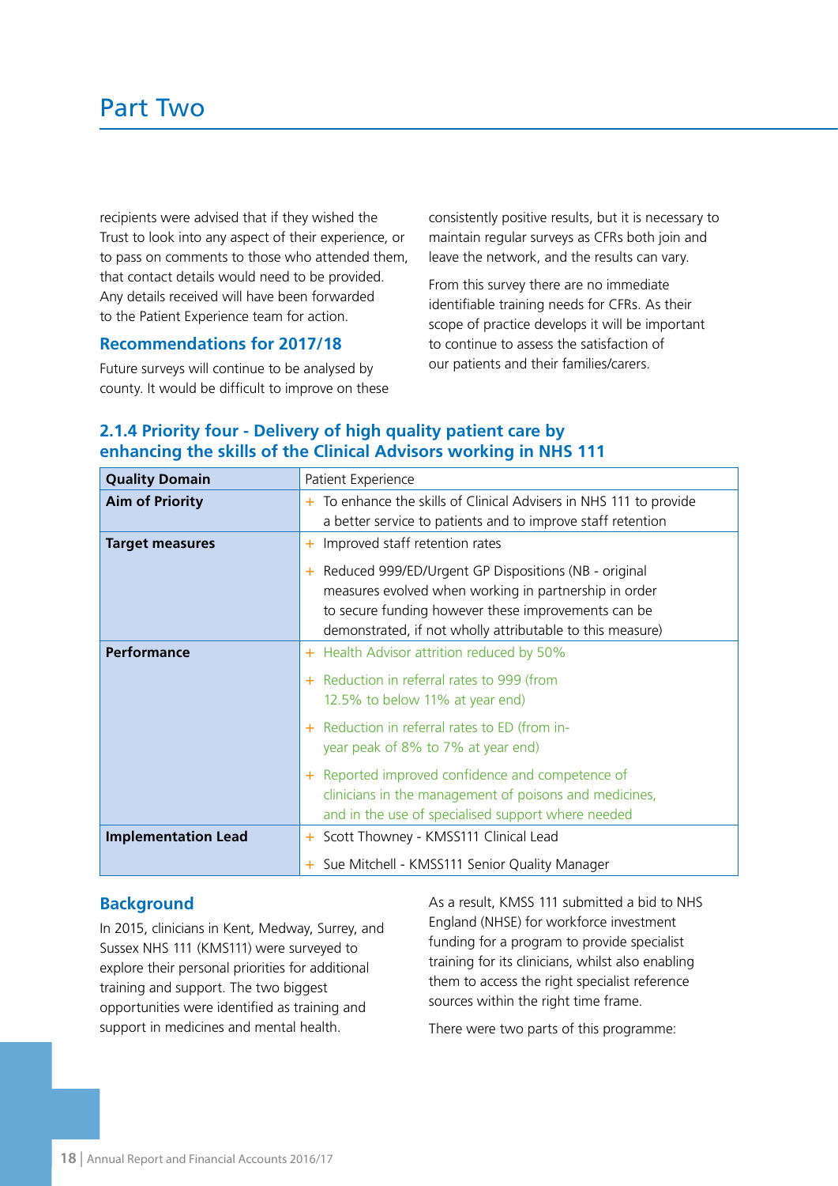# Part Two

recipients were advised that if they wished the Trust to look into any aspect of their experience, or to pass on comments to those who attended them, that contact details would need to be provided. Any details received will have been forwarded to the Patient Experience team for action.

### Recommendations for 2017/18

Future surveys will continue to be analysed by county. It would be difficult to improve on these consistently positive results, but it is necessary to maintain regular surveys as CFRs both join and leave the network, and the results can vary.

From this survey there are no immediate identifiable training needs for CFRs. As their scope of practice develops it will be important to continue to assess the satisfaction of our patients and their families/carers.

## 2.1.4 Priority four - Delivery of high quality patient care by enhancing the skills of the Clinical Advisors working in NHS 111

| Quality Domain | Patient Experience |
|---|---|
| **Aim of Priority** | + To enhance the skills of Clinical Advisers in NHS 111 to provide a better service to patients and to improve staff retention |
| **Target measures** | + Improved staff retention rates<br>+ Reduced 999/ED/Urgent GP Dispositions (NB - original measures evolved when working in partnership in order to secure funding however these improvements can be demonstrated, if not wholly attributable to this measure) |
| **Performance** | + Health Advisor attrition reduced by 50%<br>+ Reduction in referral rates to 999 (from 12.5% to below 11% at year end)<br>+ Reduction in referral rates to ED (from in-year peak of 8% to 7% at year end)<br>+ Reported improved confidence and competence of clinicians in the management of poisons and medicines, and in the use of specialised support where needed |
| **Implementation Lead** | + Scott Thowney - KMSS111 Clinical Lead<br>+ Sue Mitchell - KMSS111 Senior Quality Manager |

### Background

In 2015, clinicians in Kent, Medway, Surrey, and Sussex NHS 111 (KMS111) were surveyed to explore their personal priorities for additional training and support. The two biggest opportunities were identified as training and support in medicines and mental health.

As a result, KMSS 111 submitted a bid to NHS England (NHSE) for workforce investment funding for a program to provide specialist training for its clinicians, whilst also enabling them to access the right specialist reference sources within the right time frame.

There were two parts of this programme: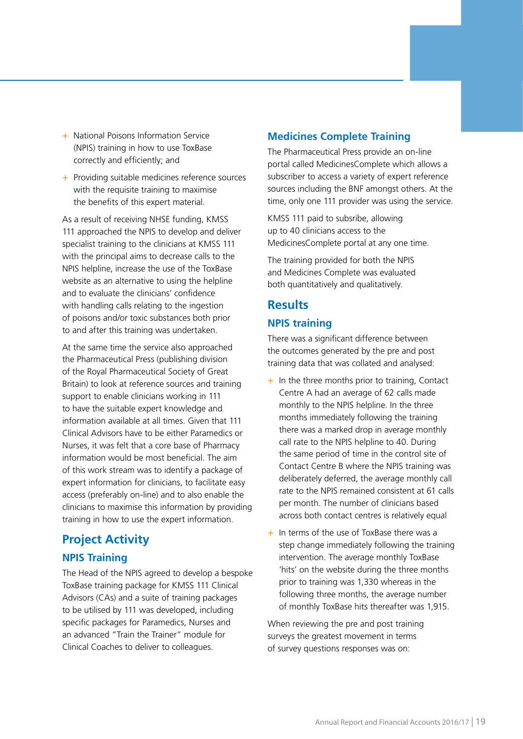- National Poisons Information Service (NPIS) training in how to use ToxBase correctly and efficiently; and
- Providing suitable medicines reference sources with the requisite training to maximise the benefits of this expert material.

As a result of receiving NHSE funding, KMSS 111 approached the NPIS to develop and deliver specialist training to the clinicians at KMSS 111 with the principal aims to decrease calls to the NPIS helpline, increase the use of the ToxBase website as an alternative to using the helpline and to evaluate the clinicians' confidence with handling calls relating to the ingestion of poisons and/or toxic substances both prior to and after this training was undertaken.

At the same time the service also approached the Pharmaceutical Press (publishing division of the Royal Pharmaceutical Society of Great Britain) to look at reference sources and training support to enable clinicians working in 111 to have the suitable expert knowledge and information available at all times. Given that 111 Clinical Advisors have to be either Paramedics or Nurses, it was felt that a core base of Pharmacy information would be most beneficial. The aim of this work stream was to identify a package of expert information for clinicians, to facilitate easy access (preferably on-line) and to also enable the clinicians to maximise this information by providing training in how to use the expert information.

## Project Activity

### NPIS Training

The Head of the NPIS agreed to develop a bespoke ToxBase training package for KMSS 111 Clinical Advisors (CAs) and a suite of training packages to be utilised by 111 was developed, including specific packages for Paramedics, Nurses and an advanced "Train the Trainer" module for Clinical Coaches to deliver to colleagues.

### Medicines Complete Training

The Pharmaceutical Press provide an on-line portal called MedicinesComplete which allows a subscriber to access a variety of expert reference sources including the BNF amongst others. At the time, only one 111 provider was using the service.

KMSS 111 paid to subsribe, allowing up to 40 clinicians access to the MedicinesComplete portal at any one time.

The training provided for both the NPIS and Medicines Complete was evaluated both quantitatively and qualitatively.

## Results

### NPIS training

There was a significant difference between the outcomes generated by the pre and post training data that was collated and analysed:

- In the three months prior to training, Contact Centre A had an average of 62 calls made monthly to the NPIS helpline. In the three months immediately following the training there was a marked drop in average monthly call rate to the NPIS helpline to 40. During the same period of time in the control site of Contact Centre B where the NPIS training was deliberately deferred, the average monthly call rate to the NPIS remained consistent at 61 calls per month. The number of clinicians based across both contact centres is relatively equal
- In terms of the use of ToxBase there was a step change immediately following the training intervention. The average monthly ToxBase 'hits' on the website during the three months prior to training was 1,330 whereas in the following three months, the average number of monthly ToxBase hits thereafter was 1,915.

When reviewing the pre and post training surveys the greatest movement in terms of survey questions responses was on: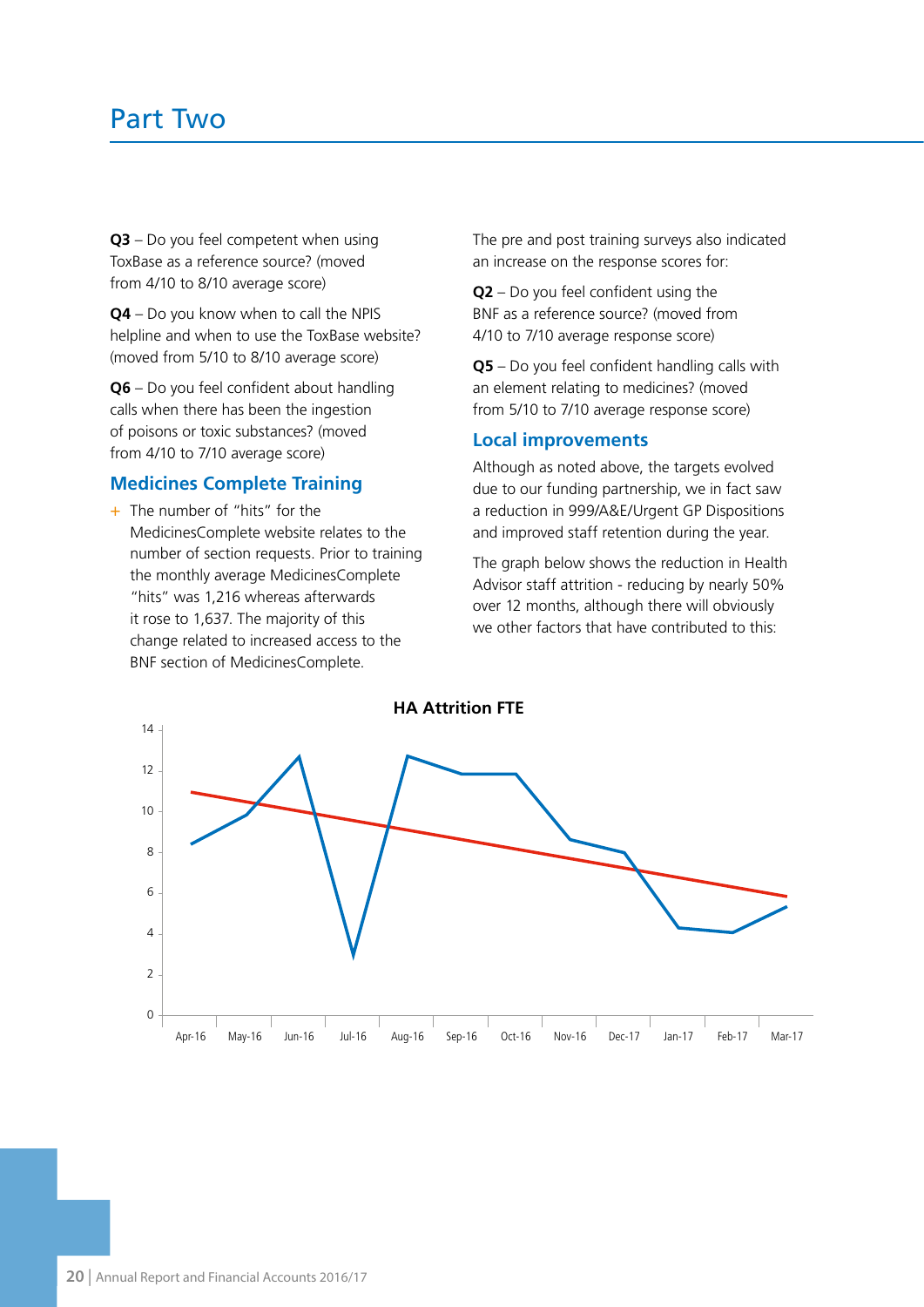# Part Two

**Q3** – Do you feel competent when using ToxBase as a reference source? (moved from 4/10 to 8/10 average score)

**Q4** – Do you know when to call the NPIS helpline and when to use the ToxBase website? (moved from 5/10 to 8/10 average score)

**Q6** – Do you feel confident about handling calls when there has been the ingestion of poisons or toxic substances? (moved from 4/10 to 7/10 average score)

## Medicines Complete Training

+ The number of "hits" for the MedicinesComplete website relates to the number of section requests. Prior to training the monthly average MedicinesComplete "hits" was 1,216 whereas afterwards it rose to 1,637. The majority of this change related to increased access to the BNF section of MedicinesComplete.

The pre and post training surveys also indicated an increase on the response scores for:

**Q2** – Do you feel confident using the BNF as a reference source? (moved from 4/10 to 7/10 average response score)

**Q5** – Do you feel confident handling calls with an element relating to medicines? (moved from 5/10 to 7/10 average response score)

## Local improvements

Although as noted above, the targets evolved due to our funding partnership, we in fact saw a reduction in 999/A&E/Urgent GP Dispositions and improved staff retention during the year.

The graph below shows the reduction in Health Advisor staff attrition - reducing by nearly 50% over 12 months, although there will obviously we other factors that have contributed to this:

**HA Attrition FTE**

| Month | HA Attrition FTE (approx.) |
|---|---|
| Apr-16 | 8.5 |
| May-16 | 9.9 |
| Jun-16 | 12.7 |
| Jul-16 | 3 |
| Aug-16 | 12.7 |
| Sep-16 | 11.9 |
| Oct-16 | 11.9 |
| Nov-16 | 8.7 |
| Dec-17 | 8 |
| Jan-17 | 4.3 |
| Feb-17 | 4.1 |
| Mar-17 | 5.3 |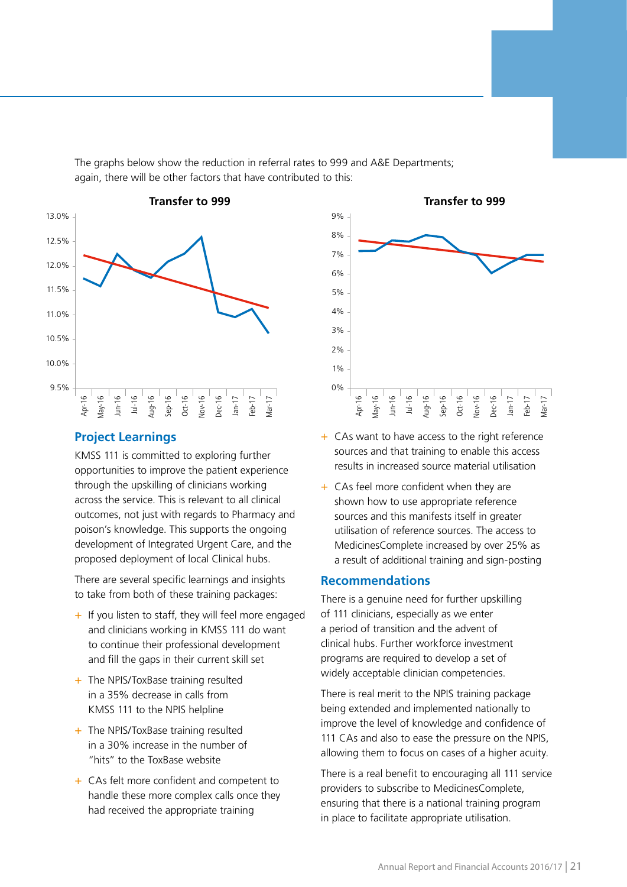The graphs below show the reduction in referral rates to 999 and A&E Departments; again, there will be other factors that have contributed to this:

**Transfer to 999**

**Transfer to 999**

## Project Learnings

KMSS 111 is committed to exploring further opportunities to improve the patient experience through the upskilling of clinicians working across the service. This is relevant to all clinical outcomes, not just with regards to Pharmacy and poison's knowledge. This supports the ongoing development of Integrated Urgent Care, and the proposed deployment of local Clinical hubs.

There are several specific learnings and insights to take from both of these training packages:

+ If you listen to staff, they will feel more engaged and clinicians working in KMSS 111 do want to continue their professional development and fill the gaps in their current skill set
+ The NPIS/ToxBase training resulted in a 35% decrease in calls from KMSS 111 to the NPIS helpline
+ The NPIS/ToxBase training resulted in a 30% increase in the number of "hits" to the ToxBase website
+ CAs felt more confident and competent to handle these more complex calls once they had received the appropriate training
+ CAs want to have access to the right reference sources and that training to enable this access results in increased source material utilisation
+ CAs feel more confident when they are shown how to use appropriate reference sources and this manifests itself in greater utilisation of reference sources. The access to MedicinesComplete increased by over 25% as a result of additional training and sign-posting

## Recommendations

There is a genuine need for further upskilling of 111 clinicians, especially as we enter a period of transition and the advent of clinical hubs. Further workforce investment programs are required to develop a set of widely acceptable clinician competencies.

There is real merit to the NPIS training package being extended and implemented nationally to improve the level of knowledge and confidence of 111 CAs and also to ease the pressure on the NPIS, allowing them to focus on cases of a higher acuity.

There is a real benefit to encouraging all 111 service providers to subscribe to MedicinesComplete, ensuring that there is a national training program in place to facilitate appropriate utilisation.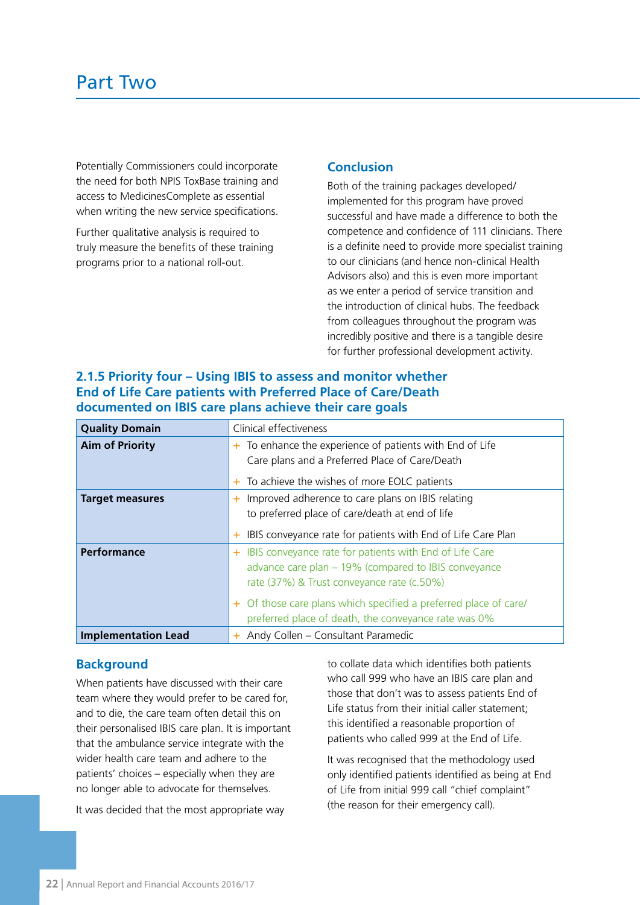# Part Two

Potentially Commissioners could incorporate the need for both NPIS ToxBase training and access to MedicinesComplete as essential when writing the new service specifications.

Further qualitative analysis is required to truly measure the benefits of these training programs prior to a national roll-out.

### Conclusion

Both of the training packages developed/implemented for this program have proved successful and have made a difference to both the competence and confidence of 111 clinicians. There is a definite need to provide more specialist training to our clinicians (and hence non-clinical Health Advisors also) and this is even more important as we enter a period of service transition and the introduction of clinical hubs. The feedback from colleagues throughout the program was incredibly positive and there is a tangible desire for further professional development activity.

### 2.1.5 Priority four – Using IBIS to assess and monitor whether End of Life Care patients with Preferred Place of Care/Death documented on IBIS care plans achieve their care goals

| Quality Domain | Clinical effectiveness |
|---|---|
| **Aim of Priority** | + To enhance the experience of patients with End of Life Care plans and a Preferred Place of Care/Death<br>+ To achieve the wishes of more EOLC patients |
| **Target measures** | + Improved adherence to care plans on IBIS relating to preferred place of care/death at end of life<br>+ IBIS conveyance rate for patients with End of Life Care Plan |
| **Performance** | + IBIS conveyance rate for patients with End of Life Care advance care plan – 19% (compared to IBIS conveyance rate (37%) & Trust conveyance rate (c.50%)<br>+ Of those care plans which specified a preferred place of care/preferred place of death, the conveyance rate was 0% |
| **Implementation Lead** | + Andy Collen – Consultant Paramedic |

### Background

When patients have discussed with their care team where they would prefer to be cared for, and to die, the care team often detail this on their personalised IBIS care plan. It is important that the ambulance service integrate with the wider health care team and adhere to the patients' choices – especially when they are no longer able to advocate for themselves.

It was decided that the most appropriate way to collate data which identifies both patients who call 999 who have an IBIS care plan and those that don't was to assess patients End of Life status from their initial caller statement; this identified a reasonable proportion of patients who called 999 at the End of Life.

It was recognised that the methodology used only identified patients identified as being at End of Life from initial 999 call "chief complaint" (the reason for their emergency call).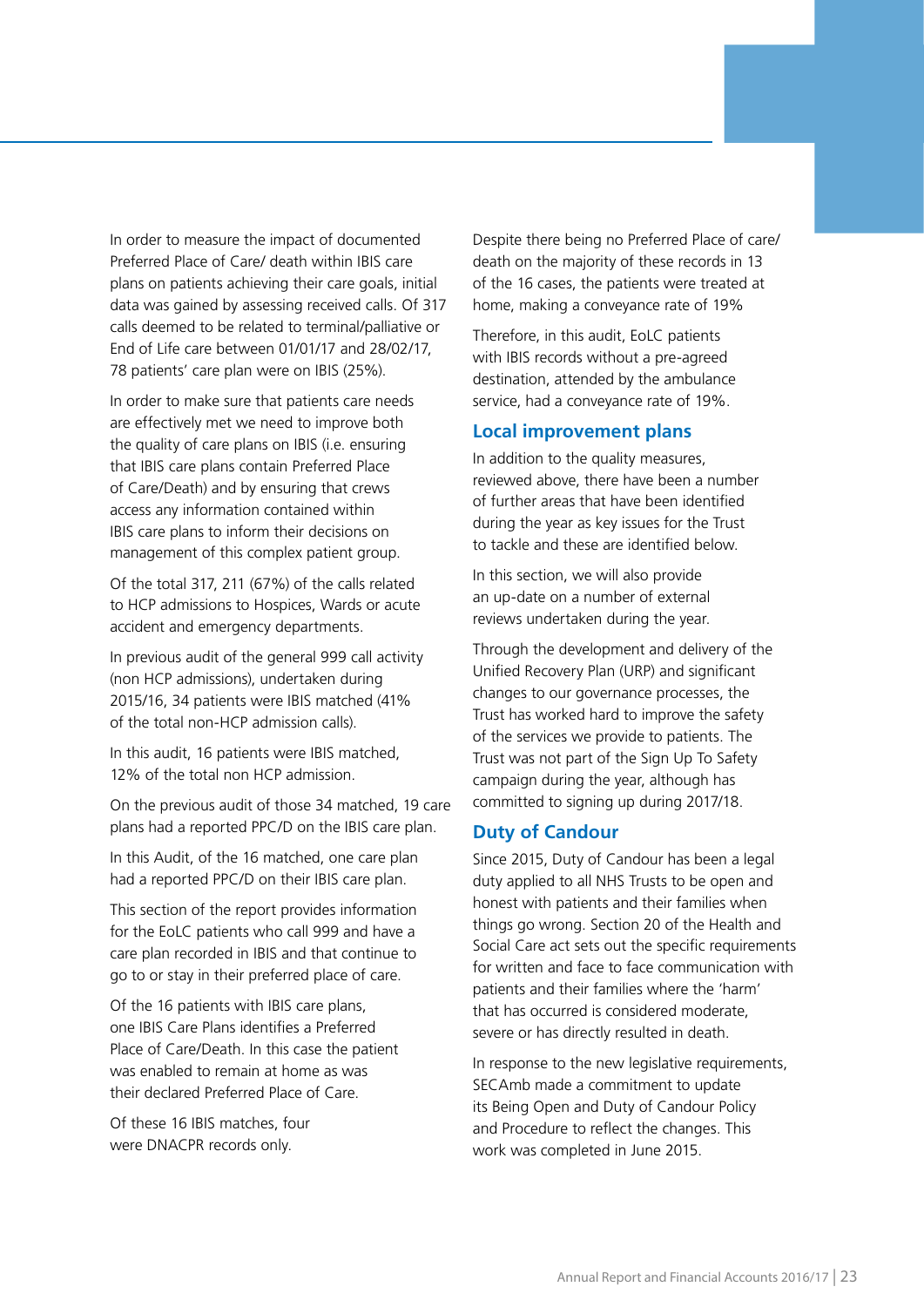In order to measure the impact of documented Preferred Place of Care/ death within IBIS care plans on patients achieving their care goals, initial data was gained by assessing received calls. Of 317 calls deemed to be related to terminal/palliative or End of Life care between 01/01/17 and 28/02/17, 78 patients' care plan were on IBIS (25%).

In order to make sure that patients care needs are effectively met we need to improve both the quality of care plans on IBIS (i.e. ensuring that IBIS care plans contain Preferred Place of Care/Death) and by ensuring that crews access any information contained within IBIS care plans to inform their decisions on management of this complex patient group.

Of the total 317, 211 (67%) of the calls related to HCP admissions to Hospices, Wards or acute accident and emergency departments.

In previous audit of the general 999 call activity (non HCP admissions), undertaken during 2015/16, 34 patients were IBIS matched (41% of the total non-HCP admission calls).

In this audit, 16 patients were IBIS matched, 12% of the total non HCP admission.

On the previous audit of those 34 matched, 19 care plans had a reported PPC/D on the IBIS care plan.

In this Audit, of the 16 matched, one care plan had a reported PPC/D on their IBIS care plan.

This section of the report provides information for the EoLC patients who call 999 and have a care plan recorded in IBIS and that continue to go to or stay in their preferred place of care.

Of the 16 patients with IBIS care plans, one IBIS Care Plans identifies a Preferred Place of Care/Death. In this case the patient was enabled to remain at home as was their declared Preferred Place of Care.

Of these 16 IBIS matches, four were DNACPR records only.

Despite there being no Preferred Place of care/ death on the majority of these records in 13 of the 16 cases, the patients were treated at home, making a conveyance rate of 19%

Therefore, in this audit, EoLC patients with IBIS records without a pre-agreed destination, attended by the ambulance service, had a conveyance rate of 19%.

## Local improvement plans

In addition to the quality measures, reviewed above, there have been a number of further areas that have been identified during the year as key issues for the Trust to tackle and these are identified below.

In this section, we will also provide an up-date on a number of external reviews undertaken during the year.

Through the development and delivery of the Unified Recovery Plan (URP) and significant changes to our governance processes, the Trust has worked hard to improve the safety of the services we provide to patients. The Trust was not part of the Sign Up To Safety campaign during the year, although has committed to signing up during 2017/18.

## Duty of Candour

Since 2015, Duty of Candour has been a legal duty applied to all NHS Trusts to be open and honest with patients and their families when things go wrong. Section 20 of the Health and Social Care act sets out the specific requirements for written and face to face communication with patients and their families where the 'harm' that has occurred is considered moderate, severe or has directly resulted in death.

In response to the new legislative requirements, SECAmb made a commitment to update its Being Open and Duty of Candour Policy and Procedure to reflect the changes. This work was completed in June 2015.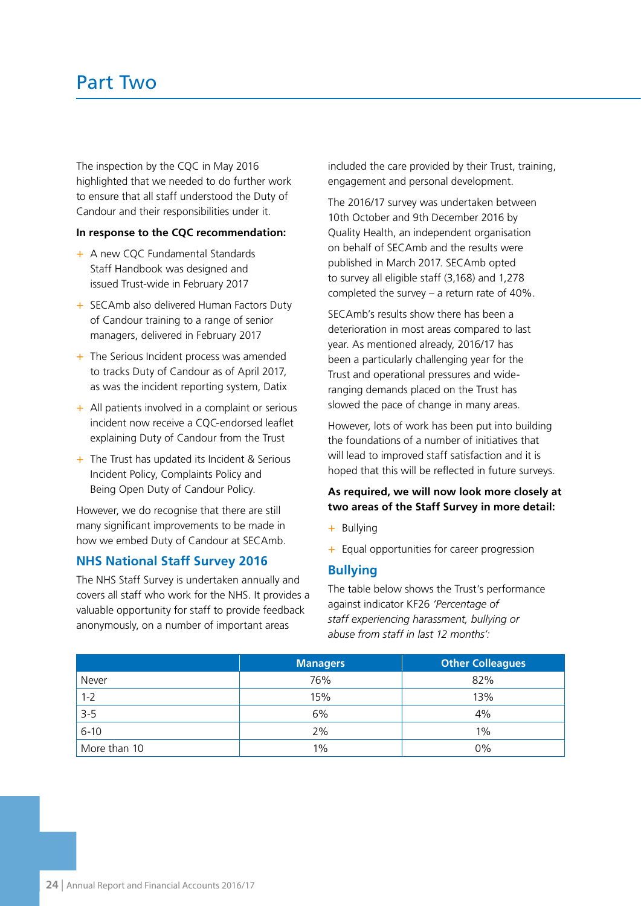# Part Two

The inspection by the CQC in May 2016 highlighted that we needed to do further work to ensure that all staff understood the Duty of Candour and their responsibilities under it.

**In response to the CQC recommendation:**

- A new CQC Fundamental Standards Staff Handbook was designed and issued Trust-wide in February 2017
- SECAmb also delivered Human Factors Duty of Candour training to a range of senior managers, delivered in February 2017
- The Serious Incident process was amended to tracks Duty of Candour as of April 2017, as was the incident reporting system, Datix
- All patients involved in a complaint or serious incident now receive a CQC-endorsed leaflet explaining Duty of Candour from the Trust
- The Trust has updated its Incident & Serious Incident Policy, Complaints Policy and Being Open Duty of Candour Policy.

However, we do recognise that there are still many significant improvements to be made in how we embed Duty of Candour at SECAmb.

## NHS National Staff Survey 2016

The NHS Staff Survey is undertaken annually and covers all staff who work for the NHS. It provides a valuable opportunity for staff to provide feedback anonymously, on a number of important areas included the care provided by their Trust, training, engagement and personal development.

The 2016/17 survey was undertaken between 10th October and 9th December 2016 by Quality Health, an independent organisation on behalf of SECAmb and the results were published in March 2017. SECAmb opted to survey all eligible staff (3,168) and 1,278 completed the survey – a return rate of 40%.

SECAmb's results show there has been a deterioration in most areas compared to last year. As mentioned already, 2016/17 has been a particularly challenging year for the Trust and operational pressures and wide-ranging demands placed on the Trust has slowed the pace of change in many areas.

However, lots of work has been put into building the foundations of a number of initiatives that will lead to improved staff satisfaction and it is hoped that this will be reflected in future surveys.

**As required, we will now look more closely at two areas of the Staff Survey in more detail:**

- Bullying
- Equal opportunities for career progression

## Bullying

The table below shows the Trust's performance against indicator KF26 *'Percentage of staff experiencing harassment, bullying or abuse from staff in last 12 months':*

| | Managers | Other Colleagues |
|---|---|---|
| Never | 76% | 82% |
| 1-2 | 15% | 13% |
| 3-5 | 6% | 4% |
| 6-10 | 2% | 1% |
| More than 10 | 1% | 0% |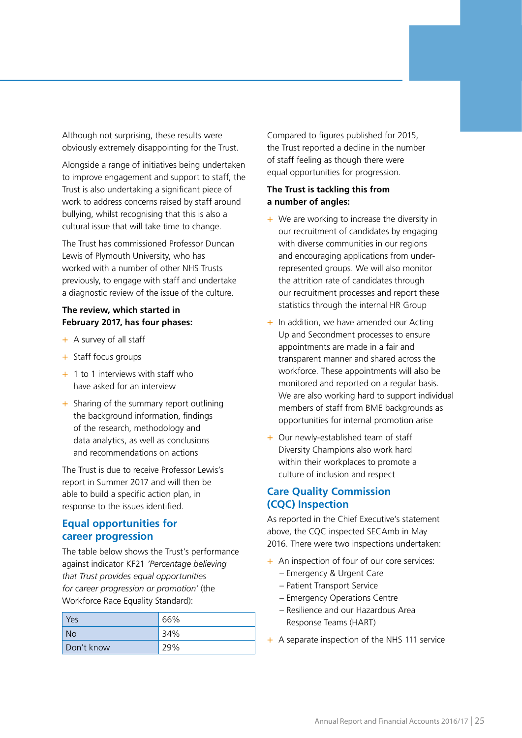Although not surprising, these results were obviously extremely disappointing for the Trust.

Alongside a range of initiatives being undertaken to improve engagement and support to staff, the Trust is also undertaking a significant piece of work to address concerns raised by staff around bullying, whilst recognising that this is also a cultural issue that will take time to change.

The Trust has commissioned Professor Duncan Lewis of Plymouth University, who has worked with a number of other NHS Trusts previously, to engage with staff and undertake a diagnostic review of the issue of the culture.

**The review, which started in February 2017, has four phases:**

- A survey of all staff
- Staff focus groups
- 1 to 1 interviews with staff who have asked for an interview
- Sharing of the summary report outlining the background information, findings of the research, methodology and data analytics, as well as conclusions and recommendations on actions

The Trust is due to receive Professor Lewis's report in Summer 2017 and will then be able to build a specific action plan, in response to the issues identified.

## Equal opportunities for career progression

The table below shows the Trust's performance against indicator KF21 *'Percentage believing that Trust provides equal opportunities for career progression or promotion'* (the Workforce Race Equality Standard):

| | |
|---|---|
| Yes | 66% |
| No | 34% |
| Don't know | 29% |

Compared to figures published for 2015, the Trust reported a decline in the number of staff feeling as though there were equal opportunities for progression.

**The Trust is tackling this from a number of angles:**

- We are working to increase the diversity in our recruitment of candidates by engaging with diverse communities in our regions and encouraging applications from under-represented groups. We will also monitor the attrition rate of candidates through our recruitment processes and report these statistics through the internal HR Group
- In addition, we have amended our Acting Up and Secondment processes to ensure appointments are made in a fair and transparent manner and shared across the workforce. These appointments will also be monitored and reported on a regular basis. We are also working hard to support individual members of staff from BME backgrounds as opportunities for internal promotion arise
- Our newly-established team of staff Diversity Champions also work hard within their workplaces to promote a culture of inclusion and respect

## Care Quality Commission (CQC) Inspection

As reported in the Chief Executive's statement above, the CQC inspected SECAmb in May 2016. There were two inspections undertaken:

- An inspection of four of our core services:
  - Emergency & Urgent Care
  - Patient Transport Service
  - Emergency Operations Centre
  - Resilience and our Hazardous Area Response Teams (HART)
- A separate inspection of the NHS 111 service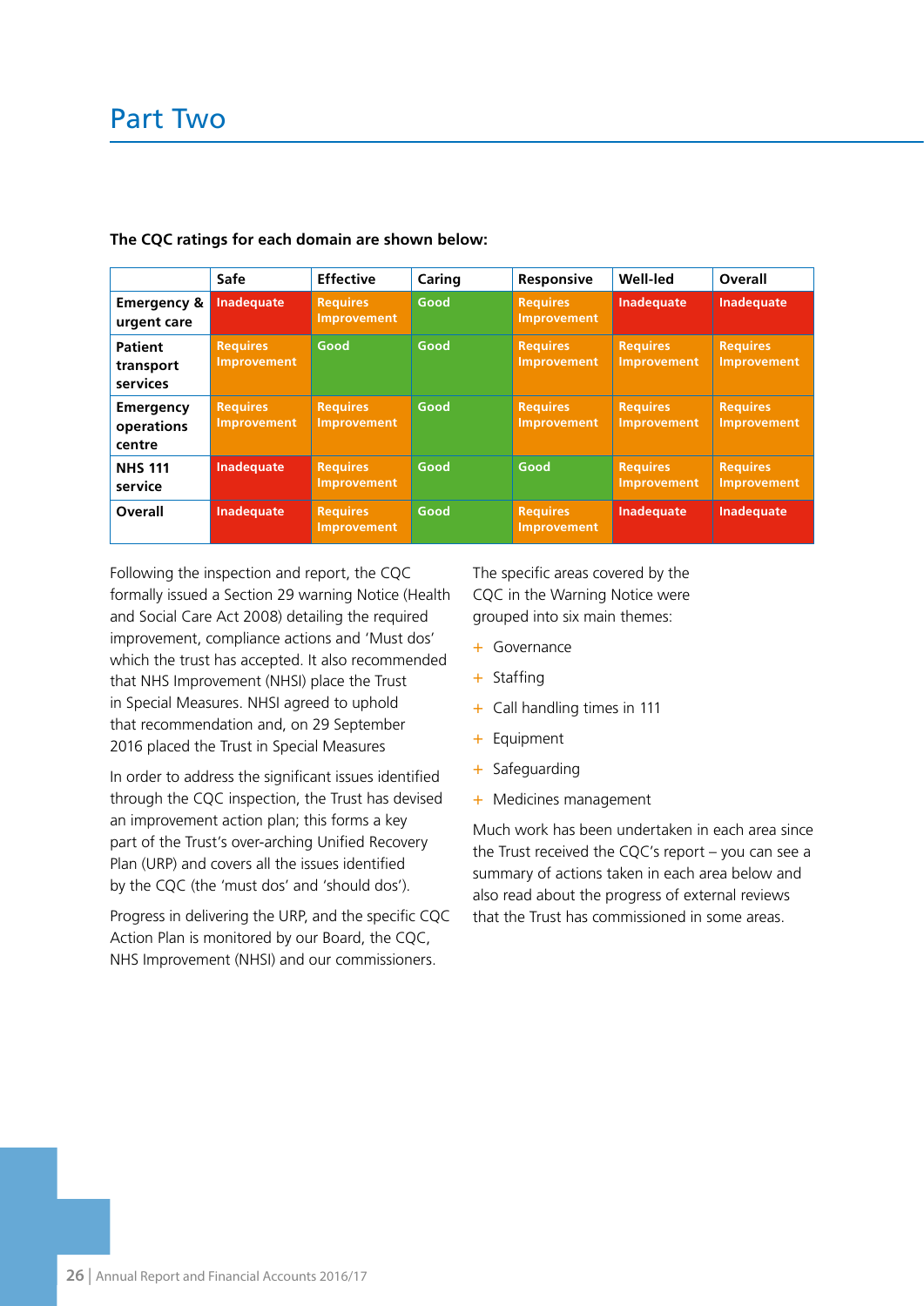# Part Two

**The CQC ratings for each domain are shown below:**

| | Safe | Effective | Caring | Responsive | Well-led | Overall |
|---|---|---|---|---|---|---|
| **Emergency & urgent care** | Inadequate | Requires Improvement | Good | Requires Improvement | Inadequate | Inadequate |
| **Patient transport services** | Requires Improvement | Good | Good | Requires Improvement | Requires Improvement | Requires Improvement |
| **Emergency operations centre** | Requires Improvement | Requires Improvement | Good | Requires Improvement | Requires Improvement | Requires Improvement |
| **NHS 111 service** | Inadequate | Requires Improvement | Good | Good | Requires Improvement | Requires Improvement |
| **Overall** | Inadequate | Requires Improvement | Good | Requires Improvement | Inadequate | Inadequate |

Following the inspection and report, the CQC formally issued a Section 29 warning Notice (Health and Social Care Act 2008) detailing the required improvement, compliance actions and 'Must dos' which the trust has accepted. It also recommended that NHS Improvement (NHSI) place the Trust in Special Measures. NHSI agreed to uphold that recommendation and, on 29 September 2016 placed the Trust in Special Measures

In order to address the significant issues identified through the CQC inspection, the Trust has devised an improvement action plan; this forms a key part of the Trust's over-arching Unified Recovery Plan (URP) and covers all the issues identified by the CQC (the 'must dos' and 'should dos').

Progress in delivering the URP, and the specific CQC Action Plan is monitored by our Board, the CQC, NHS Improvement (NHSI) and our commissioners.

The specific areas covered by the CQC in the Warning Notice were grouped into six main themes:

- Governance
- Staffing
- Call handling times in 111
- Equipment
- Safeguarding
- Medicines management

Much work has been undertaken in each area since the Trust received the CQC's report – you can see a summary of actions taken in each area below and also read about the progress of external reviews that the Trust has commissioned in some areas.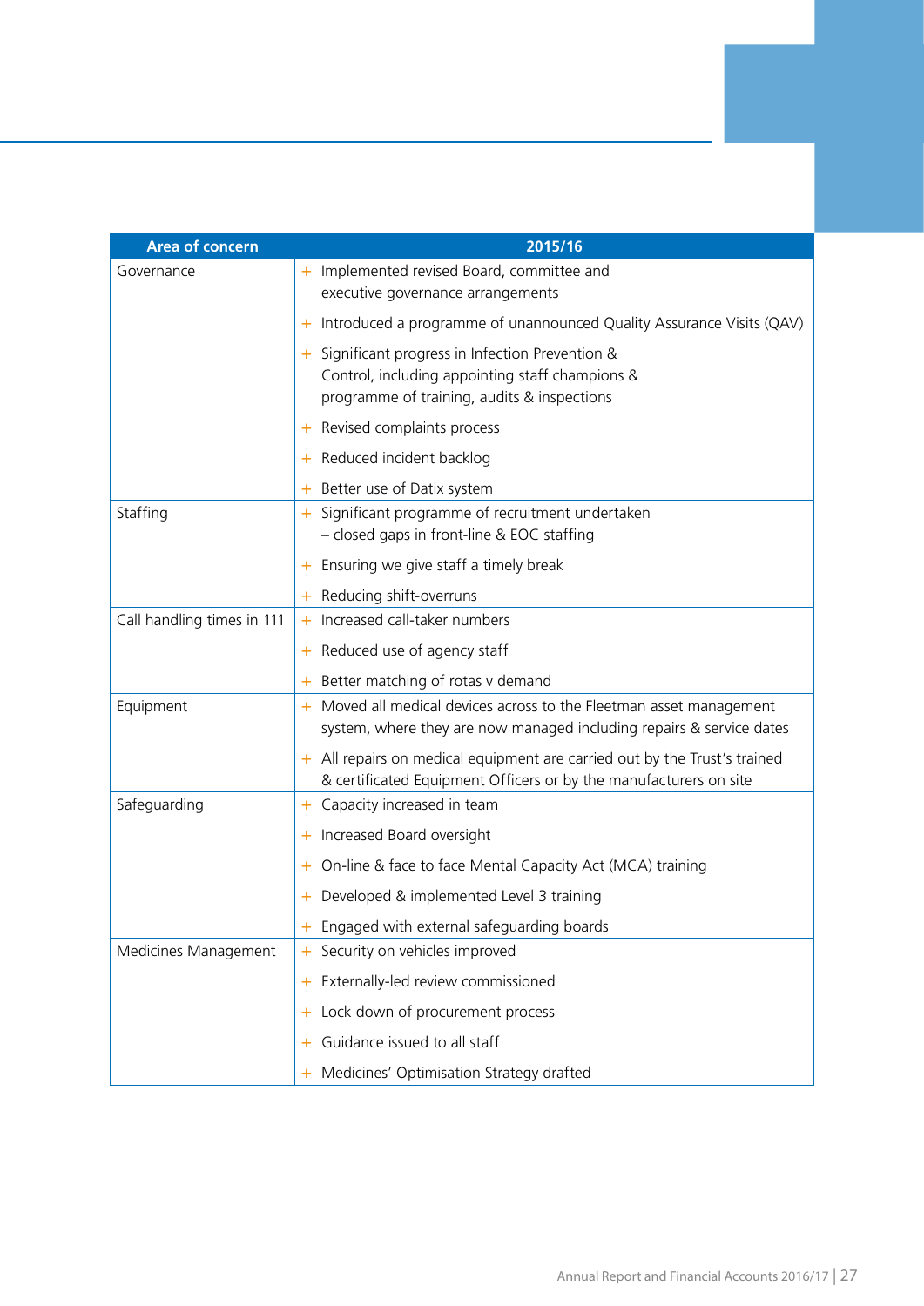| Area of concern | 2015/16 |
|---|---|
| Governance | + Implemented revised Board, committee and executive governance arrangements<br>+ Introduced a programme of unannounced Quality Assurance Visits (QAV)<br>+ Significant progress in Infection Prevention & Control, including appointing staff champions & programme of training, audits & inspections<br>+ Revised complaints process<br>+ Reduced incident backlog<br>+ Better use of Datix system |
| Staffing | + Significant programme of recruitment undertaken – closed gaps in front-line & EOC staffing<br>+ Ensuring we give staff a timely break<br>+ Reducing shift-overruns |
| Call handling times in 111 | + Increased call-taker numbers<br>+ Reduced use of agency staff<br>+ Better matching of rotas v demand |
| Equipment | + Moved all medical devices across to the Fleetman asset management system, where they are now managed including repairs & service dates<br>+ All repairs on medical equipment are carried out by the Trust's trained & certificated Equipment Officers or by the manufacturers on site |
| Safeguarding | + Capacity increased in team<br>+ Increased Board oversight<br>+ On-line & face to face Mental Capacity Act (MCA) training<br>+ Developed & implemented Level 3 training<br>+ Engaged with external safeguarding boards |
| Medicines Management | + Security on vehicles improved<br>+ Externally-led review commissioned<br>+ Lock down of procurement process<br>+ Guidance issued to all staff<br>+ Medicines' Optimisation Strategy drafted |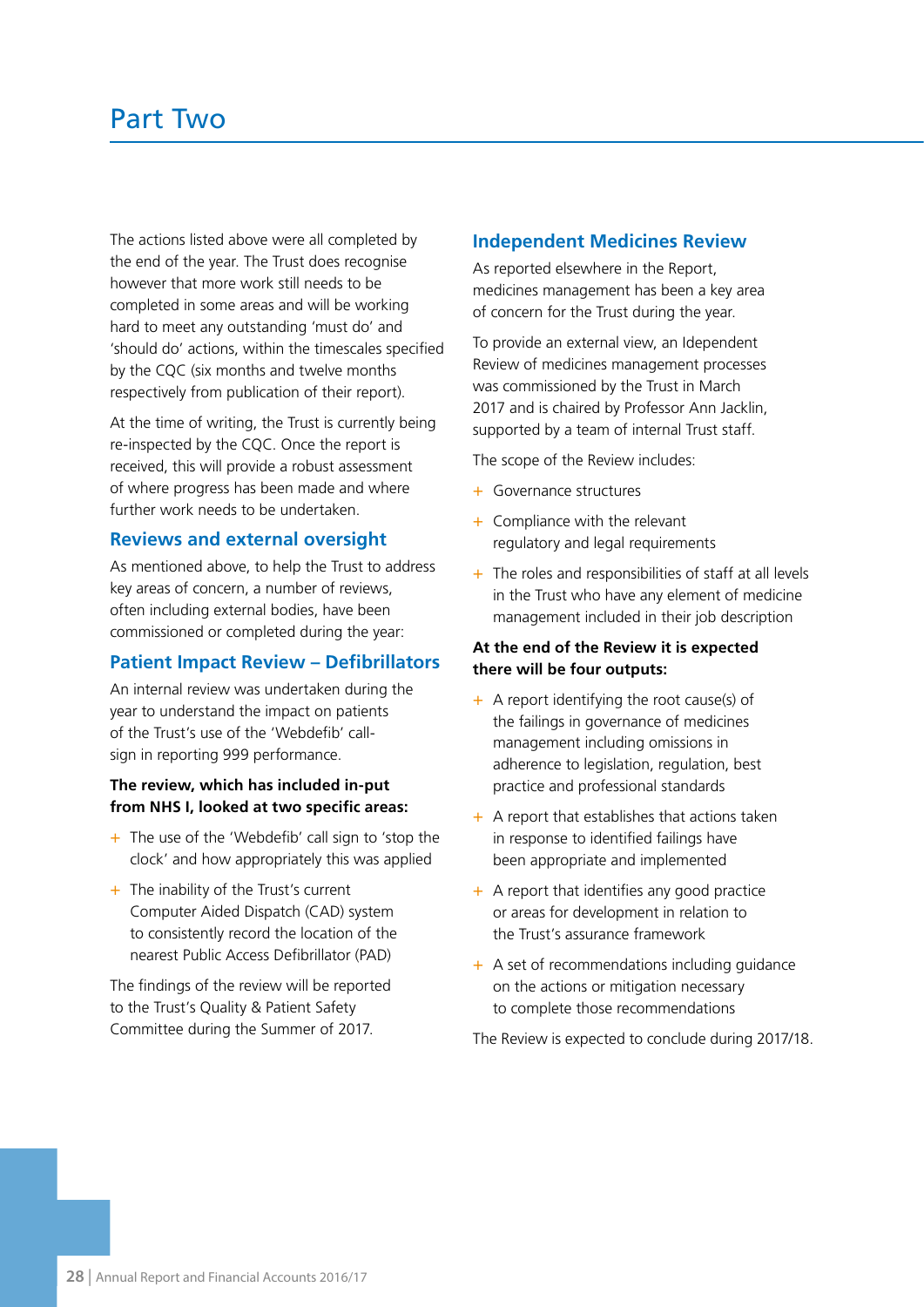# Part Two

The actions listed above were all completed by the end of the year. The Trust does recognise however that more work still needs to be completed in some areas and will be working hard to meet any outstanding 'must do' and 'should do' actions, within the timescales specified by the CQC (six months and twelve months respectively from publication of their report).

At the time of writing, the Trust is currently being re-inspected by the CQC. Once the report is received, this will provide a robust assessment of where progress has been made and where further work needs to be undertaken.

## Reviews and external oversight

As mentioned above, to help the Trust to address key areas of concern, a number of reviews, often including external bodies, have been commissioned or completed during the year:

## Patient Impact Review – Defibrillators

An internal review was undertaken during the year to understand the impact on patients of the Trust's use of the 'Webdefib' call-sign in reporting 999 performance.

**The review, which has included in-put from NHS I, looked at two specific areas:**

- The use of the 'Webdefib' call sign to 'stop the clock' and how appropriately this was applied
- The inability of the Trust's current Computer Aided Dispatch (CAD) system to consistently record the location of the nearest Public Access Defibrillator (PAD)

The findings of the review will be reported to the Trust's Quality & Patient Safety Committee during the Summer of 2017.

## Independent Medicines Review

As reported elsewhere in the Report, medicines management has been a key area of concern for the Trust during the year.

To provide an external view, an Idependent Review of medicines management processes was commissioned by the Trust in March 2017 and is chaired by Professor Ann Jacklin, supported by a team of internal Trust staff.

The scope of the Review includes:

- Governance structures
- Compliance with the relevant regulatory and legal requirements
- The roles and responsibilities of staff at all levels in the Trust who have any element of medicine management included in their job description

**At the end of the Review it is expected there will be four outputs:**

- A report identifying the root cause(s) of the failings in governance of medicines management including omissions in adherence to legislation, regulation, best practice and professional standards
- A report that establishes that actions taken in response to identified failings have been appropriate and implemented
- A report that identifies any good practice or areas for development in relation to the Trust's assurance framework
- A set of recommendations including guidance on the actions or mitigation necessary to complete those recommendations

The Review is expected to conclude during 2017/18.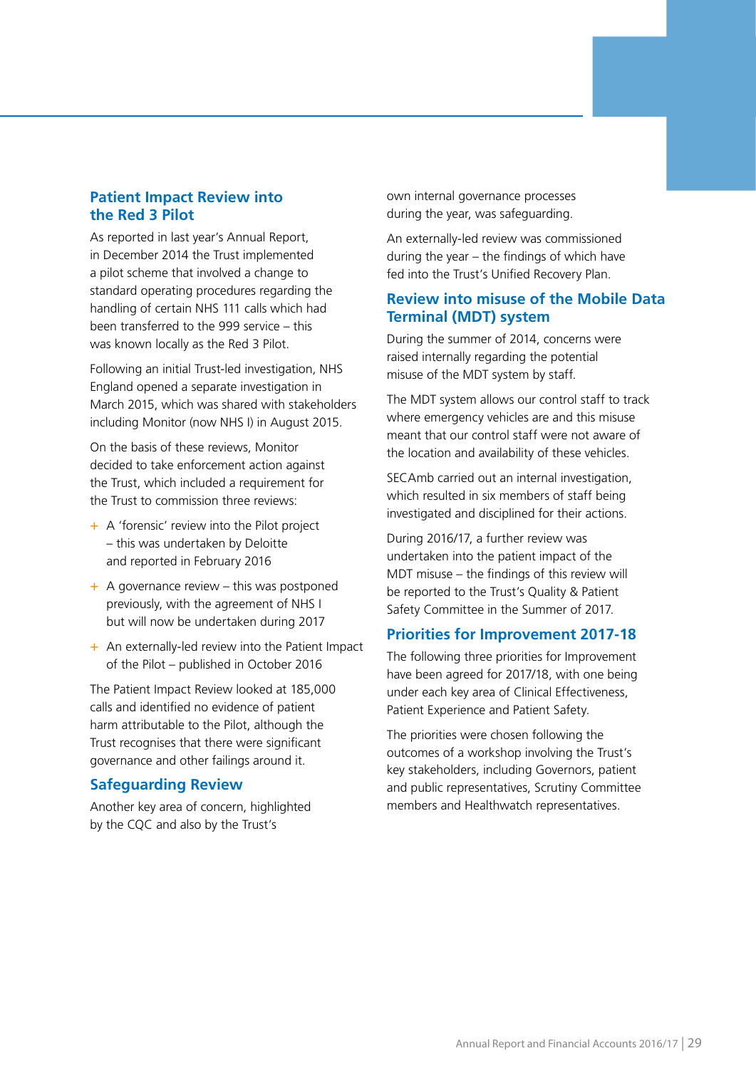## Patient Impact Review into the Red 3 Pilot

As reported in last year's Annual Report, in December 2014 the Trust implemented a pilot scheme that involved a change to standard operating procedures regarding the handling of certain NHS 111 calls which had been transferred to the 999 service – this was known locally as the Red 3 Pilot.

Following an initial Trust-led investigation, NHS England opened a separate investigation in March 2015, which was shared with stakeholders including Monitor (now NHS I) in August 2015.

On the basis of these reviews, Monitor decided to take enforcement action against the Trust, which included a requirement for the Trust to commission three reviews:

- A 'forensic' review into the Pilot project – this was undertaken by Deloitte and reported in February 2016
- A governance review – this was postponed previously, with the agreement of NHS I but will now be undertaken during 2017
- An externally-led review into the Patient Impact of the Pilot – published in October 2016

The Patient Impact Review looked at 185,000 calls and identified no evidence of patient harm attributable to the Pilot, although the Trust recognises that there were significant governance and other failings around it.

## Safeguarding Review

Another key area of concern, highlighted by the CQC and also by the Trust's own internal governance processes during the year, was safeguarding.

An externally-led review was commissioned during the year – the findings of which have fed into the Trust's Unified Recovery Plan.

## Review into misuse of the Mobile Data Terminal (MDT) system

During the summer of 2014, concerns were raised internally regarding the potential misuse of the MDT system by staff.

The MDT system allows our control staff to track where emergency vehicles are and this misuse meant that our control staff were not aware of the location and availability of these vehicles.

SECAmb carried out an internal investigation, which resulted in six members of staff being investigated and disciplined for their actions.

During 2016/17, a further review was undertaken into the patient impact of the MDT misuse – the findings of this review will be reported to the Trust's Quality & Patient Safety Committee in the Summer of 2017.

## Priorities for Improvement 2017-18

The following three priorities for Improvement have been agreed for 2017/18, with one being under each key area of Clinical Effectiveness, Patient Experience and Patient Safety.

The priorities were chosen following the outcomes of a workshop involving the Trust's key stakeholders, including Governors, patient and public representatives, Scrutiny Committee members and Healthwatch representatives.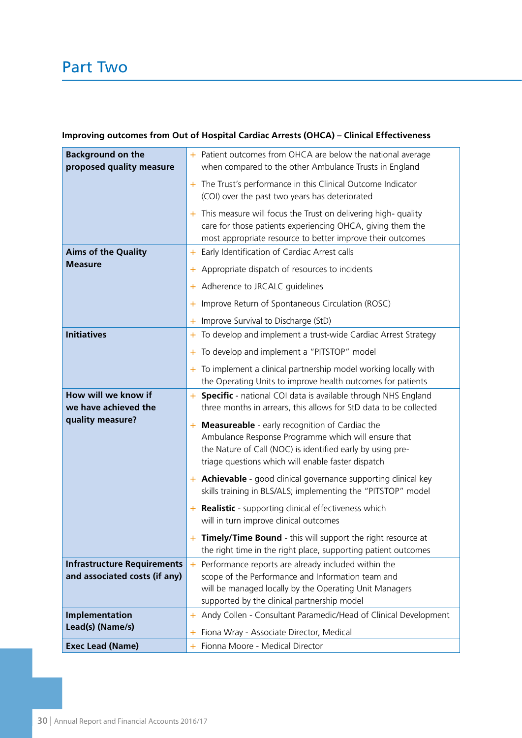# Part Two

**Improving outcomes from Out of Hospital Cardiac Arrests (OHCA) – Clinical Effectiveness**

| | |
|---|---|
| **Background on the proposed quality measure** | + Patient outcomes from OHCA are below the national average when compared to the other Ambulance Trusts in England<br>+ The Trust's performance in this Clinical Outcome Indicator (COI) over the past two years has deteriorated<br>+ This measure will focus the Trust on delivering high- quality care for those patients experiencing OHCA, giving them the most appropriate resource to better improve their outcomes |
| **Aims of the Quality Measure** | + Early Identification of Cardiac Arrest calls<br>+ Appropriate dispatch of resources to incidents<br>+ Adherence to JRCALC guidelines<br>+ Improve Return of Spontaneous Circulation (ROSC)<br>+ Improve Survival to Discharge (StD) |
| **Initiatives** | + To develop and implement a trust-wide Cardiac Arrest Strategy<br>+ To develop and implement a "PITSTOP" model<br>+ To implement a clinical partnership model working locally with the Operating Units to improve health outcomes for patients |
| **How will we know if we have achieved the quality measure?** | + **Specific** - national COI data is available through NHS England three months in arrears, this allows for StD data to be collected<br>+ **Measureable** - early recognition of Cardiac the Ambulance Response Programme which will ensure that the Nature of Call (NOC) is identified early by using pre-triage questions which will enable faster dispatch<br>+ **Achievable** - good clinical governance supporting clinical key skills training in BLS/ALS; implementing the "PITSTOP" model<br>+ **Realistic** - supporting clinical effectiveness which will in turn improve clinical outcomes<br>+ **Timely/Time Bound** - this will support the right resource at the right time in the right place, supporting patient outcomes |
| **Infrastructure Requirements and associated costs (if any)** | + Performance reports are already included within the scope of the Performance and Information team and will be managed locally by the Operating Unit Managers supported by the clinical partnership model |
| **Implementation Lead(s) (Name/s)** | + Andy Collen - Consultant Paramedic/Head of Clinical Development<br>+ Fiona Wray - Associate Director, Medical |
| **Exec Lead (Name)** | + Fionna Moore - Medical Director |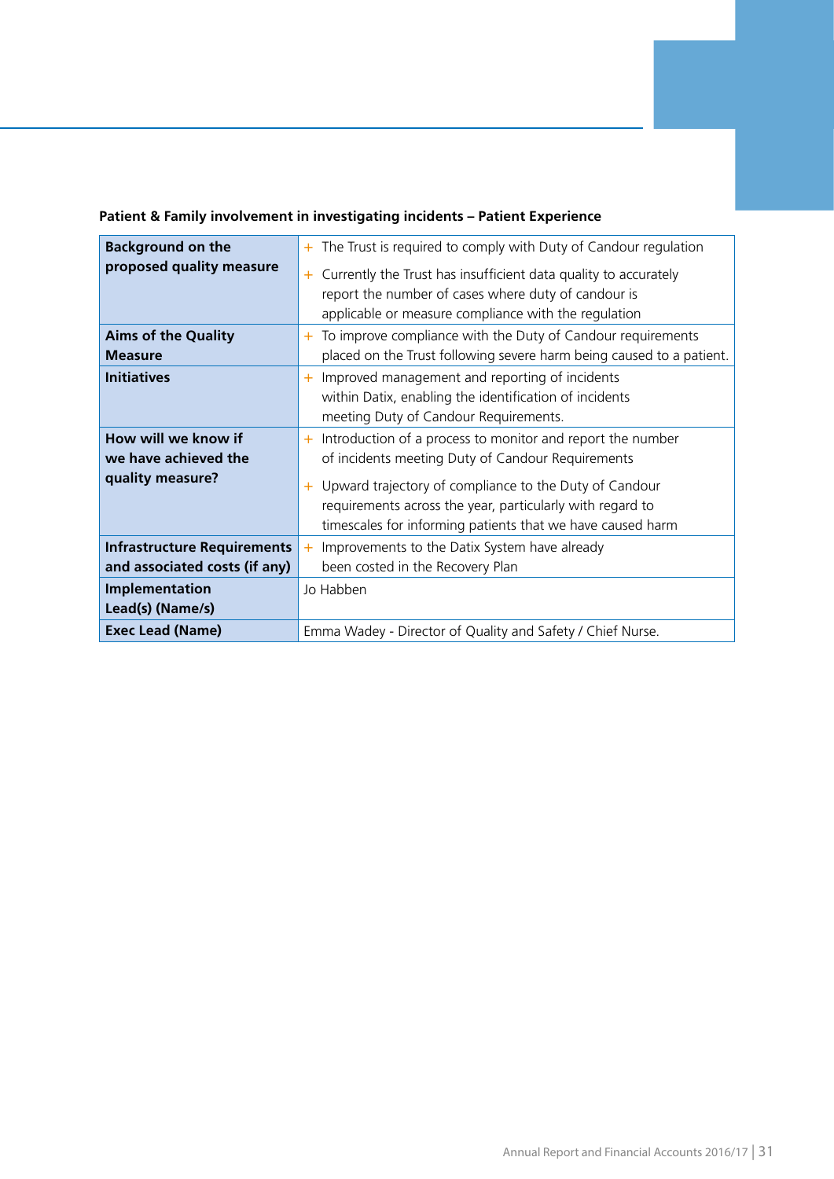**Patient & Family involvement in investigating incidents – Patient Experience**

| | |
|---|---|
| **Background on the proposed quality measure** | + The Trust is required to comply with Duty of Candour regulation<br>+ Currently the Trust has insufficient data quality to accurately report the number of cases where duty of candour is applicable or measure compliance with the regulation |
| **Aims of the Quality Measure** | + To improve compliance with the Duty of Candour requirements placed on the Trust following severe harm being caused to a patient. |
| **Initiatives** | + Improved management and reporting of incidents within Datix, enabling the identification of incidents meeting Duty of Candour Requirements. |
| **How will we know if we have achieved the quality measure?** | + Introduction of a process to monitor and report the number of incidents meeting Duty of Candour Requirements<br>+ Upward trajectory of compliance to the Duty of Candour requirements across the year, particularly with regard to timescales for informing patients that we have caused harm |
| **Infrastructure Requirements and associated costs (if any)** | + Improvements to the Datix System have already been costed in the Recovery Plan |
| **Implementation Lead(s) (Name/s)** | Jo Habben |
| **Exec Lead (Name)** | Emma Wadey - Director of Quality and Safety / Chief Nurse. |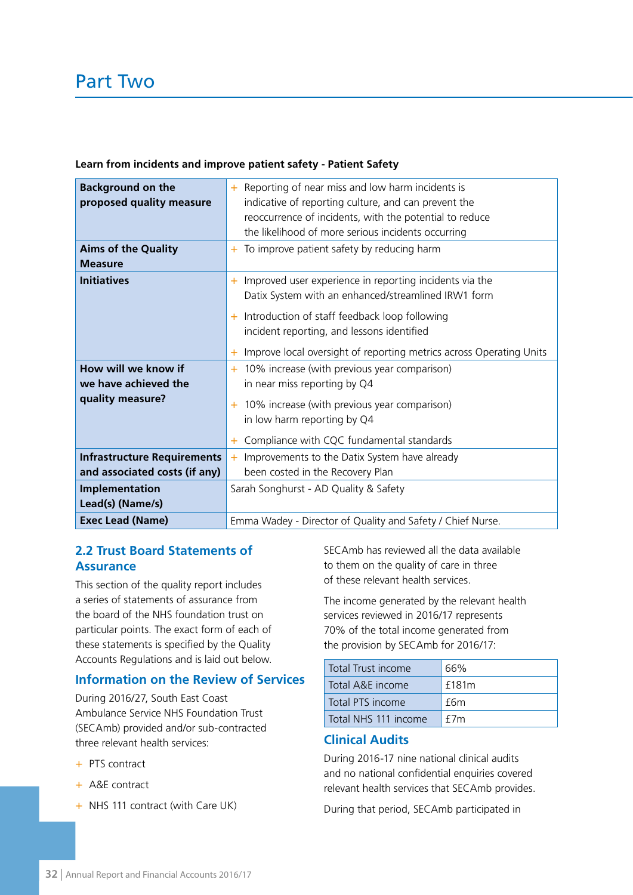# Part Two

**Learn from incidents and improve patient safety - Patient Safety**

| | |
|---|---|
| **Background on the proposed quality measure** | + Reporting of near miss and low harm incidents is indicative of reporting culture, and can prevent the reoccurrence of incidents, with the potential to reduce the likelihood of more serious incidents occurring |
| **Aims of the Quality Measure** | + To improve patient safety by reducing harm |
| **Initiatives** | + Improved user experience in reporting incidents via the Datix System with an enhanced/streamlined IRW1 form<br>+ Introduction of staff feedback loop following incident reporting, and lessons identified<br>+ Improve local oversight of reporting metrics across Operating Units |
| **How will we know if we have achieved the quality measure?** | + 10% increase (with previous year comparison) in near miss reporting by Q4<br>+ 10% increase (with previous year comparison) in low harm reporting by Q4<br>+ Compliance with CQC fundamental standards |
| **Infrastructure Requirements and associated costs (if any)** | + Improvements to the Datix System have already been costed in the Recovery Plan |
| **Implementation Lead(s) (Name/s)** | Sarah Songhurst - AD Quality & Safety |
| **Exec Lead (Name)** | Emma Wadey - Director of Quality and Safety / Chief Nurse. |

## 2.2 Trust Board Statements of Assurance

This section of the quality report includes a series of statements of assurance from the board of the NHS foundation trust on particular points. The exact form of each of these statements is specified by the Quality Accounts Regulations and is laid out below.

### Information on the Review of Services

During 2016/27, South East Coast Ambulance Service NHS Foundation Trust (SECAmb) provided and/or sub-contracted three relevant health services:

- PTS contract
- A&E contract
- NHS 111 contract (with Care UK)

SECAmb has reviewed all the data available to them on the quality of care in three of these relevant health services.

The income generated by the relevant health services reviewed in 2016/17 represents 70% of the total income generated from the provision by SECAmb for 2016/17:

| | |
|---|---|
| Total Trust income | 66% |
| Total A&E income | £181m |
| Total PTS income | £6m |
| Total NHS 111 income | £7m |

### Clinical Audits

During 2016-17 nine national clinical audits and no national confidential enquiries covered relevant health services that SECAmb provides.

During that period, SECAmb participated in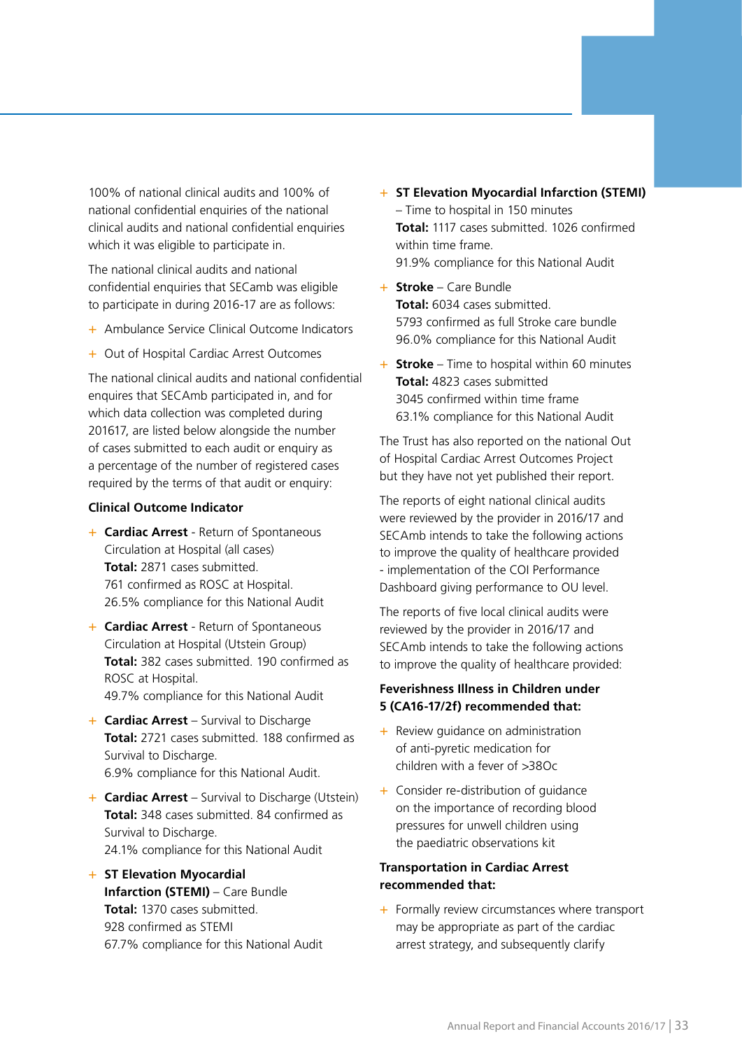100% of national clinical audits and 100% of national confidential enquiries of the national clinical audits and national confidential enquiries which it was eligible to participate in.

The national clinical audits and national confidential enquiries that SECamb was eligible to participate in during 2016-17 are as follows:

- Ambulance Service Clinical Outcome Indicators
- Out of Hospital Cardiac Arrest Outcomes

The national clinical audits and national confidential enquires that SECAmb participated in, and for which data collection was completed during 201617, are listed below alongside the number of cases submitted to each audit or enquiry as a percentage of the number of registered cases required by the terms of that audit or enquiry:

**Clinical Outcome Indicator**

- **Cardiac Arrest** - Return of Spontaneous Circulation at Hospital (all cases)
  **Total:** 2871 cases submitted.
  761 confirmed as ROSC at Hospital.
  26.5% compliance for this National Audit
- **Cardiac Arrest** - Return of Spontaneous Circulation at Hospital (Utstein Group)
  **Total:** 382 cases submitted. 190 confirmed as ROSC at Hospital.
  49.7% compliance for this National Audit
- **Cardiac Arrest** – Survival to Discharge
  **Total:** 2721 cases submitted. 188 confirmed as Survival to Discharge.
  6.9% compliance for this National Audit.
- **Cardiac Arrest** – Survival to Discharge (Utstein)
  **Total:** 348 cases submitted. 84 confirmed as Survival to Discharge.
  24.1% compliance for this National Audit
- **ST Elevation Myocardial Infarction (STEMI)** – Care Bundle
  **Total:** 1370 cases submitted.
  928 confirmed as STEMI
  67.7% compliance for this National Audit
- **ST Elevation Myocardial Infarction (STEMI)** – Time to hospital in 150 minutes
  **Total:** 1117 cases submitted. 1026 confirmed within time frame.
  91.9% compliance for this National Audit
- **Stroke** – Care Bundle
  **Total:** 6034 cases submitted.
  5793 confirmed as full Stroke care bundle
  96.0% compliance for this National Audit
- **Stroke** – Time to hospital within 60 minutes
  **Total:** 4823 cases submitted
  3045 confirmed within time frame
  63.1% compliance for this National Audit

The Trust has also reported on the national Out of Hospital Cardiac Arrest Outcomes Project but they have not yet published their report.

The reports of eight national clinical audits were reviewed by the provider in 2016/17 and SECAmb intends to take the following actions to improve the quality of healthcare provided - implementation of the COI Performance Dashboard giving performance to OU level.

The reports of five local clinical audits were reviewed by the provider in 2016/17 and SECAmb intends to take the following actions to improve the quality of healthcare provided:

**Feverishness Illness in Children under 5 (CA16-17/2f) recommended that:**

- Review guidance on administration of anti-pyretic medication for children with a fever of >38Oc
- Consider re-distribution of guidance on the importance of recording blood pressures for unwell children using the paediatric observations kit

**Transportation in Cardiac Arrest recommended that:**

- Formally review circumstances where transport may be appropriate as part of the cardiac arrest strategy, and subsequently clarify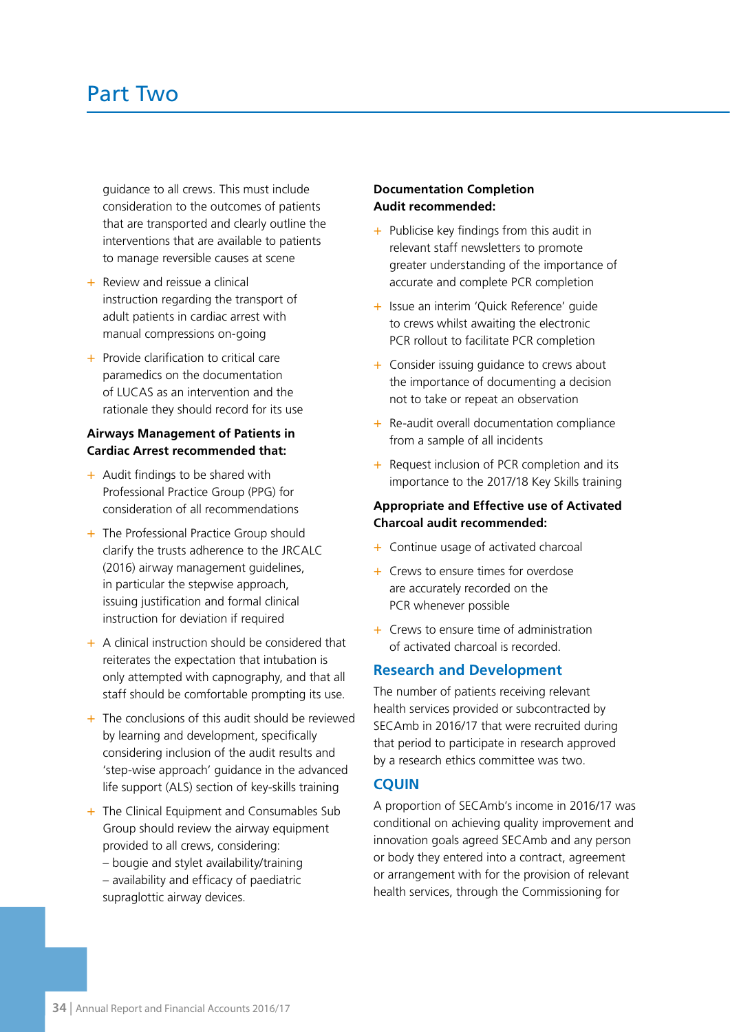guidance to all crews. This must include consideration to the outcomes of patients that are transported and clearly outline the interventions that are available to patients to manage reversible causes at scene

- Review and reissue a clinical instruction regarding the transport of adult patients in cardiac arrest with manual compressions on-going
- Provide clarification to critical care paramedics on the documentation of LUCAS as an intervention and the rationale they should record for its use

**Airways Management of Patients in Cardiac Arrest recommended that:**

- Audit findings to be shared with Professional Practice Group (PPG) for consideration of all recommendations
- The Professional Practice Group should clarify the trusts adherence to the JRCALC (2016) airway management guidelines, in particular the stepwise approach, issuing justification and formal clinical instruction for deviation if required
- A clinical instruction should be considered that reiterates the expectation that intubation is only attempted with capnography, and that all staff should be comfortable prompting its use.
- The conclusions of this audit should be reviewed by learning and development, specifically considering inclusion of the audit results and 'step-wise approach' guidance in the advanced life support (ALS) section of key-skills training
- The Clinical Equipment and Consumables Sub Group should review the airway equipment provided to all crews, considering:
  – bougie and stylet availability/training
  – availability and efficacy of paediatric supraglottic airway devices.

**Documentation Completion Audit recommended:**

- Publicise key findings from this audit in relevant staff newsletters to promote greater understanding of the importance of accurate and complete PCR completion
- Issue an interim 'Quick Reference' guide to crews whilst awaiting the electronic PCR rollout to facilitate PCR completion
- Consider issuing guidance to crews about the importance of documenting a decision not to take or repeat an observation
- Re-audit overall documentation compliance from a sample of all incidents
- Request inclusion of PCR completion and its importance to the 2017/18 Key Skills training

**Appropriate and Effective use of Activated Charcoal audit recommended:**

- Continue usage of activated charcoal
- Crews to ensure times for overdose are accurately recorded on the PCR whenever possible
- Crews to ensure time of administration of activated charcoal is recorded.

## Research and Development

The number of patients receiving relevant health services provided or subcontracted by SECAmb in 2016/17 that were recruited during that period to participate in research approved by a research ethics committee was two.

## CQUIN

A proportion of SECAmb's income in 2016/17 was conditional on achieving quality improvement and innovation goals agreed SECAmb and any person or body they entered into a contract, agreement or arrangement with for the provision of relevant health services, through the Commissioning for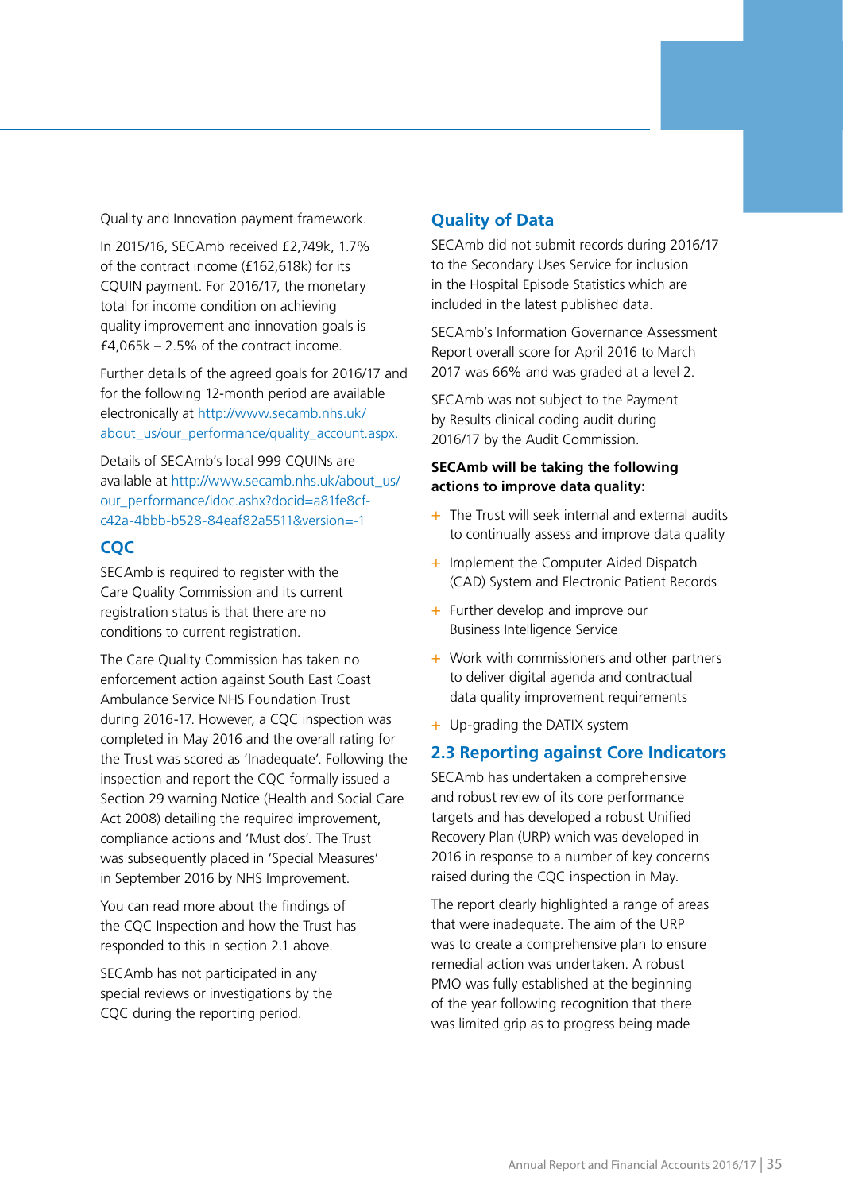Quality and Innovation payment framework.

In 2015/16, SECAmb received £2,749k, 1.7% of the contract income (£162,618k) for its CQUIN payment. For 2016/17, the monetary total for income condition on achieving quality improvement and innovation goals is £4,065k – 2.5% of the contract income.

Further details of the agreed goals for 2016/17 and for the following 12-month period are available electronically at http://www.secamb.nhs.uk/about_us/our_performance/quality_account.aspx.

Details of SECAmb's local 999 CQUINs are available at http://www.secamb.nhs.uk/about_us/our_performance/idoc.ashx?docid=a81fe8cf-c42a-4bbb-b528-84eaf82a5511&version=-1

## CQC

SECAmb is required to register with the Care Quality Commission and its current registration status is that there are no conditions to current registration.

The Care Quality Commission has taken no enforcement action against South East Coast Ambulance Service NHS Foundation Trust during 2016-17. However, a CQC inspection was completed in May 2016 and the overall rating for the Trust was scored as 'Inadequate'. Following the inspection and report the CQC formally issued a Section 29 warning Notice (Health and Social Care Act 2008) detailing the required improvement, compliance actions and 'Must dos'. The Trust was subsequently placed in 'Special Measures' in September 2016 by NHS Improvement.

You can read more about the findings of the CQC Inspection and how the Trust has responded to this in section 2.1 above.

SECAmb has not participated in any special reviews or investigations by the CQC during the reporting period.

## Quality of Data

SECAmb did not submit records during 2016/17 to the Secondary Uses Service for inclusion in the Hospital Episode Statistics which are included in the latest published data.

SECAmb's Information Governance Assessment Report overall score for April 2016 to March 2017 was 66% and was graded at a level 2.

SECAmb was not subject to the Payment by Results clinical coding audit during 2016/17 by the Audit Commission.

**SECAmb will be taking the following actions to improve data quality:**

- The Trust will seek internal and external audits to continually assess and improve data quality
- Implement the Computer Aided Dispatch (CAD) System and Electronic Patient Records
- Further develop and improve our Business Intelligence Service
- Work with commissioners and other partners to deliver digital agenda and contractual data quality improvement requirements
- Up-grading the DATIX system

## 2.3 Reporting against Core Indicators

SECAmb has undertaken a comprehensive and robust review of its core performance targets and has developed a robust Unified Recovery Plan (URP) which was developed in 2016 in response to a number of key concerns raised during the CQC inspection in May.

The report clearly highlighted a range of areas that were inadequate. The aim of the URP was to create a comprehensive plan to ensure remedial action was undertaken. A robust PMO was fully established at the beginning of the year following recognition that there was limited grip as to progress being made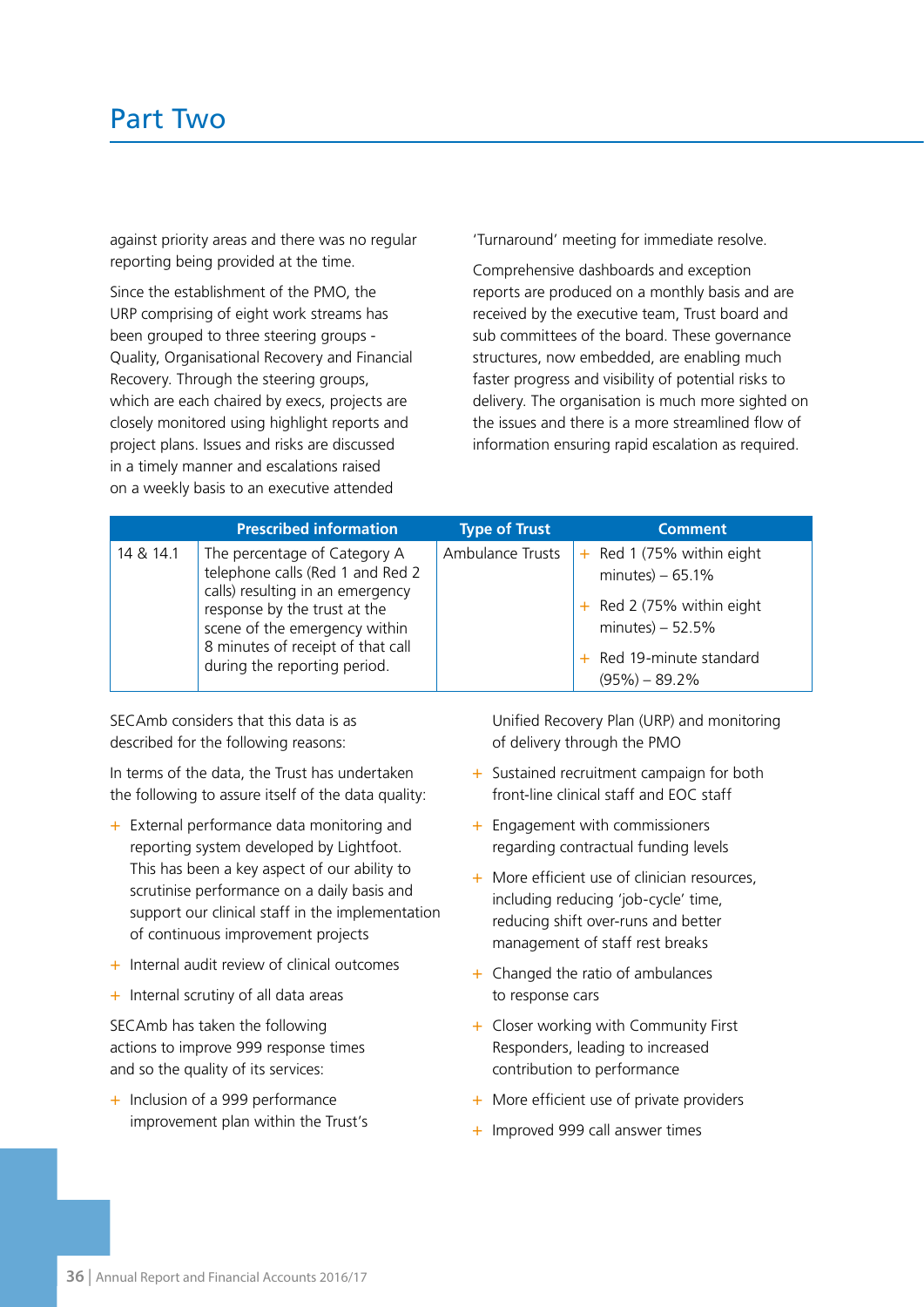# Part Two

against priority areas and there was no regular reporting being provided at the time.

Since the establishment of the PMO, the URP comprising of eight work streams has been grouped to three steering groups - Quality, Organisational Recovery and Financial Recovery. Through the steering groups, which are each chaired by execs, projects are closely monitored using highlight reports and project plans. Issues and risks are discussed in a timely manner and escalations raised on a weekly basis to an executive attended 'Turnaround' meeting for immediate resolve.

Comprehensive dashboards and exception reports are produced on a monthly basis and are received by the executive team, Trust board and sub committees of the board. These governance structures, now embedded, are enabling much faster progress and visibility of potential risks to delivery. The organisation is much more sighted on the issues and there is a more streamlined flow of information ensuring rapid escalation as required.

| | Prescribed information | Type of Trust | Comment |
|---|---|---|---|
| 14 & 14.1 | The percentage of Category A telephone calls (Red 1 and Red 2 calls) resulting in an emergency response by the trust at the scene of the emergency within 8 minutes of receipt of that call during the reporting period. | Ambulance Trusts | + Red 1 (75% within eight minutes) – 65.1%<br>+ Red 2 (75% within eight minutes) – 52.5%<br>+ Red 19-minute standard (95%) – 89.2% |

SECAmb considers that this data is as described for the following reasons:

In terms of the data, the Trust has undertaken the following to assure itself of the data quality:

- External performance data monitoring and reporting system developed by Lightfoot. This has been a key aspect of our ability to scrutinise performance on a daily basis and support our clinical staff in the implementation of continuous improvement projects
- Internal audit review of clinical outcomes
- Internal scrutiny of all data areas

SECAmb has taken the following actions to improve 999 response times and so the quality of its services:

- Inclusion of a 999 performance improvement plan within the Trust's Unified Recovery Plan (URP) and monitoring of delivery through the PMO
- Sustained recruitment campaign for both front-line clinical staff and EOC staff
- Engagement with commissioners regarding contractual funding levels
- More efficient use of clinician resources, including reducing 'job-cycle' time, reducing shift over-runs and better management of staff rest breaks
- Changed the ratio of ambulances to response cars
- Closer working with Community First Responders, leading to increased contribution to performance
- More efficient use of private providers
- Improved 999 call answer times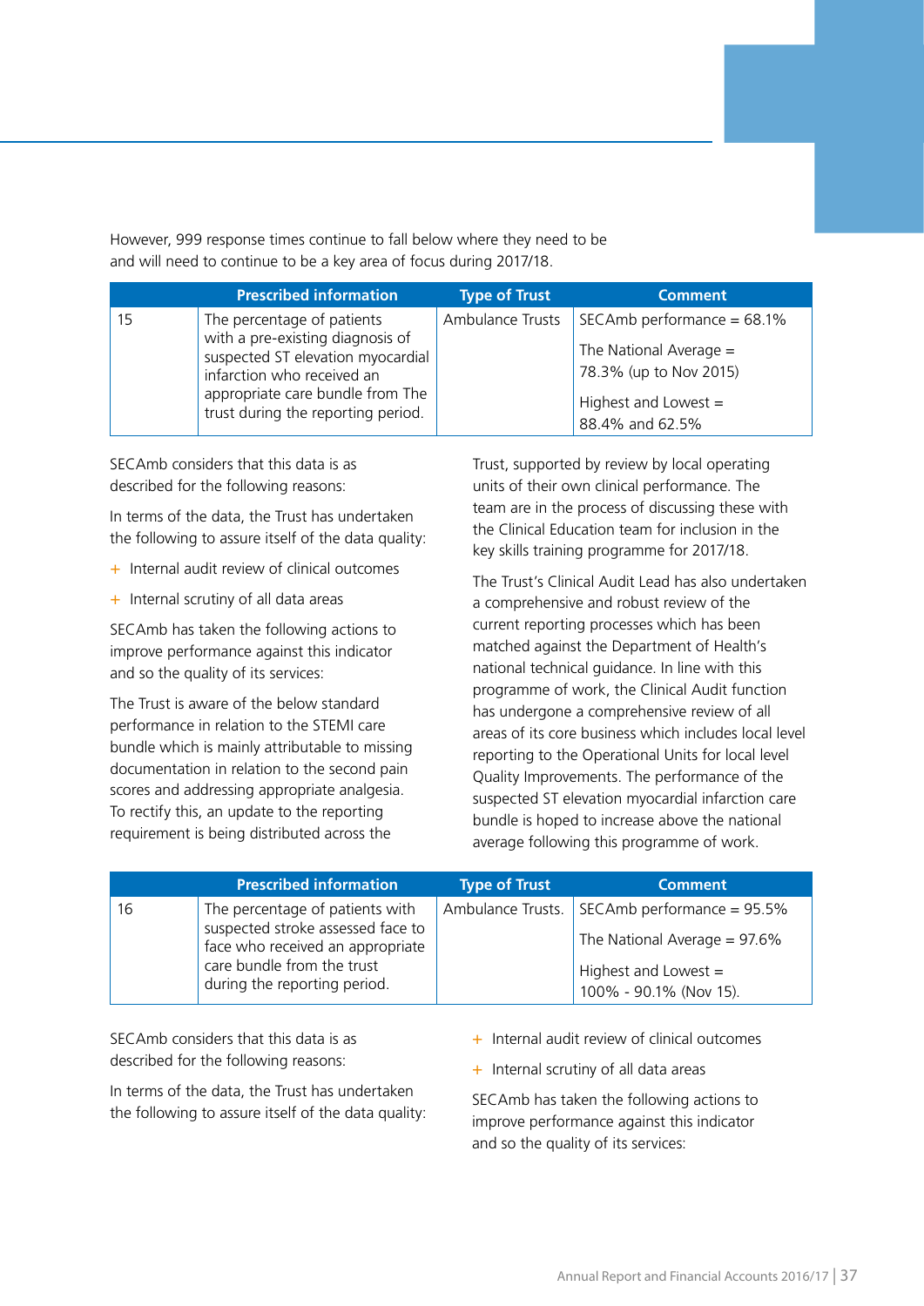However, 999 response times continue to fall below where they need to be and will need to continue to be a key area of focus during 2017/18.

| | Prescribed information | Type of Trust | Comment |
|---|---|---|---|
| 15 | The percentage of patients with a pre-existing diagnosis of suspected ST elevation myocardial infarction who received an appropriate care bundle from The trust during the reporting period. | Ambulance Trusts | SECAmb performance = 68.1%<br><br>The National Average = 78.3% (up to Nov 2015)<br><br>Highest and Lowest = 88.4% and 62.5% |

SECAmb considers that this data is as described for the following reasons:

In terms of the data, the Trust has undertaken the following to assure itself of the data quality:

- Internal audit review of clinical outcomes
- Internal scrutiny of all data areas

SECAmb has taken the following actions to improve performance against this indicator and so the quality of its services:

The Trust is aware of the below standard performance in relation to the STEMI care bundle which is mainly attributable to missing documentation in relation to the second pain scores and addressing appropriate analgesia. To rectify this, an update to the reporting requirement is being distributed across the Trust, supported by review by local operating units of their own clinical performance. The team are in the process of discussing these with the Clinical Education team for inclusion in the key skills training programme for 2017/18.

The Trust's Clinical Audit Lead has also undertaken a comprehensive and robust review of the current reporting processes which has been matched against the Department of Health's national technical guidance. In line with this programme of work, the Clinical Audit function has undergone a comprehensive review of all areas of its core business which includes local level reporting to the Operational Units for local level Quality Improvements. The performance of the suspected ST elevation myocardial infarction care bundle is hoped to increase above the national average following this programme of work.

| | Prescribed information | Type of Trust | Comment |
|---|---|---|---|
| 16 | The percentage of patients with suspected stroke assessed face to face who received an appropriate care bundle from the trust during the reporting period. | Ambulance Trusts. | SECAmb performance = 95.5%<br><br>The National Average = 97.6%<br><br>Highest and Lowest = 100% - 90.1% (Nov 15). |

SECAmb considers that this data is as described for the following reasons:

In terms of the data, the Trust has undertaken the following to assure itself of the data quality:

- Internal audit review of clinical outcomes
- Internal scrutiny of all data areas

SECAmb has taken the following actions to improve performance against this indicator and so the quality of its services: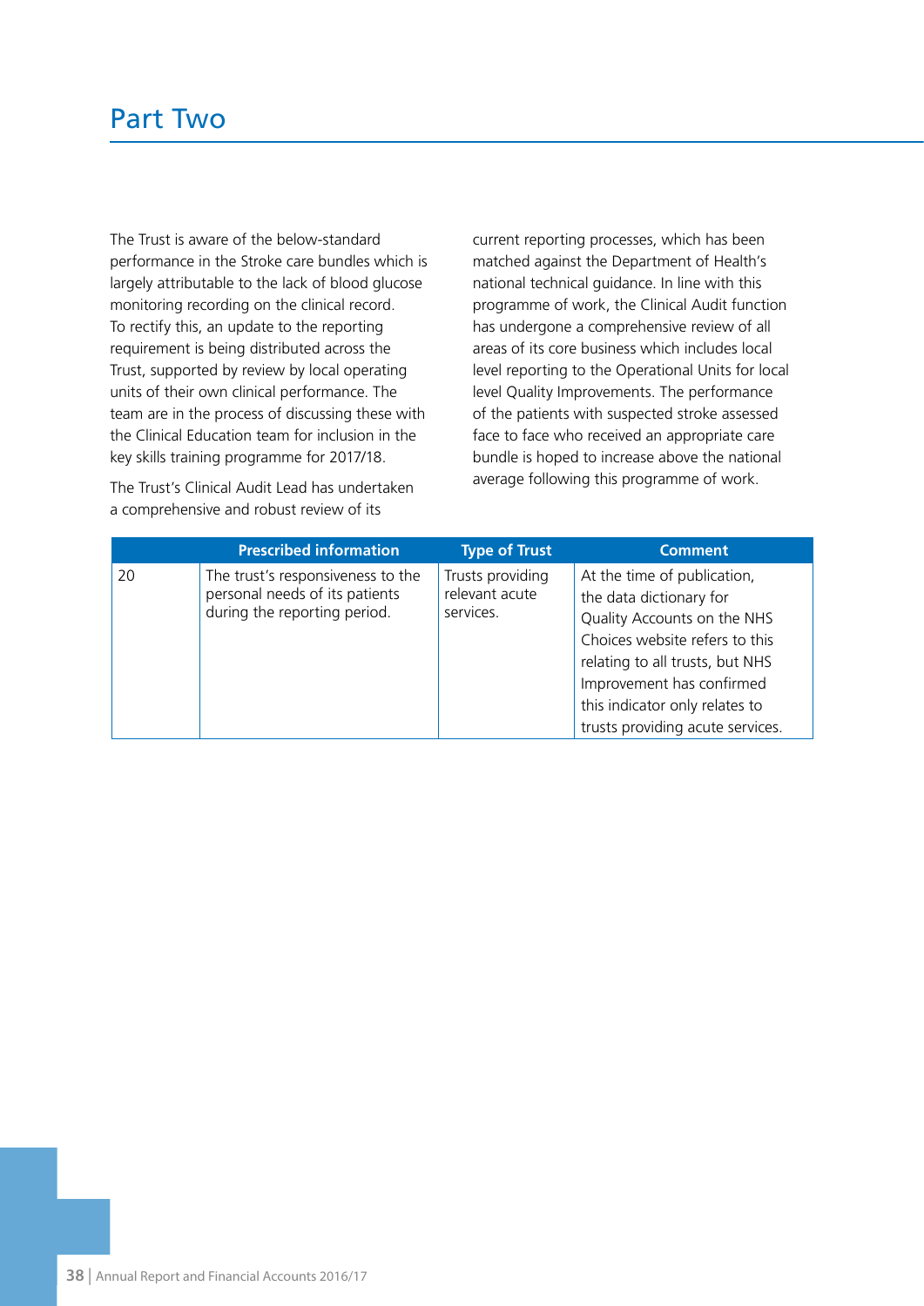# Part Two

The Trust is aware of the below-standard performance in the Stroke care bundles which is largely attributable to the lack of blood glucose monitoring recording on the clinical record. To rectify this, an update to the reporting requirement is being distributed across the Trust, supported by review by local operating units of their own clinical performance. The team are in the process of discussing these with the Clinical Education team for inclusion in the key skills training programme for 2017/18.

The Trust's Clinical Audit Lead has undertaken a comprehensive and robust review of its current reporting processes, which has been matched against the Department of Health's national technical guidance. In line with this programme of work, the Clinical Audit function has undergone a comprehensive review of all areas of its core business which includes local level reporting to the Operational Units for local level Quality Improvements. The performance of the patients with suspected stroke assessed face to face who received an appropriate care bundle is hoped to increase above the national average following this programme of work.

| | Prescribed information | Type of Trust | Comment |
|---|---|---|---|
| 20 | The trust's responsiveness to the personal needs of its patients during the reporting period. | Trusts providing relevant acute services. | At the time of publication, the data dictionary for Quality Accounts on the NHS Choices website refers to this relating to all trusts, but NHS Improvement has confirmed this indicator only relates to trusts providing acute services. |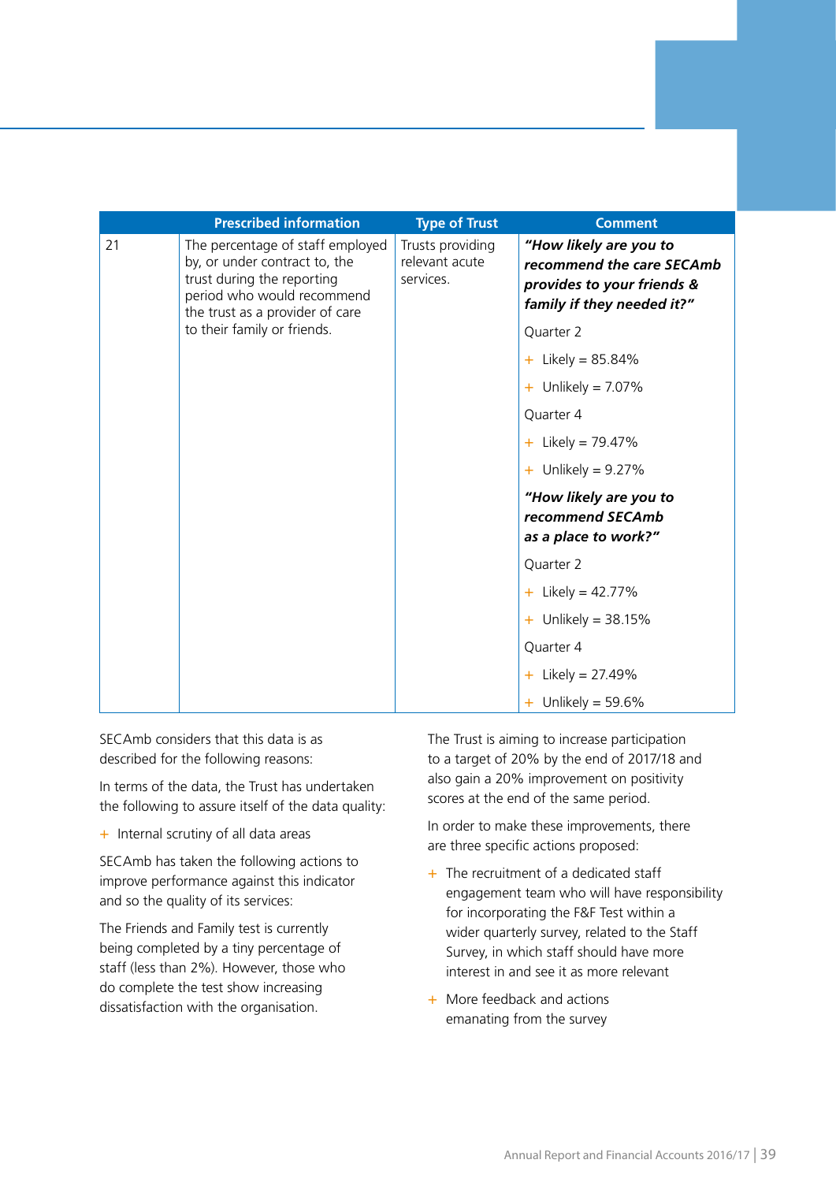| | Prescribed information | Type of Trust | Comment |
|---|---|---|---|
| 21 | The percentage of staff employed by, or under contract to, the trust during the reporting period who would recommend the trust as a provider of care to their family or friends. | Trusts providing relevant acute services. | ***"How likely are you to recommend the care SECAmb provides to your friends & family if they needed it?"***<br>Quarter 2<br>+ Likely = 85.84%<br>+ Unlikely = 7.07%<br>Quarter 4<br>+ Likely = 79.47%<br>+ Unlikely = 9.27%<br>***"How likely are you to recommend SECAmb as a place to work?"***<br>Quarter 2<br>+ Likely = 42.77%<br>+ Unlikely = 38.15%<br>Quarter 4<br>+ Likely = 27.49%<br>+ Unlikely = 59.6% |

SECAmb considers that this data is as described for the following reasons:

In terms of the data, the Trust has undertaken the following to assure itself of the data quality:

- Internal scrutiny of all data areas

SECAmb has taken the following actions to improve performance against this indicator and so the quality of its services:

The Friends and Family test is currently being completed by a tiny percentage of staff (less than 2%). However, those who do complete the test show increasing dissatisfaction with the organisation.

The Trust is aiming to increase participation to a target of 20% by the end of 2017/18 and also gain a 20% improvement on positivity scores at the end of the same period.

In order to make these improvements, there are three specific actions proposed:

- The recruitment of a dedicated staff engagement team who will have responsibility for incorporating the F&F Test within a wider quarterly survey, related to the Staff Survey, in which staff should have more interest in and see it as more relevant
- More feedback and actions emanating from the survey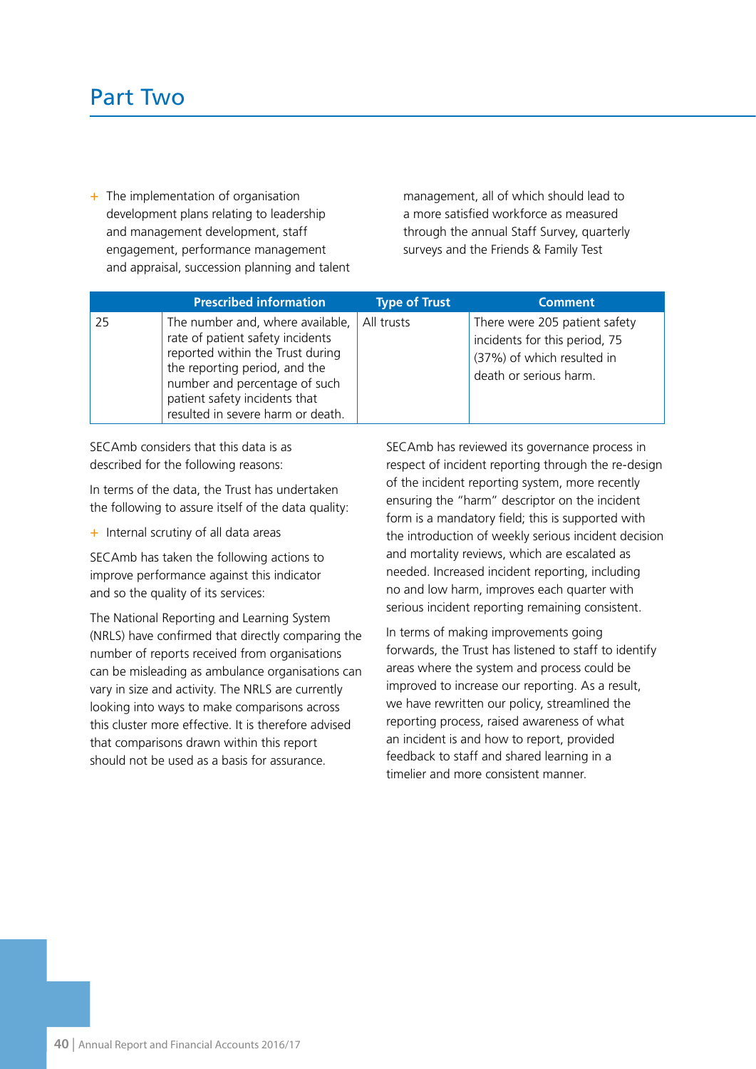# Part Two

+ The implementation of organisation development plans relating to leadership and management development, staff engagement, performance management and appraisal, succession planning and talent management, all of which should lead to a more satisfied workforce as measured through the annual Staff Survey, quarterly surveys and the Friends & Family Test

| | Prescribed information | Type of Trust | Comment |
|---|---|---|---|
| 25 | The number and, where available, rate of patient safety incidents reported within the Trust during the reporting period, and the number and percentage of such patient safety incidents that resulted in severe harm or death. | All trusts | There were 205 patient safety incidents for this period, 75 (37%) of which resulted in death or serious harm. |

SECAmb considers that this data is as described for the following reasons:

In terms of the data, the Trust has undertaken the following to assure itself of the data quality:

+ Internal scrutiny of all data areas

SECAmb has taken the following actions to improve performance against this indicator and so the quality of its services:

The National Reporting and Learning System (NRLS) have confirmed that directly comparing the number of reports received from organisations can be misleading as ambulance organisations can vary in size and activity. The NRLS are currently looking into ways to make comparisons across this cluster more effective. It is therefore advised that comparisons drawn within this report should not be used as a basis for assurance.

SECAmb has reviewed its governance process in respect of incident reporting through the re-design of the incident reporting system, more recently ensuring the "harm" descriptor on the incident form is a mandatory field; this is supported with the introduction of weekly serious incident decision and mortality reviews, which are escalated as needed. Increased incident reporting, including no and low harm, improves each quarter with serious incident reporting remaining consistent.

In terms of making improvements going forwards, the Trust has listened to staff to identify areas where the system and process could be improved to increase our reporting. As a result, we have rewritten our policy, streamlined the reporting process, raised awareness of what an incident is and how to report, provided feedback to staff and shared learning in a timelier and more consistent manner.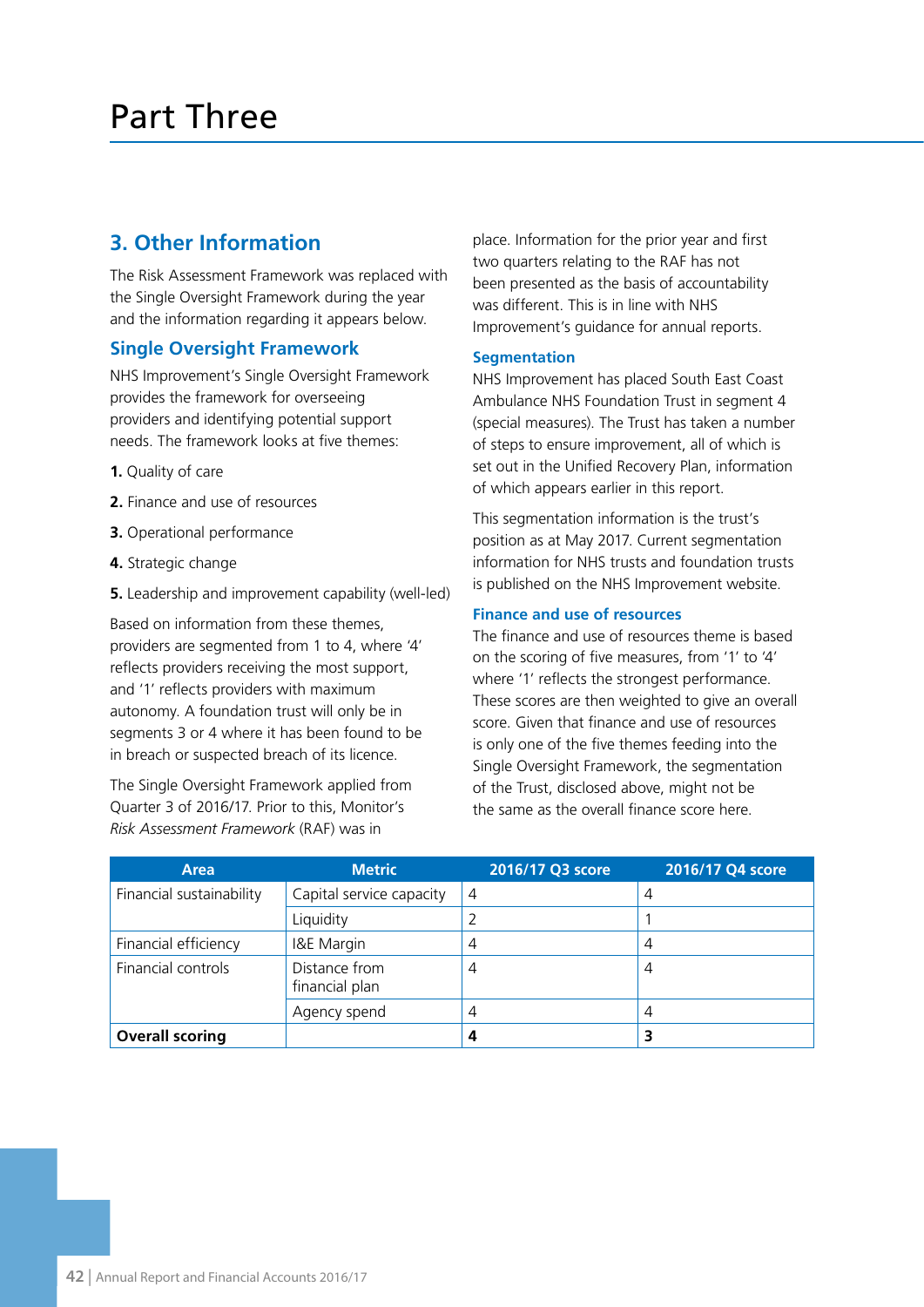# Part Three

## 3. Other Information

The Risk Assessment Framework was replaced with the Single Oversight Framework during the year and the information regarding it appears below.

### Single Oversight Framework

NHS Improvement's Single Oversight Framework provides the framework for overseeing providers and identifying potential support needs. The framework looks at five themes:

1. Quality of care
2. Finance and use of resources
3. Operational performance
4. Strategic change
5. Leadership and improvement capability (well-led)

Based on information from these themes, providers are segmented from 1 to 4, where '4' reflects providers receiving the most support, and '1' reflects providers with maximum autonomy. A foundation trust will only be in segments 3 or 4 where it has been found to be in breach or suspected breach of its licence.

The Single Oversight Framework applied from Quarter 3 of 2016/17. Prior to this, Monitor's *Risk Assessment Framework* (RAF) was in place. Information for the prior year and first two quarters relating to the RAF has not been presented as the basis of accountability was different. This is in line with NHS Improvement's guidance for annual reports.

#### Segmentation

NHS Improvement has placed South East Coast Ambulance NHS Foundation Trust in segment 4 (special measures). The Trust has taken a number of steps to ensure improvement, all of which is set out in the Unified Recovery Plan, information of which appears earlier in this report.

This segmentation information is the trust's position as at May 2017. Current segmentation information for NHS trusts and foundation trusts is published on the NHS Improvement website.

#### Finance and use of resources

The finance and use of resources theme is based on the scoring of five measures, from '1' to '4' where '1' reflects the strongest performance. These scores are then weighted to give an overall score. Given that finance and use of resources is only one of the five themes feeding into the Single Oversight Framework, the segmentation of the Trust, disclosed above, might not be the same as the overall finance score here.

| Area | Metric | 2016/17 Q3 score | 2016/17 Q4 score |
|---|---|---|---|
| Financial sustainability | Capital service capacity | 4 | 4 |
| | Liquidity | 2 | 1 |
| Financial efficiency | I&E Margin | 4 | 4 |
| Financial controls | Distance from financial plan | 4 | 4 |
| | Agency spend | 4 | 4 |
| **Overall scoring** | | **4** | **3** |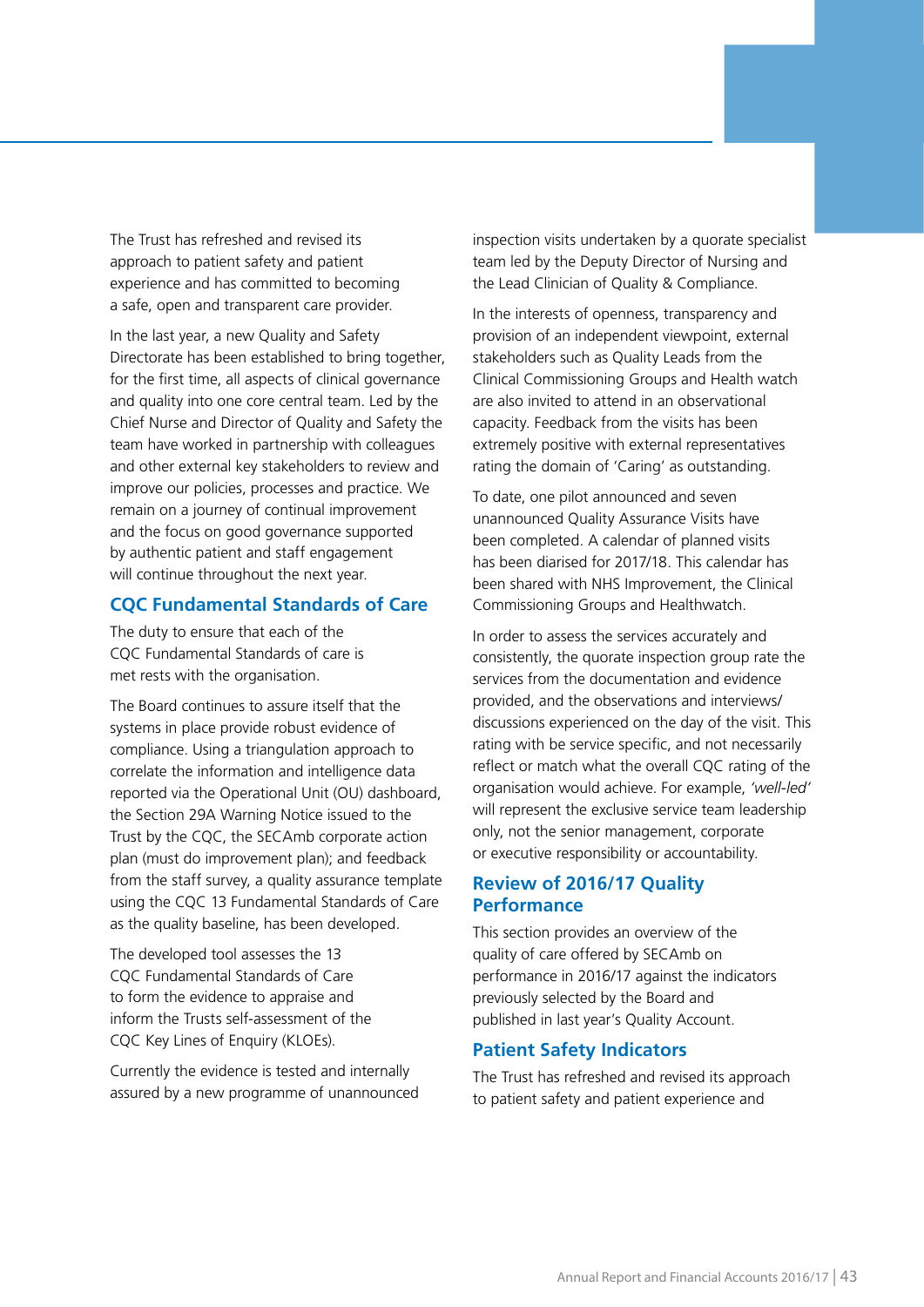The Trust has refreshed and revised its approach to patient safety and patient experience and has committed to becoming a safe, open and transparent care provider.

In the last year, a new Quality and Safety Directorate has been established to bring together, for the first time, all aspects of clinical governance and quality into one core central team. Led by the Chief Nurse and Director of Quality and Safety the team have worked in partnership with colleagues and other external key stakeholders to review and improve our policies, processes and practice. We remain on a journey of continual improvement and the focus on good governance supported by authentic patient and staff engagement will continue throughout the next year.

## CQC Fundamental Standards of Care

The duty to ensure that each of the CQC Fundamental Standards of care is met rests with the organisation.

The Board continues to assure itself that the systems in place provide robust evidence of compliance. Using a triangulation approach to correlate the information and intelligence data reported via the Operational Unit (OU) dashboard, the Section 29A Warning Notice issued to the Trust by the CQC, the SECAmb corporate action plan (must do improvement plan); and feedback from the staff survey, a quality assurance template using the CQC 13 Fundamental Standards of Care as the quality baseline, has been developed.

The developed tool assesses the 13 CQC Fundamental Standards of Care to form the evidence to appraise and inform the Trusts self-assessment of the CQC Key Lines of Enquiry (KLOEs).

Currently the evidence is tested and internally assured by a new programme of unannounced inspection visits undertaken by a quorate specialist team led by the Deputy Director of Nursing and the Lead Clinician of Quality & Compliance.

In the interests of openness, transparency and provision of an independent viewpoint, external stakeholders such as Quality Leads from the Clinical Commissioning Groups and Health watch are also invited to attend in an observational capacity. Feedback from the visits has been extremely positive with external representatives rating the domain of 'Caring' as outstanding.

To date, one pilot announced and seven unannounced Quality Assurance Visits have been completed. A calendar of planned visits has been diarised for 2017/18. This calendar has been shared with NHS Improvement, the Clinical Commissioning Groups and Healthwatch.

In order to assess the services accurately and consistently, the quorate inspection group rate the services from the documentation and evidence provided, and the observations and interviews/ discussions experienced on the day of the visit. This rating with be service specific, and not necessarily reflect or match what the overall CQC rating of the organisation would achieve. For example, *'well-led'* will represent the exclusive service team leadership only, not the senior management, corporate or executive responsibility or accountability.

## Review of 2016/17 Quality Performance

This section provides an overview of the quality of care offered by SECAmb on performance in 2016/17 against the indicators previously selected by the Board and published in last year's Quality Account.

## Patient Safety Indicators

The Trust has refreshed and revised its approach to patient safety and patient experience and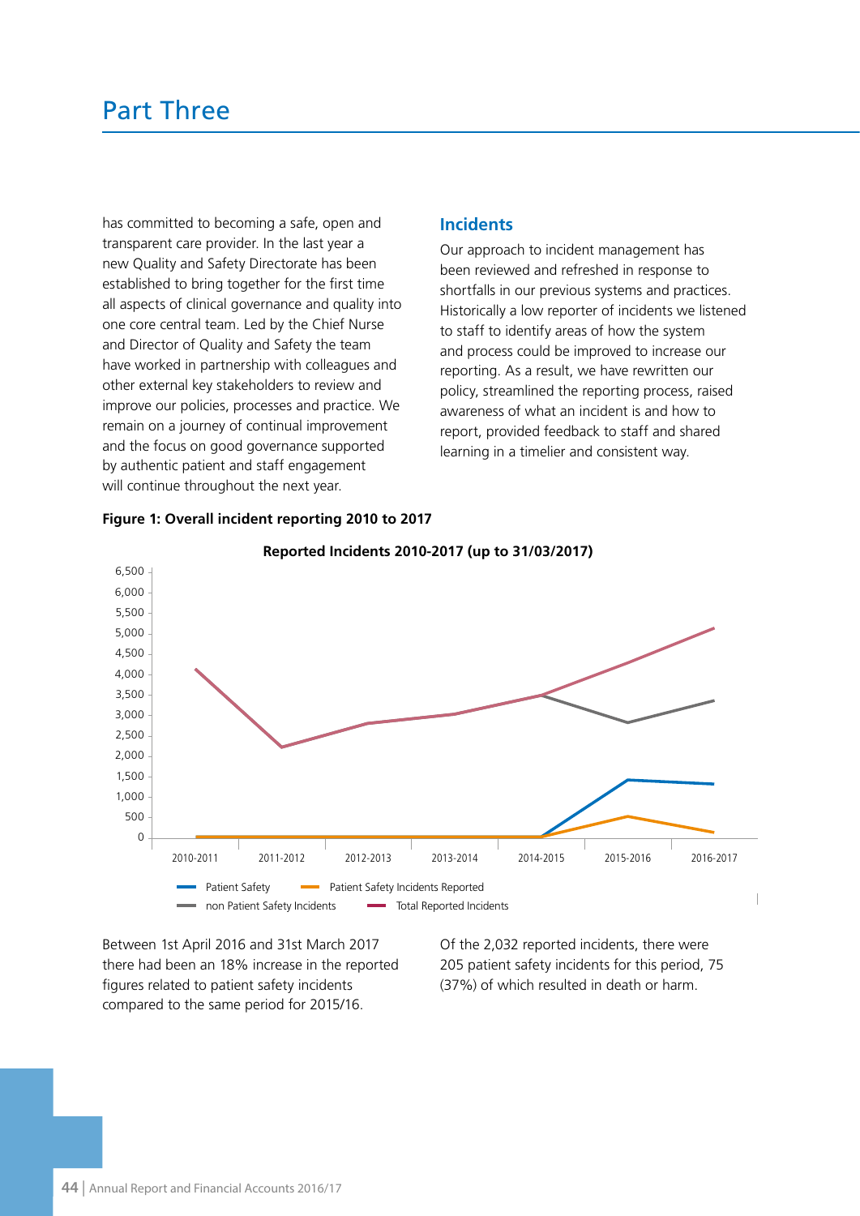# Part Three

has committed to becoming a safe, open and transparent care provider. In the last year a new Quality and Safety Directorate has been established to bring together for the first time all aspects of clinical governance and quality into one core central team. Led by the Chief Nurse and Director of Quality and Safety the team have worked in partnership with colleagues and other external key stakeholders to review and improve our policies, processes and practice. We remain on a journey of continual improvement and the focus on good governance supported by authentic patient and staff engagement will continue throughout the next year.

## Incidents

Our approach to incident management has been reviewed and refreshed in response to shortfalls in our previous systems and practices. Historically a low reporter of incidents we listened to staff to identify areas of how the system and process could be improved to increase our reporting. As a result, we have rewritten our policy, streamlined the reporting process, raised awareness of what an incident is and how to report, provided feedback to staff and shared learning in a timelier and consistent way.

**Figure 1: Overall incident reporting 2010 to 2017**

**Reported Incidents 2010-2017 (up to 31/03/2017)**

Legend: Patient Safety; Patient Safety Incidents Reported; non Patient Safety Incidents; Total Reported Incidents

Between 1st April 2016 and 31st March 2017 there had been an 18% increase in the reported figures related to patient safety incidents compared to the same period for 2015/16.

Of the 2,032 reported incidents, there were 205 patient safety incidents for this period, 75 (37%) of which resulted in death or harm.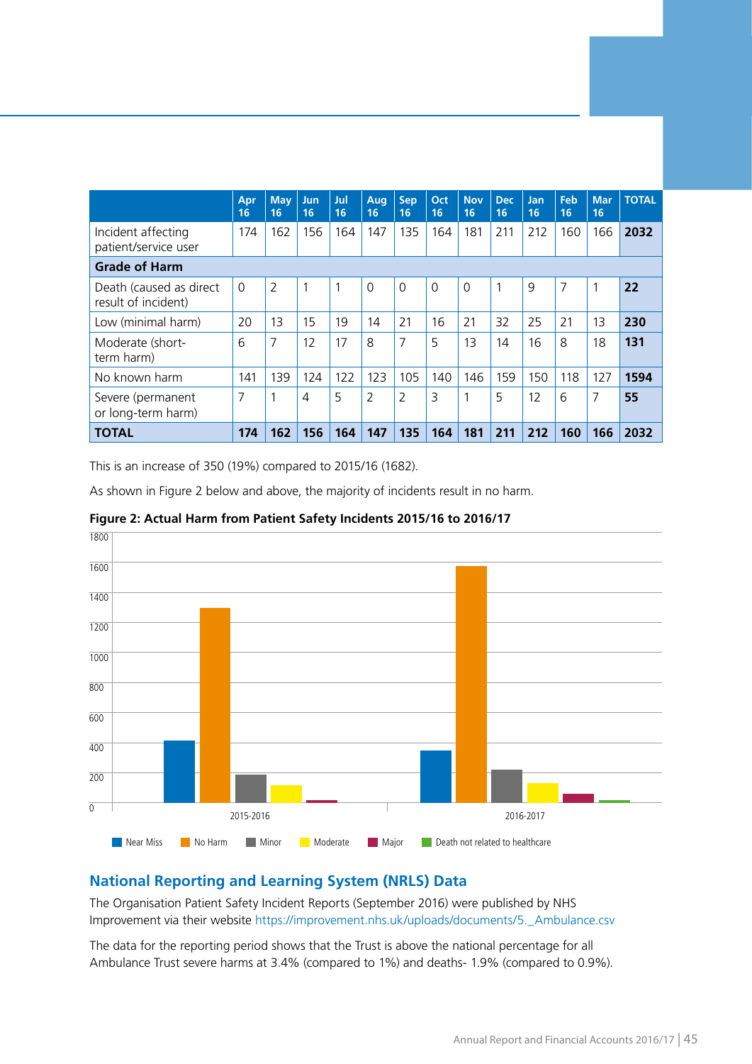| | Apr 16 | May 16 | Jun 16 | Jul 16 | Aug 16 | Sep 16 | Oct 16 | Nov 16 | Dec 16 | Jan 16 | Feb 16 | Mar 16 | TOTAL |
|---|---|---|---|---|---|---|---|---|---|---|---|---|---|
| Incident affecting patient/service user | 174 | 162 | 156 | 164 | 147 | 135 | 164 | 181 | 211 | 212 | 160 | 166 | **2032** |
| **Grade of Harm** | | | | | | | | | | | | | |
| Death (caused as direct result of incident) | 0 | 2 | 1 | 1 | 0 | 0 | 0 | 0 | 1 | 9 | 7 | 1 | **22** |
| Low (minimal harm) | 20 | 13 | 15 | 19 | 14 | 21 | 16 | 21 | 32 | 25 | 21 | 13 | **230** |
| Moderate (short-term harm) | 6 | 7 | 12 | 17 | 8 | 7 | 5 | 13 | 14 | 16 | 8 | 18 | **131** |
| No known harm | 141 | 139 | 124 | 122 | 123 | 105 | 140 | 146 | 159 | 150 | 118 | 127 | **1594** |
| Severe (permanent or long-term harm) | 7 | 1 | 4 | 5 | 2 | 2 | 3 | 1 | 5 | 12 | 6 | 7 | **55** |
| **TOTAL** | **174** | **162** | **156** | **164** | **147** | **135** | **164** | **181** | **211** | **212** | **160** | **166** | **2032** |

This is an increase of 350 (19%) compared to 2015/16 (1682).

As shown in Figure 2 below and above, the majority of incidents result in no harm.

**Figure 2: Actual Harm from Patient Safety Incidents 2015/16 to 2016/17**

## National Reporting and Learning System (NRLS) Data

The Organisation Patient Safety Incident Reports (September 2016) were published by NHS Improvement via their website https://improvement.nhs.uk/uploads/documents/5._Ambulance.csv

The data for the reporting period shows that the Trust is above the national percentage for all Ambulance Trust severe harms at 3.4% (compared to 1%) and deaths- 1.9% (compared to 0.9%).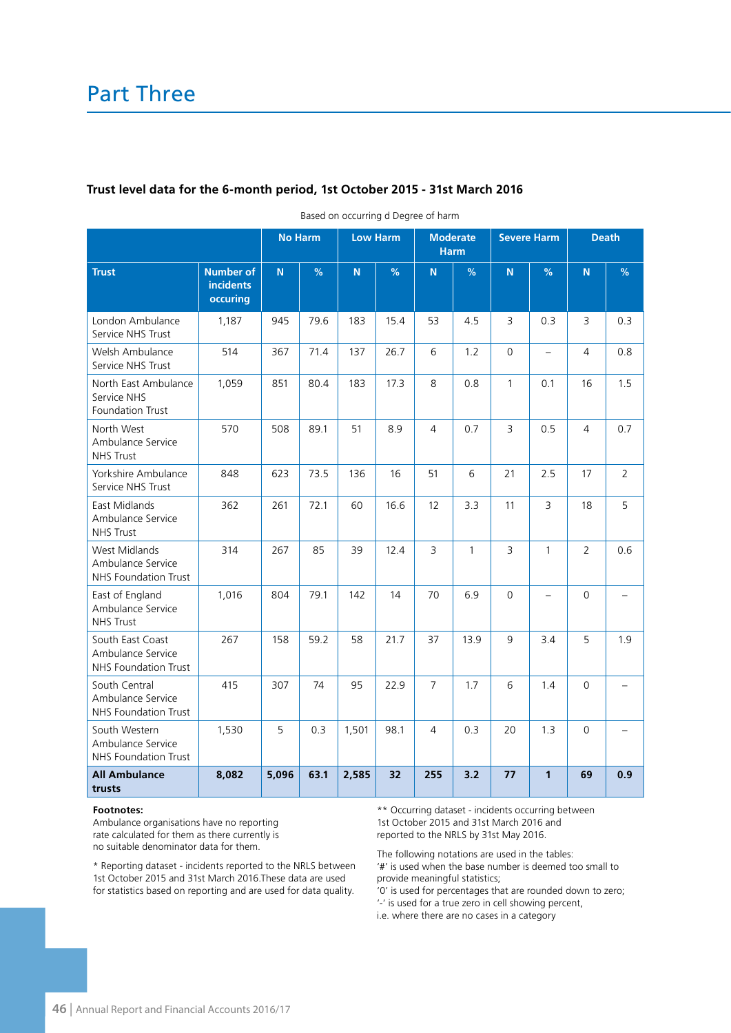# Part Three

### Trust level data for the 6-month period, 1st October 2015 - 31st March 2016

Based on occurring d Degree of harm

| | | No Harm | | Low Harm | | Moderate Harm | | Severe Harm | | Death | |
|---|---|---|---|---|---|---|---|---|---|---|---|
| **Trust** | **Number of incidents occuring** | **N** | **%** | **N** | **%** | **N** | **%** | **N** | **%** | **N** | **%** |
| London Ambulance Service NHS Trust | 1,187 | 945 | 79.6 | 183 | 15.4 | 53 | 4.5 | 3 | 0.3 | 3 | 0.3 |
| Welsh Ambulance Service NHS Trust | 514 | 367 | 71.4 | 137 | 26.7 | 6 | 1.2 | 0 | – | 4 | 0.8 |
| North East Ambulance Service NHS Foundation Trust | 1,059 | 851 | 80.4 | 183 | 17.3 | 8 | 0.8 | 1 | 0.1 | 16 | 1.5 |
| North West Ambulance Service NHS Trust | 570 | 508 | 89.1 | 51 | 8.9 | 4 | 0.7 | 3 | 0.5 | 4 | 0.7 |
| Yorkshire Ambulance Service NHS Trust | 848 | 623 | 73.5 | 136 | 16 | 51 | 6 | 21 | 2.5 | 17 | 2 |
| East Midlands Ambulance Service NHS Trust | 362 | 261 | 72.1 | 60 | 16.6 | 12 | 3.3 | 11 | 3 | 18 | 5 |
| West Midlands Ambulance Service NHS Foundation Trust | 314 | 267 | 85 | 39 | 12.4 | 3 | 1 | 3 | 1 | 2 | 0.6 |
| East of England Ambulance Service NHS Trust | 1,016 | 804 | 79.1 | 142 | 14 | 70 | 6.9 | 0 | – | 0 | – |
| South East Coast Ambulance Service NHS Foundation Trust | 267 | 158 | 59.2 | 58 | 21.7 | 37 | 13.9 | 9 | 3.4 | 5 | 1.9 |
| South Central Ambulance Service NHS Foundation Trust | 415 | 307 | 74 | 95 | 22.9 | 7 | 1.7 | 6 | 1.4 | 0 | – |
| South Western Ambulance Service NHS Foundation Trust | 1,530 | 5 | 0.3 | 1,501 | 98.1 | 4 | 0.3 | 20 | 1.3 | 0 | – |
| **All Ambulance trusts** | **8,082** | **5,096** | **63.1** | **2,585** | **32** | **255** | **3.2** | **77** | **1** | **69** | **0.9** |

**Footnotes:**

Ambulance organisations have no reporting rate calculated for them as there currently is no suitable denominator data for them.

* Reporting dataset - incidents reported to the NRLS between 1st October 2015 and 31st March 2016.These data are used for statistics based on reporting and are used for data quality.

** Occurring dataset - incidents occurring between 1st October 2015 and 31st March 2016 and reported to the NRLS by 31st May 2016.

The following notations are used in the tables:
'#' is used when the base number is deemed too small to provide meaningful statistics;
'0' is used for percentages that are rounded down to zero;
'-' is used for a true zero in cell showing percent, i.e. where there are no cases in a category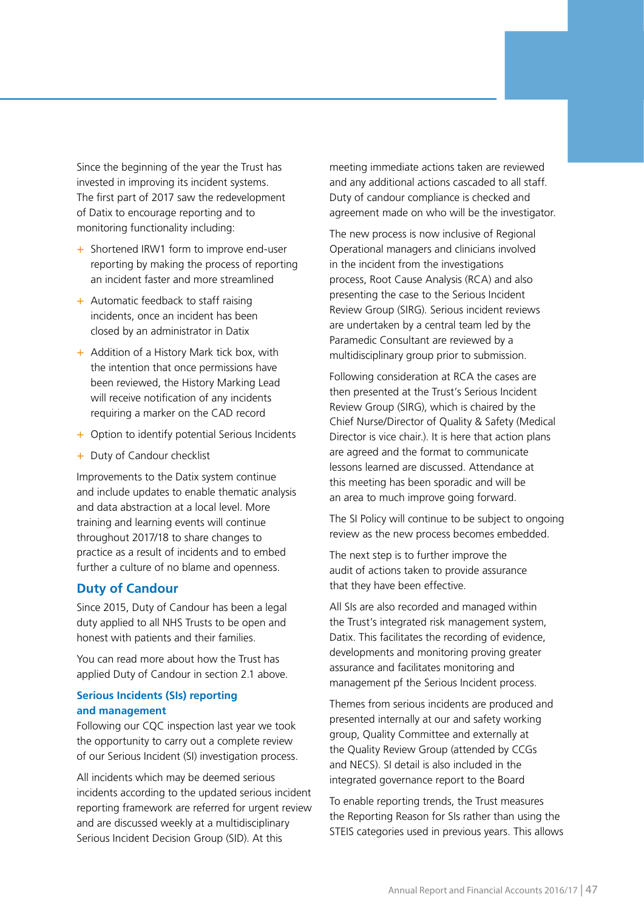Since the beginning of the year the Trust has invested in improving its incident systems. The first part of 2017 saw the redevelopment of Datix to encourage reporting and to monitoring functionality including:

- Shortened IRW1 form to improve end-user reporting by making the process of reporting an incident faster and more streamlined
- Automatic feedback to staff raising incidents, once an incident has been closed by an administrator in Datix
- Addition of a History Mark tick box, with the intention that once permissions have been reviewed, the History Marking Lead will receive notification of any incidents requiring a marker on the CAD record
- Option to identify potential Serious Incidents
- Duty of Candour checklist

Improvements to the Datix system continue and include updates to enable thematic analysis and data abstraction at a local level. More training and learning events will continue throughout 2017/18 to share changes to practice as a result of incidents and to embed further a culture of no blame and openness.

## Duty of Candour

Since 2015, Duty of Candour has been a legal duty applied to all NHS Trusts to be open and honest with patients and their families.

You can read more about how the Trust has applied Duty of Candour in section 2.1 above.

### Serious Incidents (SIs) reporting and management

Following our CQC inspection last year we took the opportunity to carry out a complete review of our Serious Incident (SI) investigation process.

All incidents which may be deemed serious incidents according to the updated serious incident reporting framework are referred for urgent review and are discussed weekly at a multidisciplinary Serious Incident Decision Group (SID). At this meeting immediate actions taken are reviewed and any additional actions cascaded to all staff. Duty of candour compliance is checked and agreement made on who will be the investigator.

The new process is now inclusive of Regional Operational managers and clinicians involved in the incident from the investigations process, Root Cause Analysis (RCA) and also presenting the case to the Serious Incident Review Group (SIRG). Serious incident reviews are undertaken by a central team led by the Paramedic Consultant are reviewed by a multidisciplinary group prior to submission.

Following consideration at RCA the cases are then presented at the Trust's Serious Incident Review Group (SIRG), which is chaired by the Chief Nurse/Director of Quality & Safety (Medical Director is vice chair.). It is here that action plans are agreed and the format to communicate lessons learned are discussed. Attendance at this meeting has been sporadic and will be an area to much improve going forward.

The SI Policy will continue to be subject to ongoing review as the new process becomes embedded.

The next step is to further improve the audit of actions taken to provide assurance that they have been effective.

All SIs are also recorded and managed within the Trust's integrated risk management system, Datix. This facilitates the recording of evidence, developments and monitoring proving greater assurance and facilitates monitoring and management pf the Serious Incident process.

Themes from serious incidents are produced and presented internally at our and safety working group, Quality Committee and externally at the Quality Review Group (attended by CCGs and NECS). SI detail is also included in the integrated governance report to the Board

To enable reporting trends, the Trust measures the Reporting Reason for SIs rather than using the STEIS categories used in previous years. This allows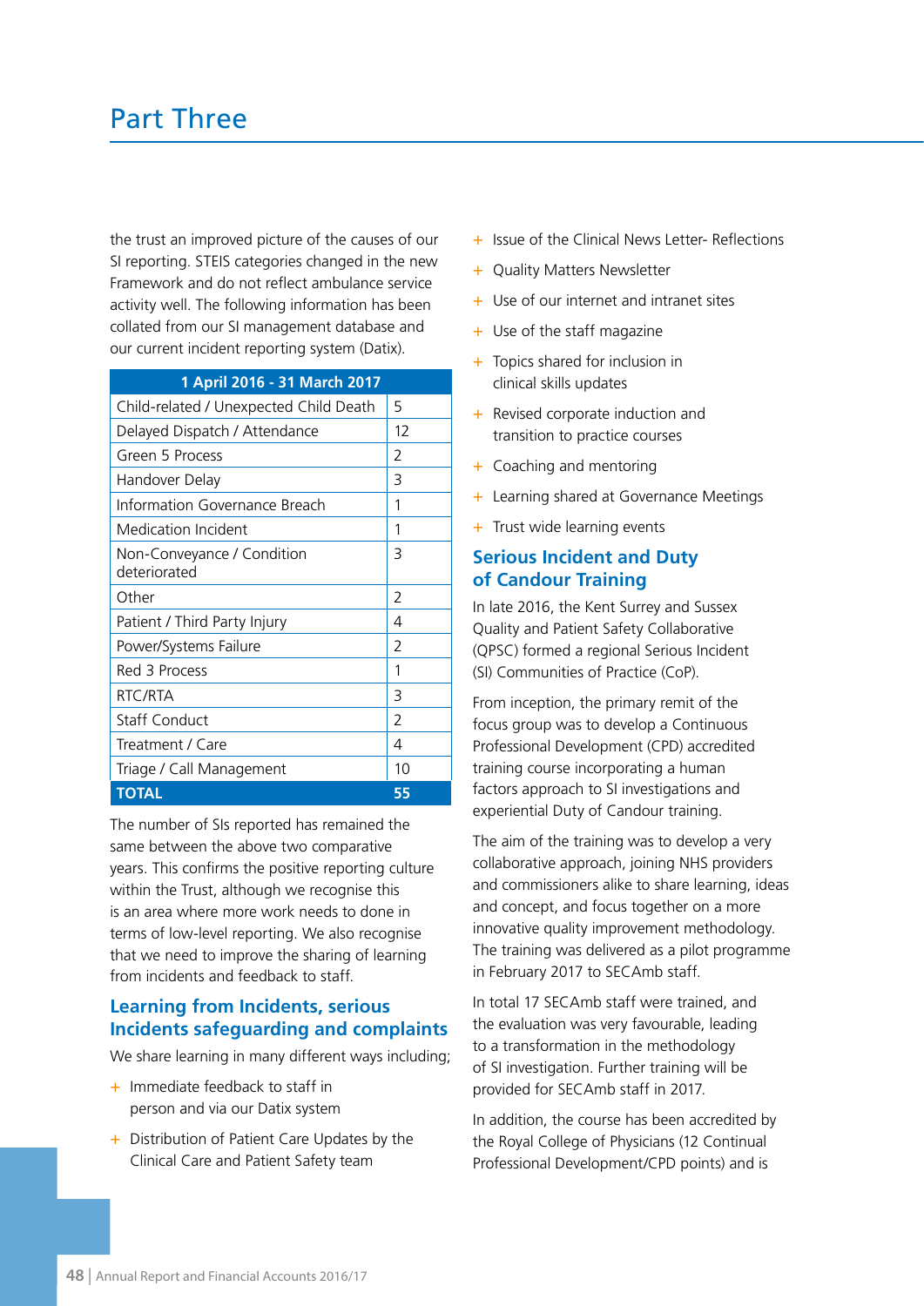# Part Three

the trust an improved picture of the causes of our SI reporting. STEIS categories changed in the new Framework and do not reflect ambulance service activity well. The following information has been collated from our SI management database and our current incident reporting system (Datix).

| 1 April 2016 - 31 March 2017 | |
|---|---|
| Child-related / Unexpected Child Death | 5 |
| Delayed Dispatch / Attendance | 12 |
| Green 5 Process | 2 |
| Handover Delay | 3 |
| Information Governance Breach | 1 |
| Medication Incident | 1 |
| Non-Conveyance / Condition deteriorated | 3 |
| Other | 2 |
| Patient / Third Party Injury | 4 |
| Power/Systems Failure | 2 |
| Red 3 Process | 1 |
| RTC/RTA | 3 |
| Staff Conduct | 2 |
| Treatment / Care | 4 |
| Triage / Call Management | 10 |
| **TOTAL** | **55** |

The number of SIs reported has remained the same between the above two comparative years. This confirms the positive reporting culture within the Trust, although we recognise this is an area where more work needs to done in terms of low-level reporting. We also recognise that we need to improve the sharing of learning from incidents and feedback to staff.

## Learning from Incidents, serious Incidents safeguarding and complaints

We share learning in many different ways including;

- Immediate feedback to staff in person and via our Datix system
- Distribution of Patient Care Updates by the Clinical Care and Patient Safety team
- Issue of the Clinical News Letter- Reflections
- Quality Matters Newsletter
- Use of our internet and intranet sites
- Use of the staff magazine
- Topics shared for inclusion in clinical skills updates
- Revised corporate induction and transition to practice courses
- Coaching and mentoring
- Learning shared at Governance Meetings
- Trust wide learning events

## Serious Incident and Duty of Candour Training

In late 2016, the Kent Surrey and Sussex Quality and Patient Safety Collaborative (QPSC) formed a regional Serious Incident (SI) Communities of Practice (CoP).

From inception, the primary remit of the focus group was to develop a Continuous Professional Development (CPD) accredited training course incorporating a human factors approach to SI investigations and experiential Duty of Candour training.

The aim of the training was to develop a very collaborative approach, joining NHS providers and commissioners alike to share learning, ideas and concept, and focus together on a more innovative quality improvement methodology. The training was delivered as a pilot programme in February 2017 to SECAmb staff.

In total 17 SECAmb staff were trained, and the evaluation was very favourable, leading to a transformation in the methodology of SI investigation. Further training will be provided for SECAmb staff in 2017.

In addition, the course has been accredited by the Royal College of Physicians (12 Continual Professional Development/CPD points) and is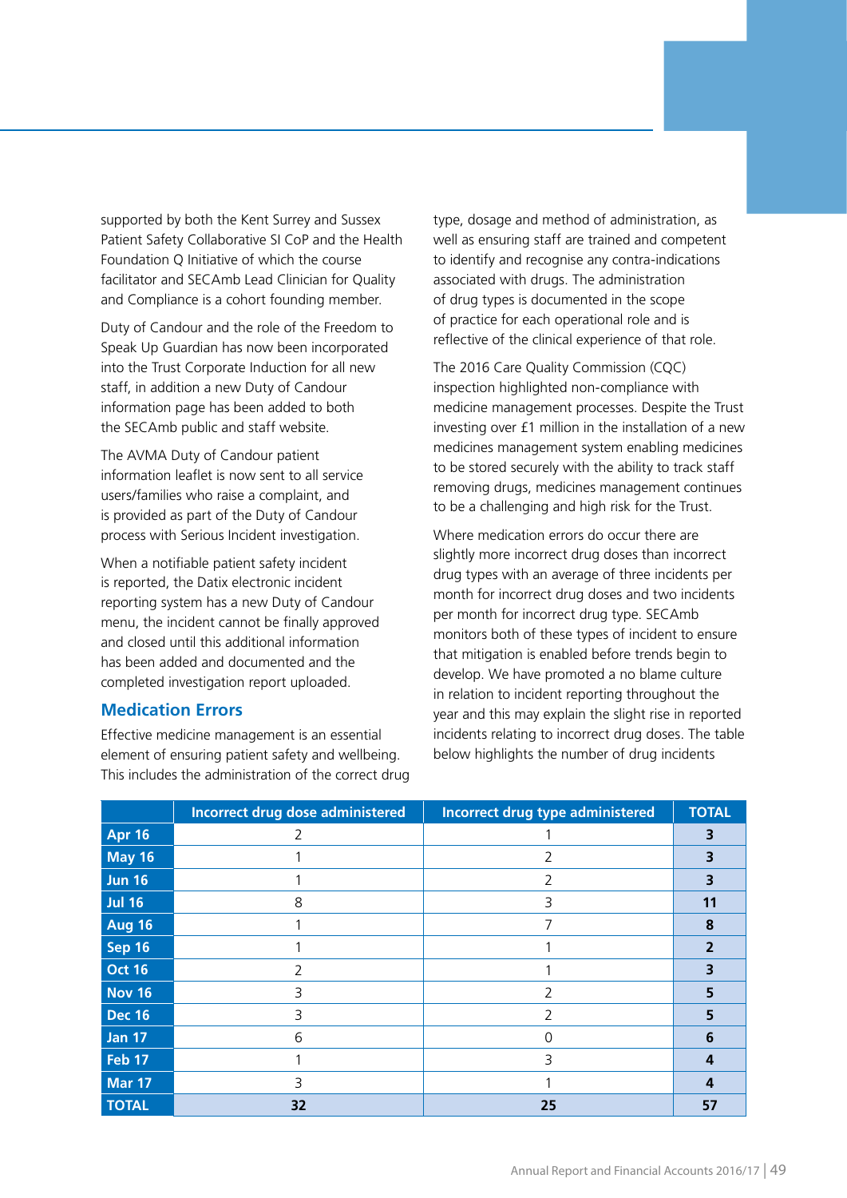supported by both the Kent Surrey and Sussex Patient Safety Collaborative SI CoP and the Health Foundation Q Initiative of which the course facilitator and SECAmb Lead Clinician for Quality and Compliance is a cohort founding member.

Duty of Candour and the role of the Freedom to Speak Up Guardian has now been incorporated into the Trust Corporate Induction for all new staff, in addition a new Duty of Candour information page has been added to both the SECAmb public and staff website.

The AVMA Duty of Candour patient information leaflet is now sent to all service users/families who raise a complaint, and is provided as part of the Duty of Candour process with Serious Incident investigation.

When a notifiable patient safety incident is reported, the Datix electronic incident reporting system has a new Duty of Candour menu, the incident cannot be finally approved and closed until this additional information has been added and documented and the completed investigation report uploaded.

## Medication Errors

Effective medicine management is an essential element of ensuring patient safety and wellbeing. This includes the administration of the correct drug type, dosage and method of administration, as well as ensuring staff are trained and competent to identify and recognise any contra-indications associated with drugs. The administration of drug types is documented in the scope of practice for each operational role and is reflective of the clinical experience of that role.

The 2016 Care Quality Commission (CQC) inspection highlighted non-compliance with medicine management processes. Despite the Trust investing over £1 million in the installation of a new medicines management system enabling medicines to be stored securely with the ability to track staff removing drugs, medicines management continues to be a challenging and high risk for the Trust.

Where medication errors do occur there are slightly more incorrect drug doses than incorrect drug types with an average of three incidents per month for incorrect drug doses and two incidents per month for incorrect drug type. SECAmb monitors both of these types of incident to ensure that mitigation is enabled before trends begin to develop. We have promoted a no blame culture in relation to incident reporting throughout the year and this may explain the slight rise in reported incidents relating to incorrect drug doses. The table below highlights the number of drug incidents

| | Incorrect drug dose administered | Incorrect drug type administered | TOTAL |
|---|---|---|---|
| **Apr 16** | 2 | 1 | **3** |
| **May 16** | 1 | 2 | **3** |
| **Jun 16** | 1 | 2 | **3** |
| **Jul 16** | 8 | 3 | **11** |
| **Aug 16** | 1 | 7 | **8** |
| **Sep 16** | 1 | 1 | **2** |
| **Oct 16** | 2 | 1 | **3** |
| **Nov 16** | 3 | 2 | **5** |
| **Dec 16** | 3 | 2 | **5** |
| **Jan 17** | 6 | 0 | **6** |
| **Feb 17** | 1 | 3 | **4** |
| **Mar 17** | 3 | 1 | **4** |
| **TOTAL** | **32** | **25** | **57** |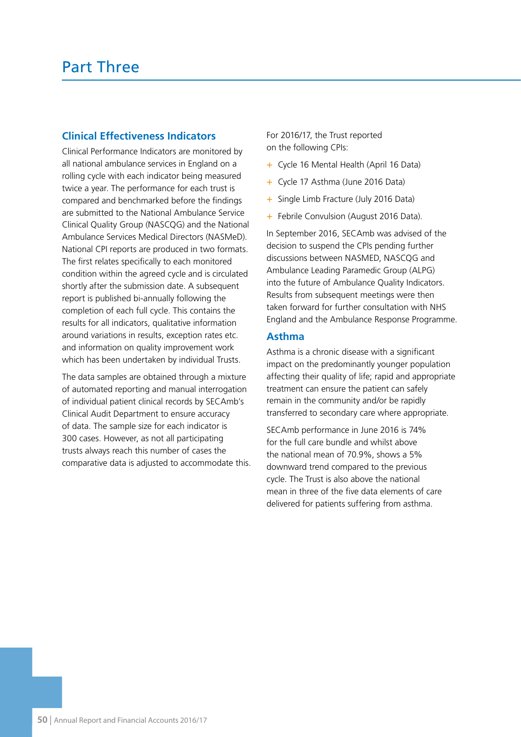# Part Three

## Clinical Effectiveness Indicators

Clinical Performance Indicators are monitored by all national ambulance services in England on a rolling cycle with each indicator being measured twice a year. The performance for each trust is compared and benchmarked before the findings are submitted to the National Ambulance Service Clinical Quality Group (NASCQG) and the National Ambulance Services Medical Directors (NASMeD). National CPI reports are produced in two formats. The first relates specifically to each monitored condition within the agreed cycle and is circulated shortly after the submission date. A subsequent report is published bi-annually following the completion of each full cycle. This contains the results for all indicators, qualitative information around variations in results, exception rates etc. and information on quality improvement work which has been undertaken by individual Trusts.

The data samples are obtained through a mixture of automated reporting and manual interrogation of individual patient clinical records by SECAmb's Clinical Audit Department to ensure accuracy of data. The sample size for each indicator is 300 cases. However, as not all participating trusts always reach this number of cases the comparative data is adjusted to accommodate this.

For 2016/17, the Trust reported on the following CPIs:

- Cycle 16 Mental Health (April 16 Data)
- Cycle 17 Asthma (June 2016 Data)
- Single Limb Fracture (July 2016 Data)
- Febrile Convulsion (August 2016 Data).

In September 2016, SECAmb was advised of the decision to suspend the CPIs pending further discussions between NASMED, NASCQG and Ambulance Leading Paramedic Group (ALPG) into the future of Ambulance Quality Indicators. Results from subsequent meetings were then taken forward for further consultation with NHS England and the Ambulance Response Programme.

### Asthma

Asthma is a chronic disease with a significant impact on the predominantly younger population affecting their quality of life; rapid and appropriate treatment can ensure the patient can safely remain in the community and/or be rapidly transferred to secondary care where appropriate.

SECAmb performance in June 2016 is 74% for the full care bundle and whilst above the national mean of 70.9%, shows a 5% downward trend compared to the previous cycle. The Trust is also above the national mean in three of the five data elements of care delivered for patients suffering from asthma.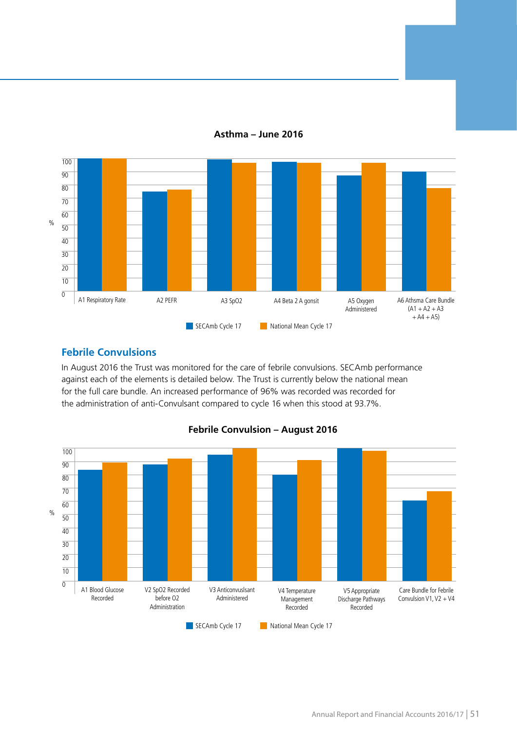**Asthma – June 2016**

| | SECAmb Cycle 17 | National Mean Cycle 17 |
|---|---|---|
| A1 Respiratory Rate | 100 | 100 |
| A2 PEFR | 75 | 77 |
| A3 SpO2 | 99 | 97 |
| A4 Beta 2 A gonsit | 98 | 97 |
| A5 Oxygen Administered | 87 | 97 |
| A6 Athsma Care Bundle (A1 + A2 + A3 + A4 + A5) | 90 | 78 |

## Febrile Convulsions

In August 2016 the Trust was monitored for the care of febrile convulsions. SECAmb performance against each of the elements is detailed below. The Trust is currently below the national mean for the full care bundle. An increased performance of 96% was recorded was recorded for the administration of anti-Convulsant compared to cycle 16 when this stood at 93.7%.

**Febrile Convulsion – August 2016**

| | SECAmb Cycle 17 | National Mean Cycle 17 |
|---|---|---|
| A1 Blood Glucose Recorded | 84 | 89 |
| V2 SpO2 Recorded before O2 Administration | 88 | 92 |
| V3 Anticonvuslsant Administered | 95 | 100 |
| V4 Temperature Management Recorded | 80 | 91 |
| V5 Appropriate Discharge Pathways Recorded | 100 | 98 |
| Care Bundle for Febrile Convulsion V1, V2 + V4 | 60 | 67 |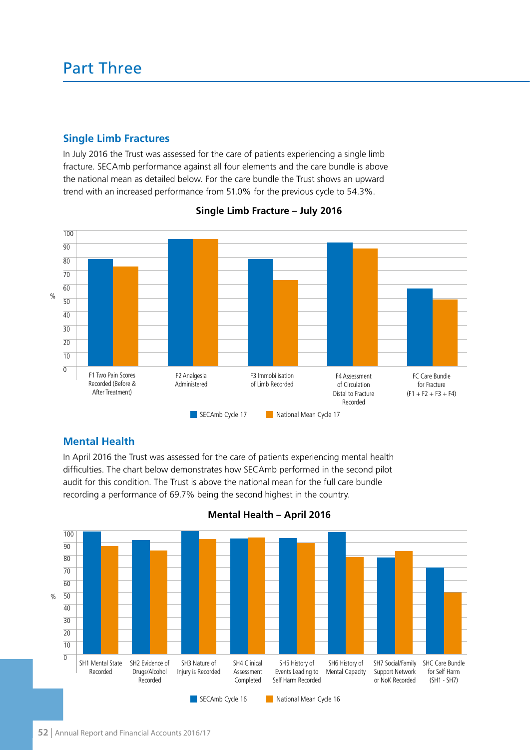# Part Three

## Single Limb Fractures

In July 2016 the Trust was assessed for the care of patients experiencing a single limb fracture. SECAmb performance against all four elements and the care bundle is above the national mean as detailed below. For the care bundle the Trust shows an upward trend with an increased performance from 51.0% for the previous cycle to 54.3%.

**Single Limb Fracture – July 2016**

| % | F1 Two Pain Scores Recorded (Before & After Treatment) | F2 Analgesia Administered | F3 Immobilisation of Limb Recorded | F4 Assessment of Circulation Distal to Fracture Recorded | FC Care Bundle for Fracture (F1 + F2 + F3 + F4) |
|---|---|---|---|---|---|
| SECAmb Cycle 17 | | | | | |
| National Mean Cycle 17 | | | | | |

## Mental Health

In April 2016 the Trust was assessed for the care of patients experiencing mental health difficulties. The chart below demonstrates how SECAmb performed in the second pilot audit for this condition. The Trust is above the national mean for the full care bundle recording a performance of 69.7% being the second highest in the country.

**Mental Health – April 2016**

| % | SH1 Mental State Recorded | SH2 Evidence of Drugs/Alcohol Recorded | SH3 Nature of Injury is Recorded | SH4 Clinical Assessment Completed | SH5 History of Events Leading to Self Harm Recorded | SH6 History of Mental Capacity | SH7 Social/Family Support Network or NoK Recorded | SHC Care Bundle for Self Harm (SH1 - SH7) |
|---|---|---|---|---|---|---|---|---|
| SECAmb Cycle 16 | | | | | | | | |
| National Mean Cycle 16 | | | | | | | | |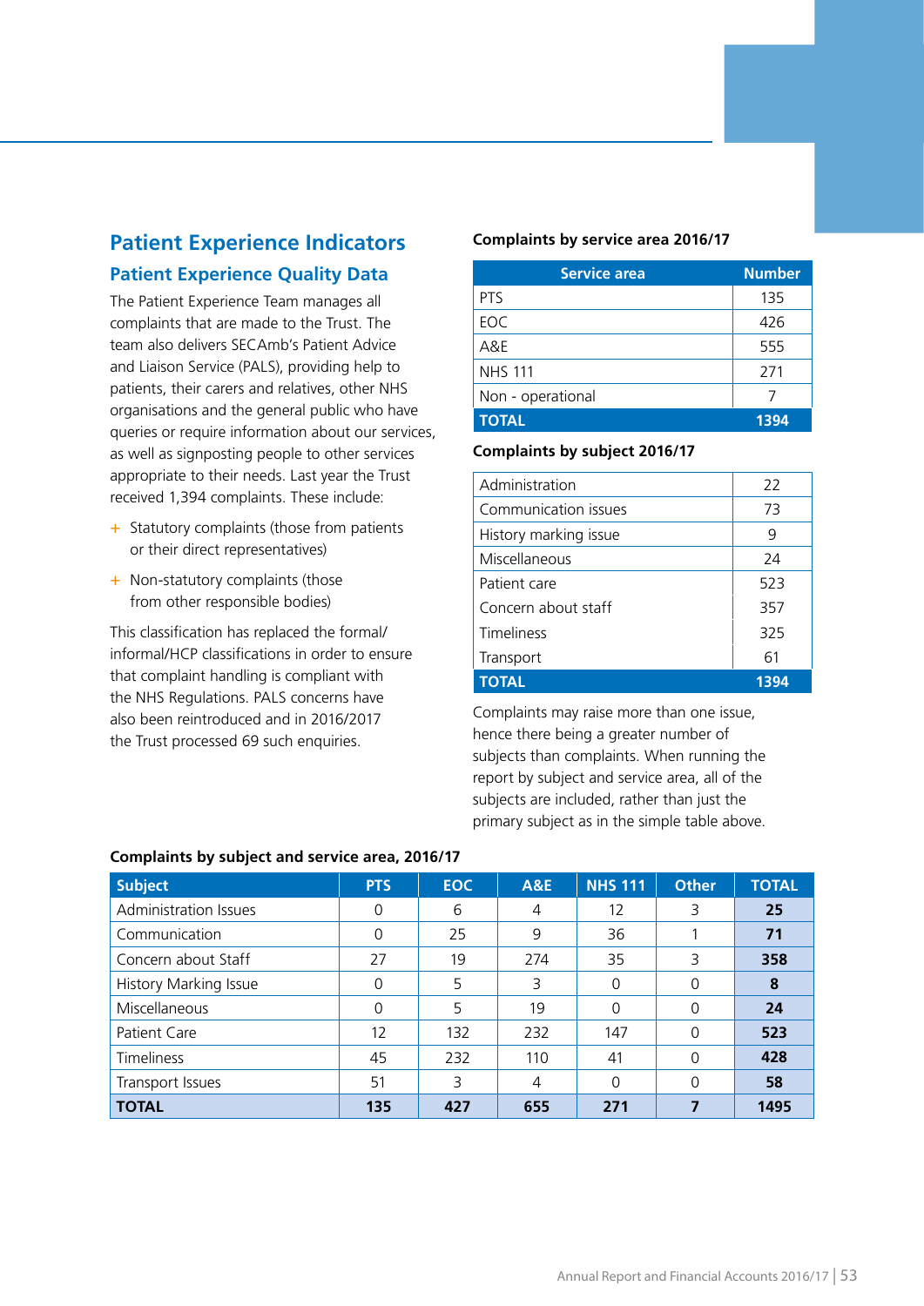## Patient Experience Indicators

### Patient Experience Quality Data

The Patient Experience Team manages all complaints that are made to the Trust. The team also delivers SECAmb's Patient Advice and Liaison Service (PALS), providing help to patients, their carers and relatives, other NHS organisations and the general public who have queries or require information about our services, as well as signposting people to other services appropriate to their needs. Last year the Trust received 1,394 complaints. These include:

+ Statutory complaints (those from patients or their direct representatives)
+ Non-statutory complaints (those from other responsible bodies)

This classification has replaced the formal/informal/HCP classifications in order to ensure that complaint handling is compliant with the NHS Regulations. PALS concerns have also been reintroduced and in 2016/2017 the Trust processed 69 such enquiries.

**Complaints by service area 2016/17**

| Service area | Number |
|---|---|
| PTS | 135 |
| EOC | 426 |
| A&E | 555 |
| NHS 111 | 271 |
| Non - operational | 7 |
| **TOTAL** | **1394** |

**Complaints by subject 2016/17**

| Subject | Number |
|---|---|
| Administration | 22 |
| Communication issues | 73 |
| History marking issue | 9 |
| Miscellaneous | 24 |
| Patient care | 523 |
| Concern about staff | 357 |
| Timeliness | 325 |
| Transport | 61 |
| **TOTAL** | **1394** |

Complaints may raise more than one issue, hence there being a greater number of subjects than complaints. When running the report by subject and service area, all of the subjects are included, rather than just the primary subject as in the simple table above.

**Complaints by subject and service area, 2016/17**

| Subject | PTS | EOC | A&E | NHS 111 | Other | TOTAL |
|---|---|---|---|---|---|---|
| Administration Issues | 0 | 6 | 4 | 12 | 3 | **25** |
| Communication | 0 | 25 | 9 | 36 | 1 | **71** |
| Concern about Staff | 27 | 19 | 274 | 35 | 3 | **358** |
| History Marking Issue | 0 | 5 | 3 | 0 | 0 | **8** |
| Miscellaneous | 0 | 5 | 19 | 0 | 0 | **24** |
| Patient Care | 12 | 132 | 232 | 147 | 0 | **523** |
| Timeliness | 45 | 232 | 110 | 41 | 0 | **428** |
| Transport Issues | 51 | 3 | 4 | 0 | 0 | **58** |
| **TOTAL** | **135** | **427** | **655** | **271** | **7** | **1495** |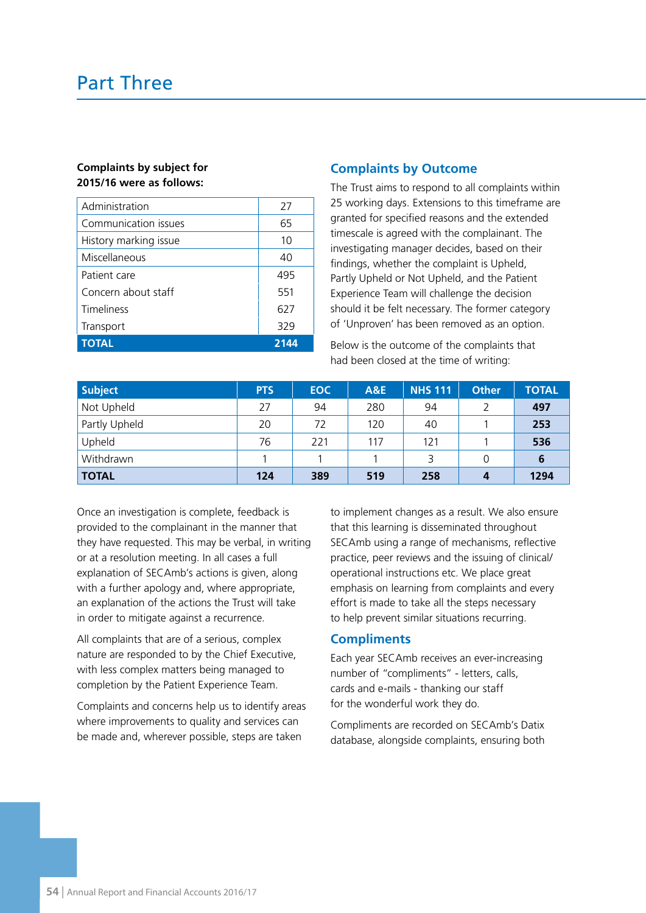# Part Three

**Complaints by subject for 2015/16 were as follows:**

| Administration | 27 |
|---|---|
| Communication issues | 65 |
| History marking issue | 10 |
| Miscellaneous | 40 |
| Patient care | 495 |
| Concern about staff | 551 |
| Timeliness | 627 |
| Transport | 329 |
| **TOTAL** | **2144** |

## Complaints by Outcome

The Trust aims to respond to all complaints within 25 working days. Extensions to this timeframe are granted for specified reasons and the extended timescale is agreed with the complainant. The investigating manager decides, based on their findings, whether the complaint is Upheld, Partly Upheld or Not Upheld, and the Patient Experience Team will challenge the decision should it be felt necessary. The former category of 'Unproven' has been removed as an option.

Below is the outcome of the complaints that had been closed at the time of writing:

| Subject | PTS | EOC | A&E | NHS 111 | Other | TOTAL |
|---|---|---|---|---|---|---|
| Not Upheld | 27 | 94 | 280 | 94 | 2 | **497** |
| Partly Upheld | 20 | 72 | 120 | 40 | 1 | **253** |
| Upheld | 76 | 221 | 117 | 121 | 1 | **536** |
| Withdrawn | 1 | 1 | 1 | 3 | 0 | **6** |
| **TOTAL** | **124** | **389** | **519** | **258** | **4** | **1294** |

Once an investigation is complete, feedback is provided to the complainant in the manner that they have requested. This may be verbal, in writing or at a resolution meeting. In all cases a full explanation of SECAmb's actions is given, along with a further apology and, where appropriate, an explanation of the actions the Trust will take in order to mitigate against a recurrence.

All complaints that are of a serious, complex nature are responded to by the Chief Executive, with less complex matters being managed to completion by the Patient Experience Team.

Complaints and concerns help us to identify areas where improvements to quality and services can be made and, wherever possible, steps are taken to implement changes as a result. We also ensure that this learning is disseminated throughout SECAmb using a range of mechanisms, reflective practice, peer reviews and the issuing of clinical/operational instructions etc. We place great emphasis on learning from complaints and every effort is made to take all the steps necessary to help prevent similar situations recurring.

## Compliments

Each year SECAmb receives an ever-increasing number of "compliments" - letters, calls, cards and e-mails - thanking our staff for the wonderful work they do.

Compliments are recorded on SECAmb's Datix database, alongside complaints, ensuring both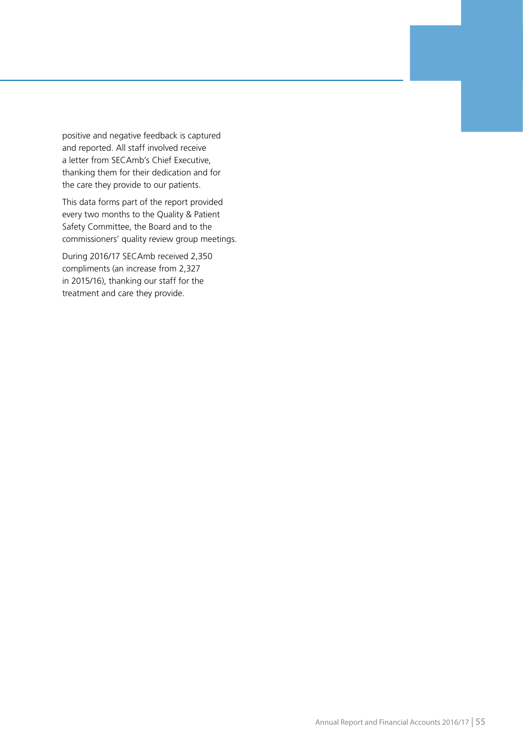positive and negative feedback is captured and reported. All staff involved receive a letter from SECAmb's Chief Executive, thanking them for their dedication and for the care they provide to our patients.

This data forms part of the report provided every two months to the Quality & Patient Safety Committee, the Board and to the commissioners' quality review group meetings.

During 2016/17 SECAmb received 2,350 compliments (an increase from 2,327 in 2015/16), thanking our staff for the treatment and care they provide.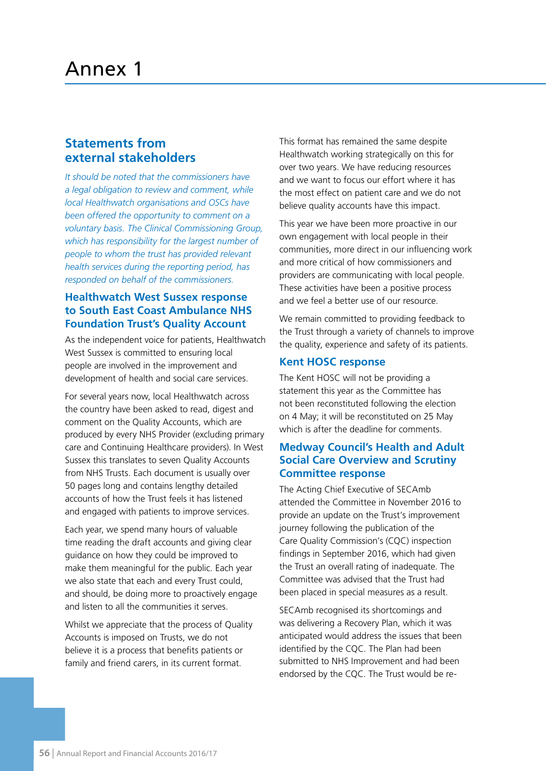# Annex 1

## Statements from external stakeholders

*It should be noted that the commissioners have a legal obligation to review and comment, while local Healthwatch organisations and OSCs have been offered the opportunity to comment on a voluntary basis. The Clinical Commissioning Group, which has responsibility for the largest number of people to whom the trust has provided relevant health services during the reporting period, has responded on behalf of the commissioners.*

### Healthwatch West Sussex response to South East Coast Ambulance NHS Foundation Trust's Quality Account

As the independent voice for patients, Healthwatch West Sussex is committed to ensuring local people are involved in the improvement and development of health and social care services.

For several years now, local Healthwatch across the country have been asked to read, digest and comment on the Quality Accounts, which are produced by every NHS Provider (excluding primary care and Continuing Healthcare providers). In West Sussex this translates to seven Quality Accounts from NHS Trusts. Each document is usually over 50 pages long and contains lengthy detailed accounts of how the Trust feels it has listened and engaged with patients to improve services.

Each year, we spend many hours of valuable time reading the draft accounts and giving clear guidance on how they could be improved to make them meaningful for the public. Each year we also state that each and every Trust could, and should, be doing more to proactively engage and listen to all the communities it serves.

Whilst we appreciate that the process of Quality Accounts is imposed on Trusts, we do not believe it is a process that benefits patients or family and friend carers, in its current format.

This format has remained the same despite Healthwatch working strategically on this for over two years. We have reducing resources and we want to focus our effort where it has the most effect on patient care and we do not believe quality accounts have this impact.

This year we have been more proactive in our own engagement with local people in their communities, more direct in our influencing work and more critical of how commissioners and providers are communicating with local people. These activities have been a positive process and we feel a better use of our resource.

We remain committed to providing feedback to the Trust through a variety of channels to improve the quality, experience and safety of its patients.

### Kent HOSC response

The Kent HOSC will not be providing a statement this year as the Committee has not been reconstituted following the election on 4 May; it will be reconstituted on 25 May which is after the deadline for comments.

### Medway Council's Health and Adult Social Care Overview and Scrutiny Committee response

The Acting Chief Executive of SECAmb attended the Committee in November 2016 to provide an update on the Trust's improvement journey following the publication of the Care Quality Commission's (CQC) inspection findings in September 2016, which had given the Trust an overall rating of inadequate. The Committee was advised that the Trust had been placed in special measures as a result.

SECAmb recognised its shortcomings and was delivering a Recovery Plan, which it was anticipated would address the issues that been identified by the CQC. The Plan had been submitted to NHS Improvement and had been endorsed by the CQC. The Trust would be re-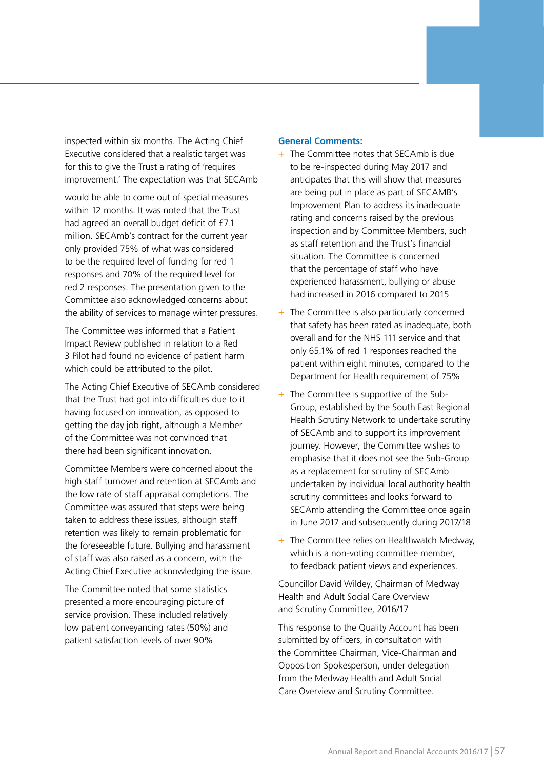inspected within six months. The Acting Chief Executive considered that a realistic target was for this to give the Trust a rating of 'requires improvement.' The expectation was that SECAmb

would be able to come out of special measures within 12 months. It was noted that the Trust had agreed an overall budget deficit of £7.1 million. SECAmb's contract for the current year only provided 75% of what was considered to be the required level of funding for red 1 responses and 70% of the required level for red 2 responses. The presentation given to the Committee also acknowledged concerns about the ability of services to manage winter pressures.

The Committee was informed that a Patient Impact Review published in relation to a Red 3 Pilot had found no evidence of patient harm which could be attributed to the pilot.

The Acting Chief Executive of SECAmb considered that the Trust had got into difficulties due to it having focused on innovation, as opposed to getting the day job right, although a Member of the Committee was not convinced that there had been significant innovation.

Committee Members were concerned about the high staff turnover and retention at SECAmb and the low rate of staff appraisal completions. The Committee was assured that steps were being taken to address these issues, although staff retention was likely to remain problematic for the foreseeable future. Bullying and harassment of staff was also raised as a concern, with the Acting Chief Executive acknowledging the issue.

The Committee noted that some statistics presented a more encouraging picture of service provision. These included relatively low patient conveyancing rates (50%) and patient satisfaction levels of over 90%

**General Comments:**

- The Committee notes that SECAmb is due to be re-inspected during May 2017 and anticipates that this will show that measures are being put in place as part of SECAMB's Improvement Plan to address its inadequate rating and concerns raised by the previous inspection and by Committee Members, such as staff retention and the Trust's financial situation. The Committee is concerned that the percentage of staff who have experienced harassment, bullying or abuse had increased in 2016 compared to 2015
- The Committee is also particularly concerned that safety has been rated as inadequate, both overall and for the NHS 111 service and that only 65.1% of red 1 responses reached the patient within eight minutes, compared to the Department for Health requirement of 75%
- The Committee is supportive of the Sub-Group, established by the South East Regional Health Scrutiny Network to undertake scrutiny of SECAmb and to support its improvement journey. However, the Committee wishes to emphasise that it does not see the Sub-Group as a replacement for scrutiny of SECAmb undertaken by individual local authority health scrutiny committees and looks forward to SECAmb attending the Committee once again in June 2017 and subsequently during 2017/18
- The Committee relies on Healthwatch Medway, which is a non-voting committee member, to feedback patient views and experiences.

Councillor David Wildey, Chairman of Medway Health and Adult Social Care Overview and Scrutiny Committee, 2016/17

This response to the Quality Account has been submitted by officers, in consultation with the Committee Chairman, Vice-Chairman and Opposition Spokesperson, under delegation from the Medway Health and Adult Social Care Overview and Scrutiny Committee.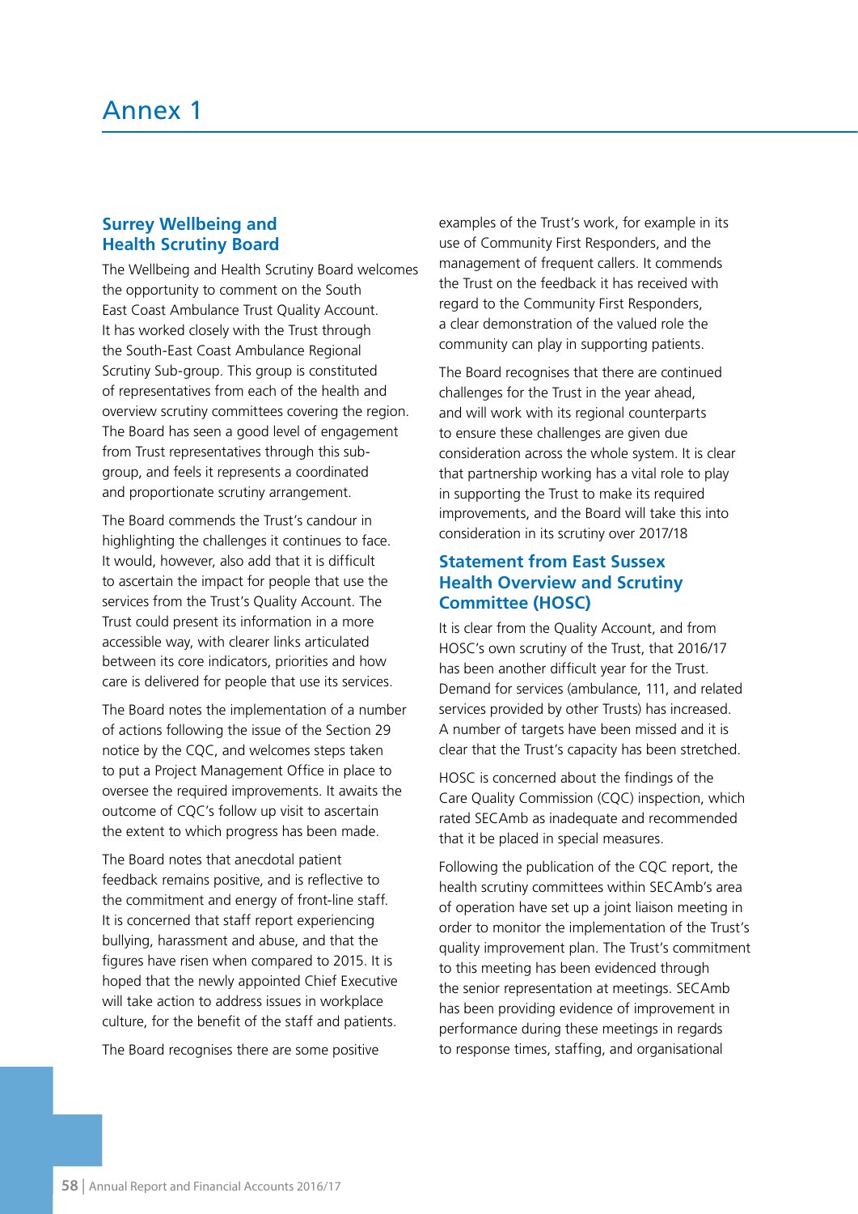# Annex 1

## Surrey Wellbeing and Health Scrutiny Board

The Wellbeing and Health Scrutiny Board welcomes the opportunity to comment on the South East Coast Ambulance Trust Quality Account. It has worked closely with the Trust through the South-East Coast Ambulance Regional Scrutiny Sub-group. This group is constituted of representatives from each of the health and overview scrutiny committees covering the region. The Board has seen a good level of engagement from Trust representatives through this sub-group, and feels it represents a coordinated and proportionate scrutiny arrangement.

The Board commends the Trust's candour in highlighting the challenges it continues to face. It would, however, also add that it is difficult to ascertain the impact for people that use the services from the Trust's Quality Account. The Trust could present its information in a more accessible way, with clearer links articulated between its core indicators, priorities and how care is delivered for people that use its services.

The Board notes the implementation of a number of actions following the issue of the Section 29 notice by the CQC, and welcomes steps taken to put a Project Management Office in place to oversee the required improvements. It awaits the outcome of CQC's follow up visit to ascertain the extent to which progress has been made.

The Board notes that anecdotal patient feedback remains positive, and is reflective to the commitment and energy of front-line staff. It is concerned that staff report experiencing bullying, harassment and abuse, and that the figures have risen when compared to 2015. It is hoped that the newly appointed Chief Executive will take action to address issues in workplace culture, for the benefit of the staff and patients.

The Board recognises there are some positive examples of the Trust's work, for example in its use of Community First Responders, and the management of frequent callers. It commends the Trust on the feedback it has received with regard to the Community First Responders, a clear demonstration of the valued role the community can play in supporting patients.

The Board recognises that there are continued challenges for the Trust in the year ahead, and will work with its regional counterparts to ensure these challenges are given due consideration across the whole system. It is clear that partnership working has a vital role to play in supporting the Trust to make its required improvements, and the Board will take this into consideration in its scrutiny over 2017/18

## Statement from East Sussex Health Overview and Scrutiny Committee (HOSC)

It is clear from the Quality Account, and from HOSC's own scrutiny of the Trust, that 2016/17 has been another difficult year for the Trust. Demand for services (ambulance, 111, and related services provided by other Trusts) has increased. A number of targets have been missed and it is clear that the Trust's capacity has been stretched.

HOSC is concerned about the findings of the Care Quality Commission (CQC) inspection, which rated SECAmb as inadequate and recommended that it be placed in special measures.

Following the publication of the CQC report, the health scrutiny committees within SECAmb's area of operation have set up a joint liaison meeting in order to monitor the implementation of the Trust's quality improvement plan. The Trust's commitment to this meeting has been evidenced through the senior representation at meetings. SECAmb has been providing evidence of improvement in performance during these meetings in regards to response times, staffing, and organisational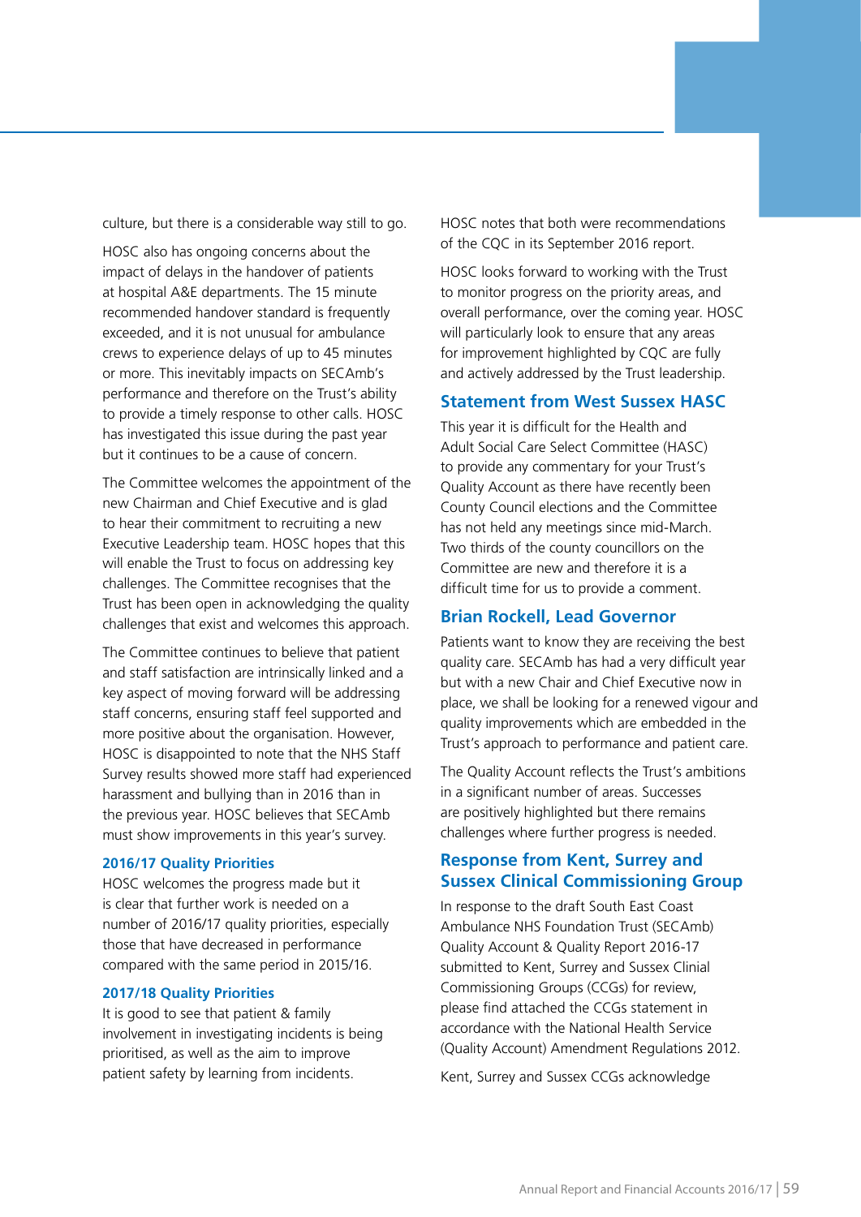culture, but there is a considerable way still to go.

HOSC also has ongoing concerns about the impact of delays in the handover of patients at hospital A&E departments. The 15 minute recommended handover standard is frequently exceeded, and it is not unusual for ambulance crews to experience delays of up to 45 minutes or more. This inevitably impacts on SECAmb's performance and therefore on the Trust's ability to provide a timely response to other calls. HOSC has investigated this issue during the past year but it continues to be a cause of concern.

The Committee welcomes the appointment of the new Chairman and Chief Executive and is glad to hear their commitment to recruiting a new Executive Leadership team. HOSC hopes that this will enable the Trust to focus on addressing key challenges. The Committee recognises that the Trust has been open in acknowledging the quality challenges that exist and welcomes this approach.

The Committee continues to believe that patient and staff satisfaction are intrinsically linked and a key aspect of moving forward will be addressing staff concerns, ensuring staff feel supported and more positive about the organisation. However, HOSC is disappointed to note that the NHS Staff Survey results showed more staff had experienced harassment and bullying than in 2016 than in the previous year. HOSC believes that SECAmb must show improvements in this year's survey.

### 2016/17 Quality Priorities

HOSC welcomes the progress made but it is clear that further work is needed on a number of 2016/17 quality priorities, especially those that have decreased in performance compared with the same period in 2015/16.

### 2017/18 Quality Priorities

It is good to see that patient & family involvement in investigating incidents is being prioritised, as well as the aim to improve patient safety by learning from incidents.

HOSC notes that both were recommendations of the CQC in its September 2016 report.

HOSC looks forward to working with the Trust to monitor progress on the priority areas, and overall performance, over the coming year. HOSC will particularly look to ensure that any areas for improvement highlighted by CQC are fully and actively addressed by the Trust leadership.

## Statement from West Sussex HASC

This year it is difficult for the Health and Adult Social Care Select Committee (HASC) to provide any commentary for your Trust's Quality Account as there have recently been County Council elections and the Committee has not held any meetings since mid-March. Two thirds of the county councillors on the Committee are new and therefore it is a difficult time for us to provide a comment.

## Brian Rockell, Lead Governor

Patients want to know they are receiving the best quality care. SECAmb has had a very difficult year but with a new Chair and Chief Executive now in place, we shall be looking for a renewed vigour and quality improvements which are embedded in the Trust's approach to performance and patient care.

The Quality Account reflects the Trust's ambitions in a significant number of areas. Successes are positively highlighted but there remains challenges where further progress is needed.

## Response from Kent, Surrey and Sussex Clinical Commissioning Group

In response to the draft South East Coast Ambulance NHS Foundation Trust (SECAmb) Quality Account & Quality Report 2016-17 submitted to Kent, Surrey and Sussex Clinial Commissioning Groups (CCGs) for review, please find attached the CCGs statement in accordance with the National Health Service (Quality Account) Amendment Regulations 2012.

Kent, Surrey and Sussex CCGs acknowledge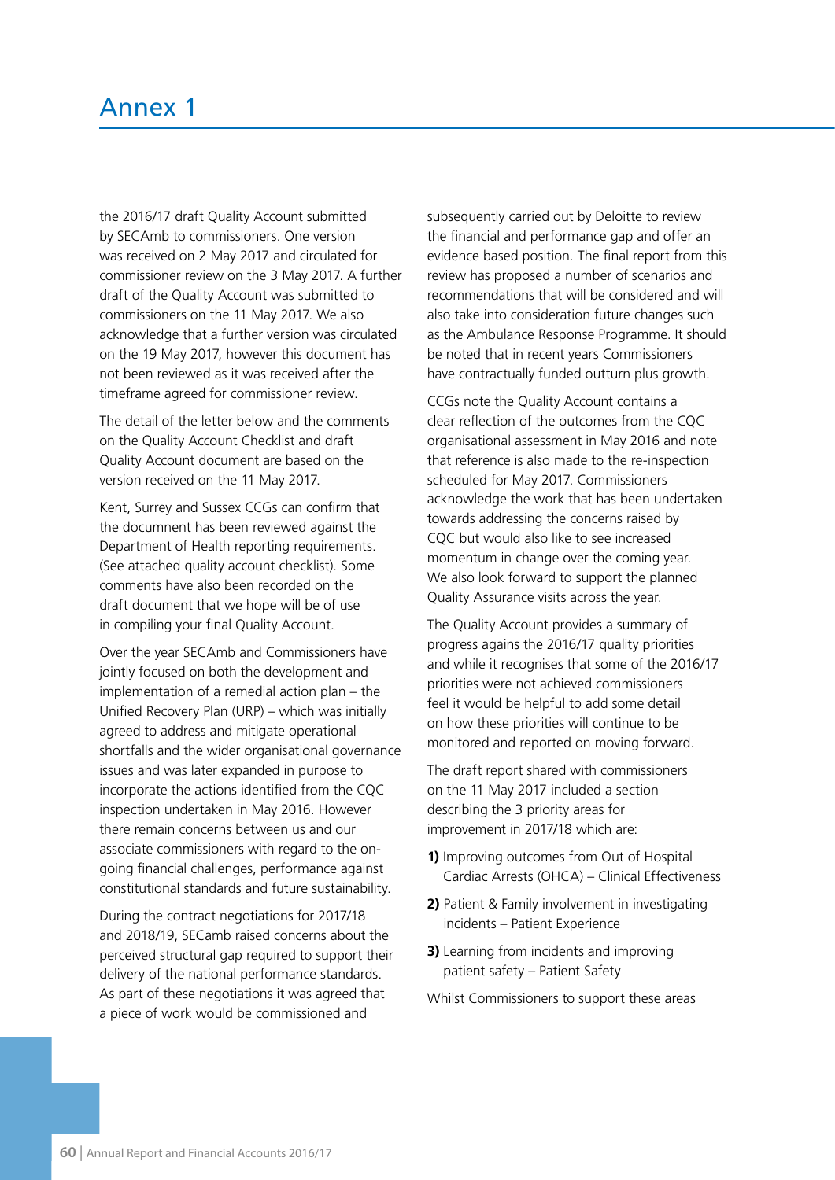# Annex 1

the 2016/17 draft Quality Account submitted by SECAmb to commissioners. One version was received on 2 May 2017 and circulated for commissioner review on the 3 May 2017. A further draft of the Quality Account was submitted to commissioners on the 11 May 2017. We also acknowledge that a further version was circulated on the 19 May 2017, however this document has not been reviewed as it was received after the timeframe agreed for commissioner review.

The detail of the letter below and the comments on the Quality Account Checklist and draft Quality Account document are based on the version received on the 11 May 2017.

Kent, Surrey and Sussex CCGs can confirm that the documnent has been reviewed against the Department of Health reporting requirements. (See attached quality account checklist). Some comments have also been recorded on the draft document that we hope will be of use in compiling your final Quality Account.

Over the year SECAmb and Commissioners have jointly focused on both the development and implementation of a remedial action plan – the Unified Recovery Plan (URP) – which was initially agreed to address and mitigate operational shortfalls and the wider organisational governance issues and was later expanded in purpose to incorporate the actions identified from the CQC inspection undertaken in May 2016. However there remain concerns between us and our associate commissioners with regard to the on-going financial challenges, performance against constitutional standards and future sustainability.

During the contract negotiations for 2017/18 and 2018/19, SECamb raised concerns about the perceived structural gap required to support their delivery of the national performance standards. As part of these negotiations it was agreed that a piece of work would be commissioned and subsequently carried out by Deloitte to review the financial and performance gap and offer an evidence based position. The final report from this review has proposed a number of scenarios and recommendations that will be considered and will also take into consideration future changes such as the Ambulance Response Programme. It should be noted that in recent years Commissioners have contractually funded outturn plus growth.

CCGs note the Quality Account contains a clear reflection of the outcomes from the CQC organisational assessment in May 2016 and note that reference is also made to the re-inspection scheduled for May 2017. Commissioners acknowledge the work that has been undertaken towards addressing the concerns raised by CQC but would also like to see increased momentum in change over the coming year. We also look forward to support the planned Quality Assurance visits across the year.

The Quality Account provides a summary of progress agains the 2016/17 quality priorities and while it recognises that some of the 2016/17 priorities were not achieved commissioners feel it would be helpful to add some detail on how these priorities will continue to be monitored and reported on moving forward.

The draft report shared with commissioners on the 11 May 2017 included a section describing the 3 priority areas for improvement in 2017/18 which are:

**1)** Improving outcomes from Out of Hospital Cardiac Arrests (OHCA) – Clinical Effectiveness

**2)** Patient & Family involvement in investigating incidents – Patient Experience

**3)** Learning from incidents and improving patient safety – Patient Safety

Whilst Commissioners to support these areas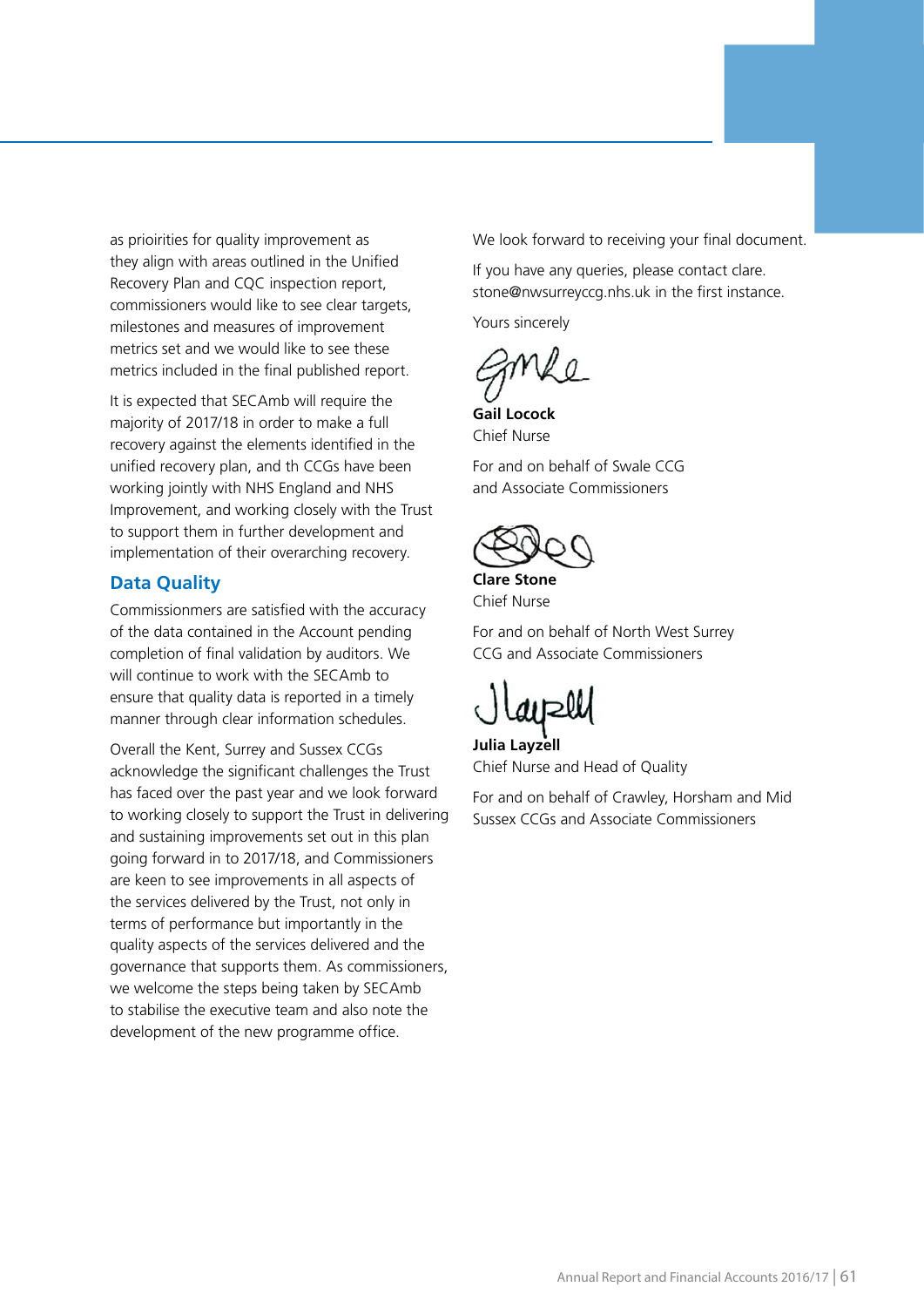as prioirities for quality improvement as they align with areas outlined in the Unified Recovery Plan and CQC inspection report, commissioners would like to see clear targets, milestones and measures of improvement metrics set and we would like to see these metrics included in the final published report.

It is expected that SECAmb will require the majority of 2017/18 in order to make a full recovery against the elements identified in the unified recovery plan, and th CCGs have been working jointly with NHS England and NHS Improvement, and working closely with the Trust to support them in further development and implementation of their overarching recovery.

## Data Quality

Commissionmers are satisfied with the accuracy of the data contained in the Account pending completion of final validation by auditors. We will continue to work with the SECAmb to ensure that quality data is reported in a timely manner through clear information schedules.

Overall the Kent, Surrey and Sussex CCGs acknowledge the significant challenges the Trust has faced over the past year and we look forward to working closely to support the Trust in delivering and sustaining improvements set out in this plan going forward in to 2017/18, and Commissioners are keen to see improvements in all aspects of the services delivered by the Trust, not only in terms of performance but importantly in the quality aspects of the services delivered and the governance that supports them. As commissioners, we welcome the steps being taken by SECAmb to stabilise the executive team and also note the development of the new programme office.

We look forward to receiving your final document.

If you have any queries, please contact clare.stone@nwsurreyccg.nhs.uk in the first instance.

Yours sincerely

**Gail Locock**
Chief Nurse

For and on behalf of Swale CCG and Associate Commissioners

**Clare Stone**
Chief Nurse

For and on behalf of North West Surrey CCG and Associate Commissioners

**Julia Layzell**
Chief Nurse and Head of Quality

For and on behalf of Crawley, Horsham and Mid Sussex CCGs and Associate Commissioners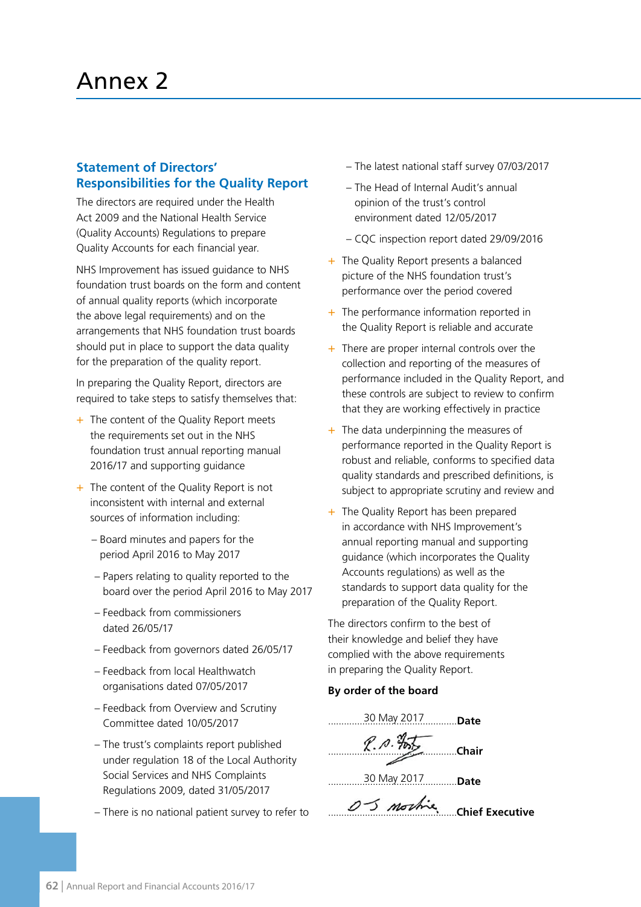# Annex 2

## Statement of Directors' Responsibilities for the Quality Report

The directors are required under the Health Act 2009 and the National Health Service (Quality Accounts) Regulations to prepare Quality Accounts for each financial year.

NHS Improvement has issued guidance to NHS foundation trust boards on the form and content of annual quality reports (which incorporate the above legal requirements) and on the arrangements that NHS foundation trust boards should put in place to support the data quality for the preparation of the quality report.

In preparing the Quality Report, directors are required to take steps to satisfy themselves that:

- The content of the Quality Report meets the requirements set out in the NHS foundation trust annual reporting manual 2016/17 and supporting guidance
- The content of the Quality Report is not inconsistent with internal and external sources of information including:
  - Board minutes and papers for the period April 2016 to May 2017
  - Papers relating to quality reported to the board over the period April 2016 to May 2017
  - Feedback from commissioners dated 26/05/17
  - Feedback from governors dated 26/05/17
  - Feedback from local Healthwatch organisations dated 07/05/2017
  - Feedback from Overview and Scrutiny Committee dated 10/05/2017
  - The trust's complaints report published under regulation 18 of the Local Authority Social Services and NHS Complaints Regulations 2009, dated 31/05/2017
  - There is no national patient survey to refer to
  - The latest national staff survey 07/03/2017
  - The Head of Internal Audit's annual opinion of the trust's control environment dated 12/05/2017
  - CQC inspection report dated 29/09/2016
- The Quality Report presents a balanced picture of the NHS foundation trust's performance over the period covered
- The performance information reported in the Quality Report is reliable and accurate
- There are proper internal controls over the collection and reporting of the measures of performance included in the Quality Report, and these controls are subject to review to confirm that they are working effectively in practice
- The data underpinning the measures of performance reported in the Quality Report is robust and reliable, conforms to specified data quality standards and prescribed definitions, is subject to appropriate scrutiny and review and
- The Quality Report has been prepared in accordance with NHS Improvement's annual reporting manual and supporting guidance (which incorporates the Quality Accounts regulations) as well as the standards to support data quality for the preparation of the Quality Report.

The directors confirm to the best of their knowledge and belief they have complied with the above requirements in preparing the Quality Report.

**By order of the board**

30 May 2017 **Date**

R. A. Foster **Chair**

30 May 2017 **Date**

D S Mochrie **Chief Executive**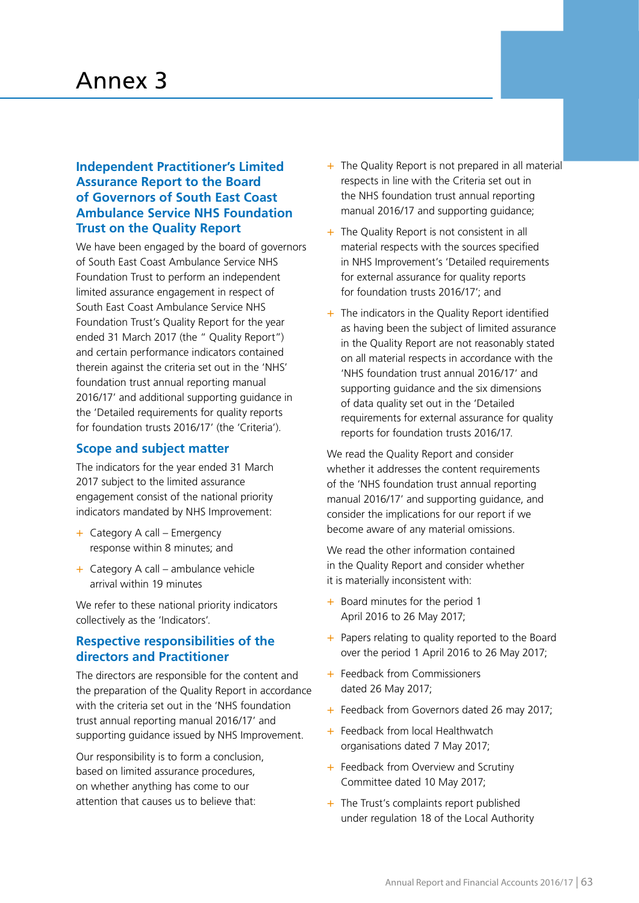# Annex 3

## Independent Practitioner's Limited Assurance Report to the Board of Governors of South East Coast Ambulance Service NHS Foundation Trust on the Quality Report

We have been engaged by the board of governors of South East Coast Ambulance Service NHS Foundation Trust to perform an independent limited assurance engagement in respect of South East Coast Ambulance Service NHS Foundation Trust's Quality Report for the year ended 31 March 2017 (the " Quality Report") and certain performance indicators contained therein against the criteria set out in the 'NHS' foundation trust annual reporting manual 2016/17' and additional supporting guidance in the 'Detailed requirements for quality reports for foundation trusts 2016/17' (the 'Criteria').

### Scope and subject matter

The indicators for the year ended 31 March 2017 subject to the limited assurance engagement consist of the national priority indicators mandated by NHS Improvement:

- Category A call – Emergency response within 8 minutes; and
- Category A call – ambulance vehicle arrival within 19 minutes

We refer to these national priority indicators collectively as the 'Indicators'.

### Respective responsibilities of the directors and Practitioner

The directors are responsible for the content and the preparation of the Quality Report in accordance with the criteria set out in the 'NHS foundation trust annual reporting manual 2016/17' and supporting guidance issued by NHS Improvement.

Our responsibility is to form a conclusion, based on limited assurance procedures, on whether anything has come to our attention that causes us to believe that:

- The Quality Report is not prepared in all material respects in line with the Criteria set out in the NHS foundation trust annual reporting manual 2016/17 and supporting guidance;
- The Quality Report is not consistent in all material respects with the sources specified in NHS Improvement's 'Detailed requirements for external assurance for quality reports for foundation trusts 2016/17'; and
- The indicators in the Quality Report identified as having been the subject of limited assurance in the Quality Report are not reasonably stated on all material respects in accordance with the 'NHS foundation trust annual 2016/17' and supporting guidance and the six dimensions of data quality set out in the 'Detailed requirements for external assurance for quality reports for foundation trusts 2016/17.

We read the Quality Report and consider whether it addresses the content requirements of the 'NHS foundation trust annual reporting manual 2016/17' and supporting guidance, and consider the implications for our report if we become aware of any material omissions.

We read the other information contained in the Quality Report and consider whether it is materially inconsistent with:

- Board minutes for the period 1 April 2016 to 26 May 2017;
- Papers relating to quality reported to the Board over the period 1 April 2016 to 26 May 2017;
- Feedback from Commissioners dated 26 May 2017;
- Feedback from Governors dated 26 may 2017;
- Feedback from local Healthwatch organisations dated 7 May 2017;
- Feedback from Overview and Scrutiny Committee dated 10 May 2017;
- The Trust's complaints report published under regulation 18 of the Local Authority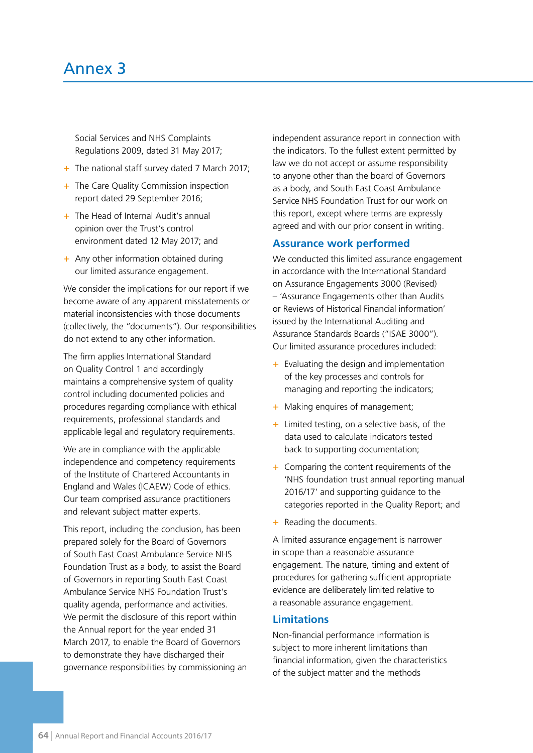# Annex 3

Social Services and NHS Complaints Regulations 2009, dated 31 May 2017;

- The national staff survey dated 7 March 2017;
- The Care Quality Commission inspection report dated 29 September 2016;
- The Head of Internal Audit's annual opinion over the Trust's control environment dated 12 May 2017; and
- Any other information obtained during our limited assurance engagement.

We consider the implications for our report if we become aware of any apparent misstatements or material inconsistencies with those documents (collectively, the "documents"). Our responsibilities do not extend to any other information.

The firm applies International Standard on Quality Control 1 and accordingly maintains a comprehensive system of quality control including documented policies and procedures regarding compliance with ethical requirements, professional standards and applicable legal and regulatory requirements.

We are in compliance with the applicable independence and competency requirements of the Institute of Chartered Accountants in England and Wales (ICAEW) Code of ethics. Our team comprised assurance practitioners and relevant subject matter experts.

This report, including the conclusion, has been prepared solely for the Board of Governors of South East Coast Ambulance Service NHS Foundation Trust as a body, to assist the Board of Governors in reporting South East Coast Ambulance Service NHS Foundation Trust's quality agenda, performance and activities. We permit the disclosure of this report within the Annual report for the year ended 31 March 2017, to enable the Board of Governors to demonstrate they have discharged their governance responsibilities by commissioning an independent assurance report in connection with the indicators. To the fullest extent permitted by law we do not accept or assume responsibility to anyone other than the board of Governors as a body, and South East Coast Ambulance Service NHS Foundation Trust for our work on this report, except where terms are expressly agreed and with our prior consent in writing.

## Assurance work performed

We conducted this limited assurance engagement in accordance with the International Standard on Assurance Engagements 3000 (Revised) – 'Assurance Engagements other than Audits or Reviews of Historical Financial information' issued by the International Auditing and Assurance Standards Boards ("ISAE 3000"). Our limited assurance procedures included:

- Evaluating the design and implementation of the key processes and controls for managing and reporting the indicators;
- Making enquires of management;
- Limited testing, on a selective basis, of the data used to calculate indicators tested back to supporting documentation;
- Comparing the content requirements of the 'NHS foundation trust annual reporting manual 2016/17' and supporting guidance to the categories reported in the Quality Report; and
- Reading the documents.

A limited assurance engagement is narrower in scope than a reasonable assurance engagement. The nature, timing and extent of procedures for gathering sufficient appropriate evidence are deliberately limited relative to a reasonable assurance engagement.

## Limitations

Non-financial performance information is subject to more inherent limitations than financial information, given the characteristics of the subject matter and the methods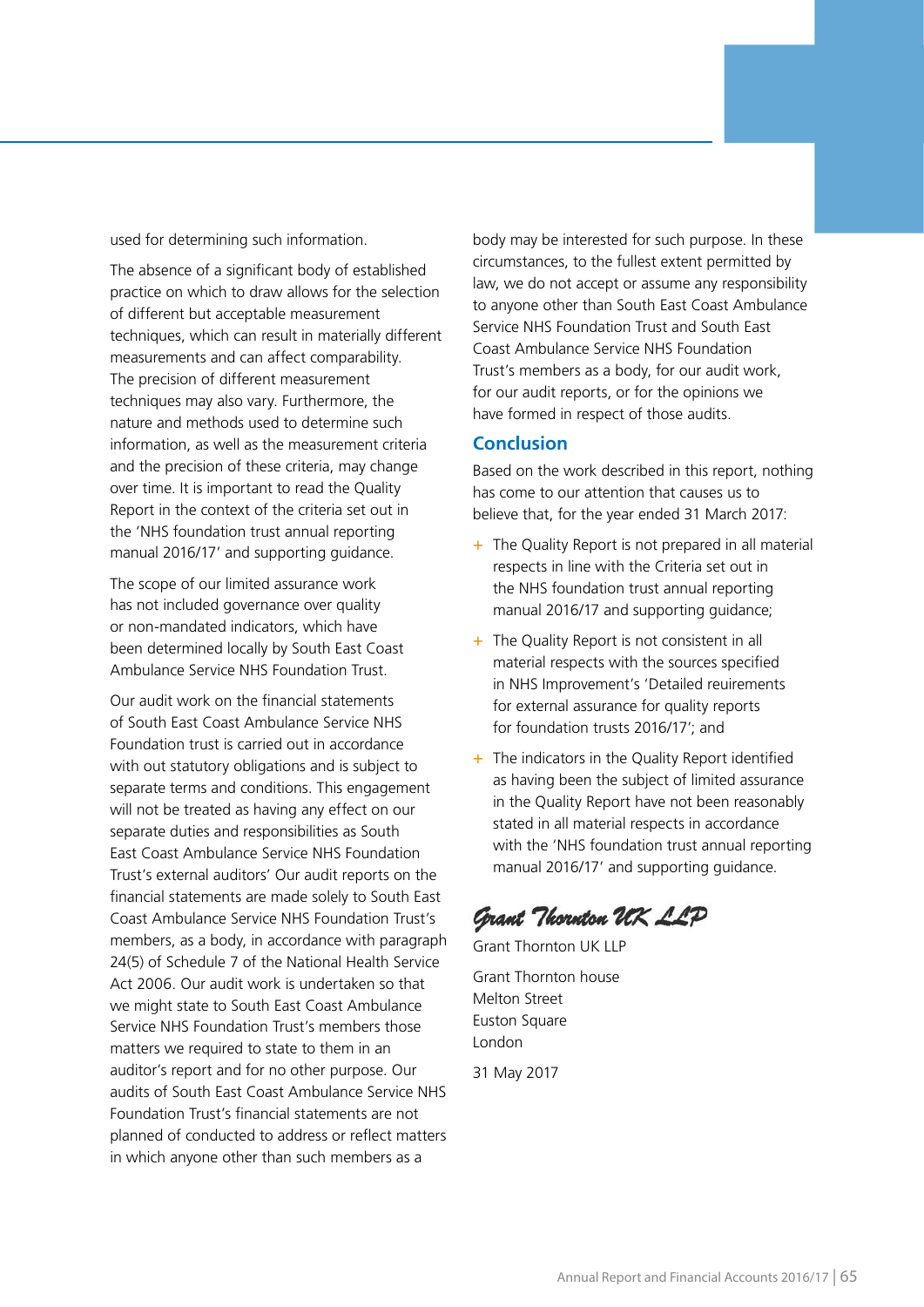used for determining such information.

The absence of a significant body of established practice on which to draw allows for the selection of different but acceptable measurement techniques, which can result in materially different measurements and can affect comparability. The precision of different measurement techniques may also vary. Furthermore, the nature and methods used to determine such information, as well as the measurement criteria and the precision of these criteria, may change over time. It is important to read the Quality Report in the context of the criteria set out in the 'NHS foundation trust annual reporting manual 2016/17' and supporting guidance.

The scope of our limited assurance work has not included governance over quality or non-mandated indicators, which have been determined locally by South East Coast Ambulance Service NHS Foundation Trust.

Our audit work on the financial statements of South East Coast Ambulance Service NHS Foundation trust is carried out in accordance with out statutory obligations and is subject to separate terms and conditions. This engagement will not be treated as having any effect on our separate duties and responsibilities as South East Coast Ambulance Service NHS Foundation Trust's external auditors' Our audit reports on the financial statements are made solely to South East Coast Ambulance Service NHS Foundation Trust's members, as a body, in accordance with paragraph 24(5) of Schedule 7 of the National Health Service Act 2006. Our audit work is undertaken so that we might state to South East Coast Ambulance Service NHS Foundation Trust's members those matters we required to state to them in an auditor's report and for no other purpose. Our audits of South East Coast Ambulance Service NHS Foundation Trust's financial statements are not planned of conducted to address or reflect matters in which anyone other than such members as a body may be interested for such purpose. In these circumstances, to the fullest extent permitted by law, we do not accept or assume any responsibility to anyone other than South East Coast Ambulance Service NHS Foundation Trust and South East Coast Ambulance Service NHS Foundation Trust's members as a body, for our audit work, for our audit reports, or for the opinions we have formed in respect of those audits.

## Conclusion

Based on the work described in this report, nothing has come to our attention that causes us to believe that, for the year ended 31 March 2017:

- The Quality Report is not prepared in all material respects in line with the Criteria set out in the NHS foundation trust annual reporting manual 2016/17 and supporting guidance;
- The Quality Report is not consistent in all material respects with the sources specified in NHS Improvement's 'Detailed reuirements for external assurance for quality reports for foundation trusts 2016/17'; and
- The indicators in the Quality Report identified as having been the subject of limited assurance in the Quality Report have not been reasonably stated in all material respects in accordance with the 'NHS foundation trust annual reporting manual 2016/17' and supporting guidance.

*Grant Thornton UK LLP*

Grant Thornton UK LLP

Grant Thornton house
Melton Street
Euston Square
London

31 May 2017